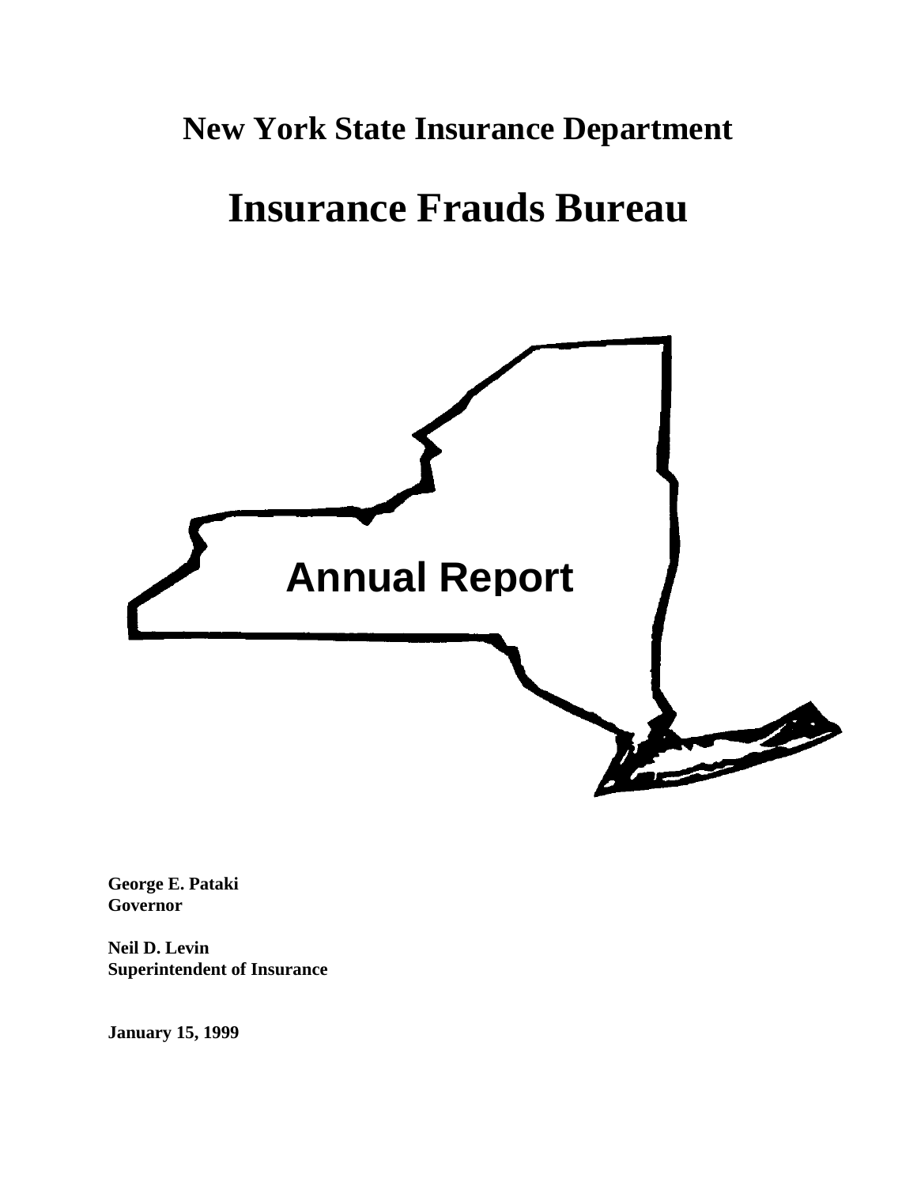# New York State Insurance Department

# Insurance Frauds Bureau

## Annual Report

**George E. Pataki**
**Governor**

**Neil D. Levin**
**Superintendent of Insurance**

**January 15, 1999**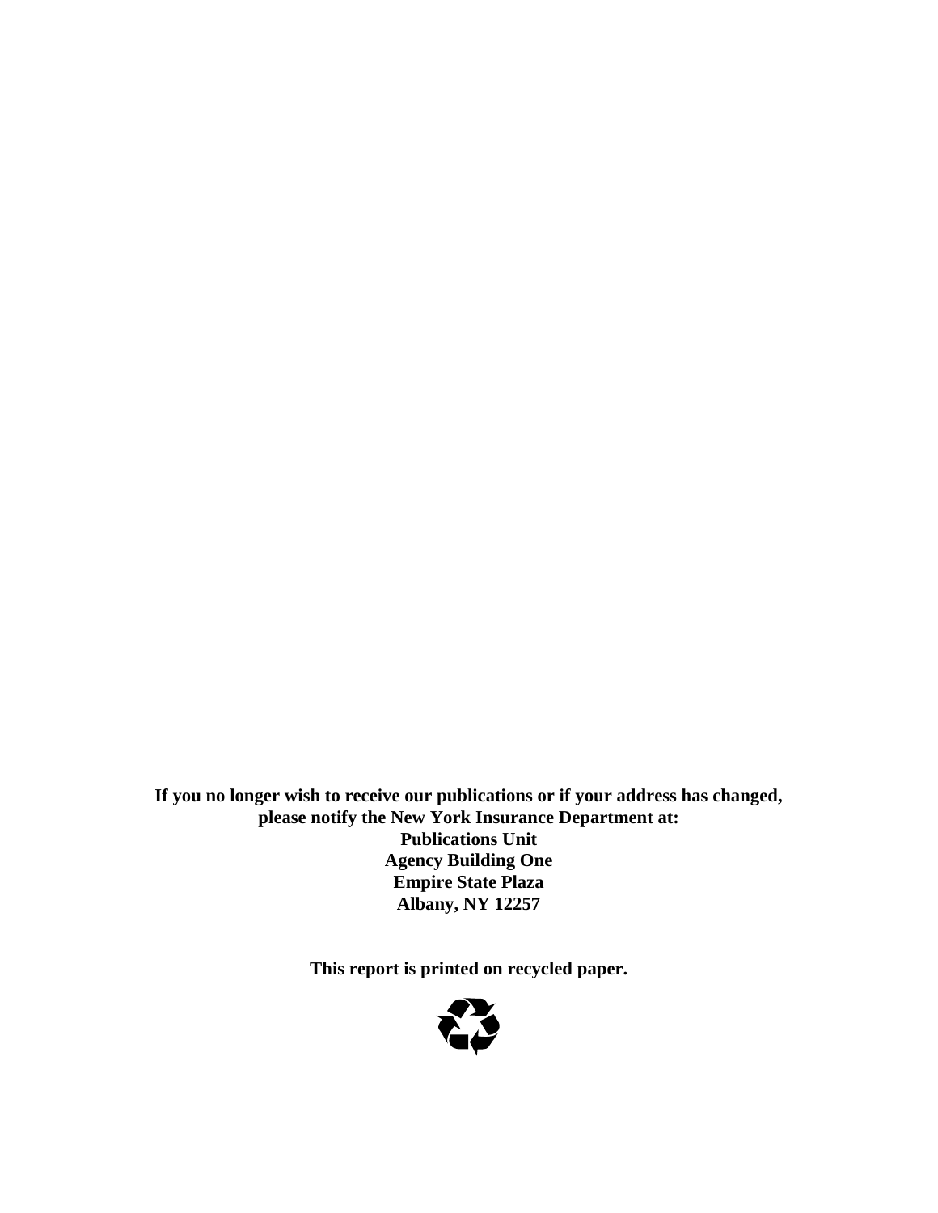**If you no longer wish to receive our publications or if your address has changed, please notify the New York Insurance Department at:**

**Publications Unit**
**Agency Building One**
**Empire State Plaza**
**Albany, NY 12257**

**This report is printed on recycled paper.**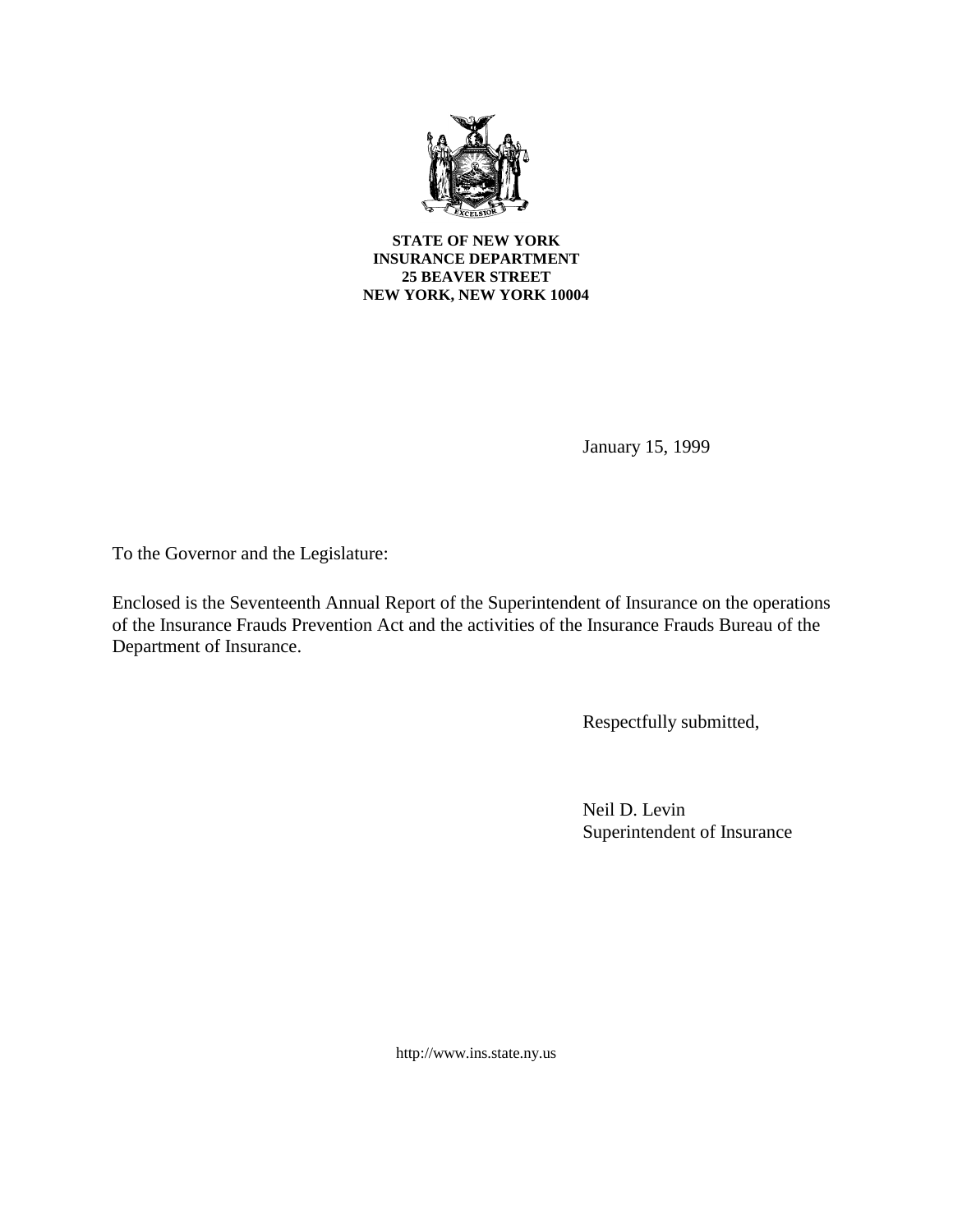**STATE OF NEW YORK**
**INSURANCE DEPARTMENT**
**25 BEAVER STREET**
**NEW YORK, NEW YORK 10004**

January 15, 1999

To the Governor and the Legislature:

Enclosed is the Seventeenth Annual Report of the Superintendent of Insurance on the operations of the Insurance Frauds Prevention Act and the activities of the Insurance Frauds Bureau of the Department of Insurance.

Respectfully submitted,

Neil D. Levin
Superintendent of Insurance

http://www.ins.state.ny.us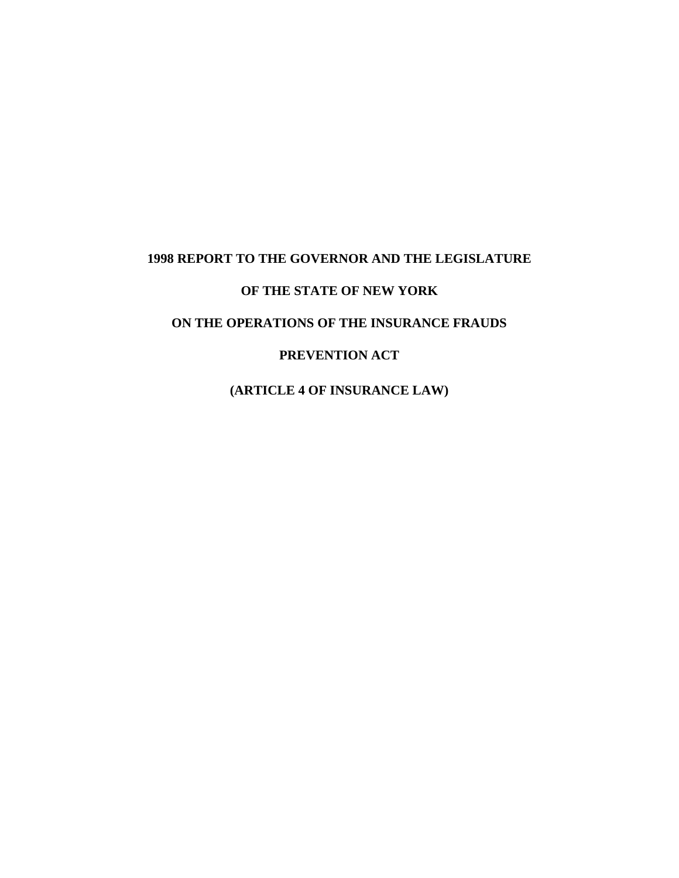# 1998 REPORT TO THE GOVERNOR AND THE LEGISLATURE

# OF THE STATE OF NEW YORK

# ON THE OPERATIONS OF THE INSURANCE FRAUDS

# PREVENTION ACT

# (ARTICLE 4 OF INSURANCE LAW)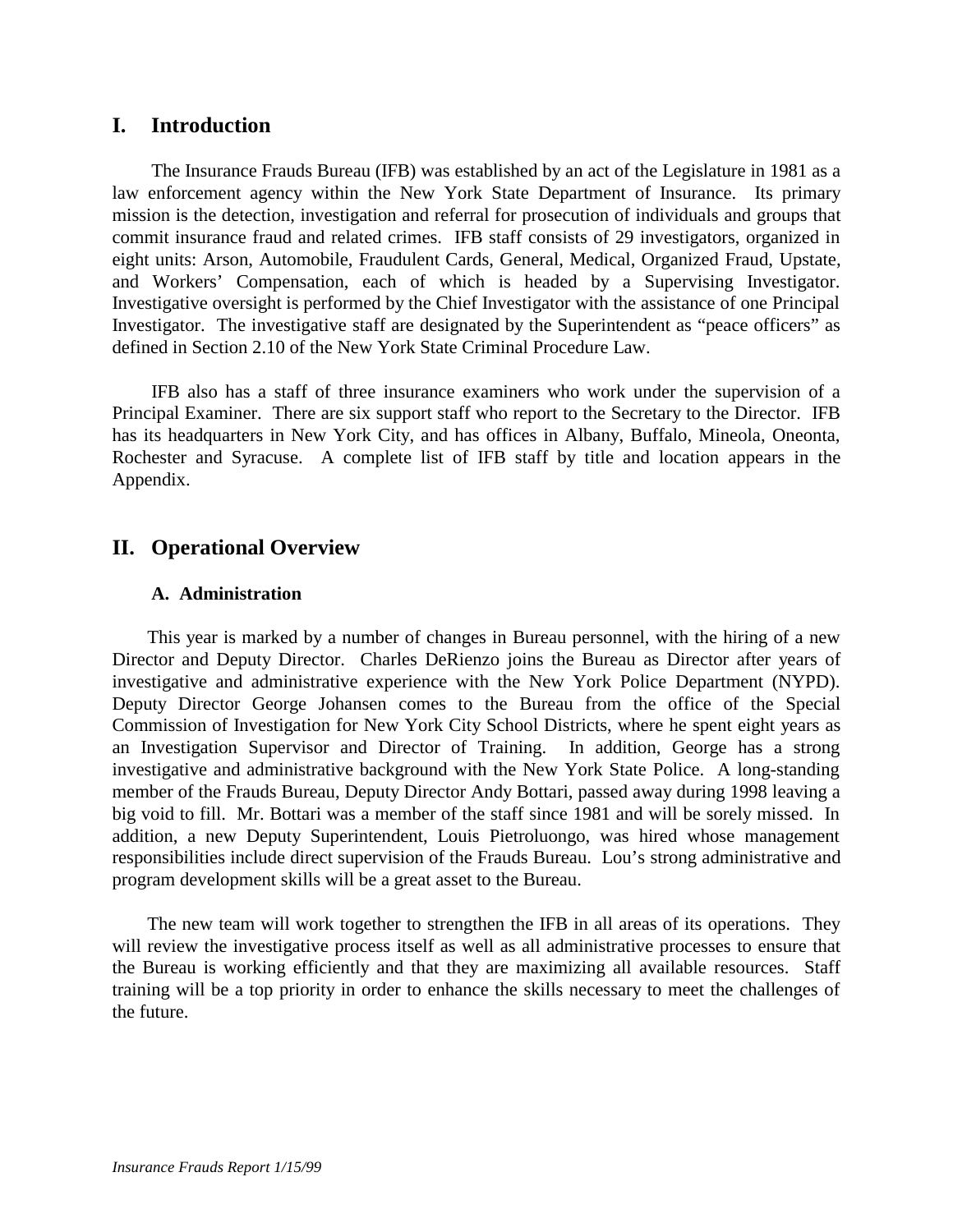## I. Introduction

The Insurance Frauds Bureau (IFB) was established by an act of the Legislature in 1981 as a law enforcement agency within the New York State Department of Insurance. Its primary mission is the detection, investigation and referral for prosecution of individuals and groups that commit insurance fraud and related crimes. IFB staff consists of 29 investigators, organized in eight units: Arson, Automobile, Fraudulent Cards, General, Medical, Organized Fraud, Upstate, and Workers' Compensation, each of which is headed by a Supervising Investigator. Investigative oversight is performed by the Chief Investigator with the assistance of one Principal Investigator. The investigative staff are designated by the Superintendent as "peace officers" as defined in Section 2.10 of the New York State Criminal Procedure Law.

IFB also has a staff of three insurance examiners who work under the supervision of a Principal Examiner. There are six support staff who report to the Secretary to the Director. IFB has its headquarters in New York City, and has offices in Albany, Buffalo, Mineola, Oneonta, Rochester and Syracuse. A complete list of IFB staff by title and location appears in the Appendix.

## II. Operational Overview

### A. Administration

This year is marked by a number of changes in Bureau personnel, with the hiring of a new Director and Deputy Director. Charles DeRienzo joins the Bureau as Director after years of investigative and administrative experience with the New York Police Department (NYPD). Deputy Director George Johansen comes to the Bureau from the office of the Special Commission of Investigation for New York City School Districts, where he spent eight years as an Investigation Supervisor and Director of Training. In addition, George has a strong investigative and administrative background with the New York State Police. A long-standing member of the Frauds Bureau, Deputy Director Andy Bottari, passed away during 1998 leaving a big void to fill. Mr. Bottari was a member of the staff since 1981 and will be sorely missed. In addition, a new Deputy Superintendent, Louis Pietroluongo, was hired whose management responsibilities include direct supervision of the Frauds Bureau. Lou's strong administrative and program development skills will be a great asset to the Bureau.

The new team will work together to strengthen the IFB in all areas of its operations. They will review the investigative process itself as well as all administrative processes to ensure that the Bureau is working efficiently and that they are maximizing all available resources. Staff training will be a top priority in order to enhance the skills necessary to meet the challenges of the future.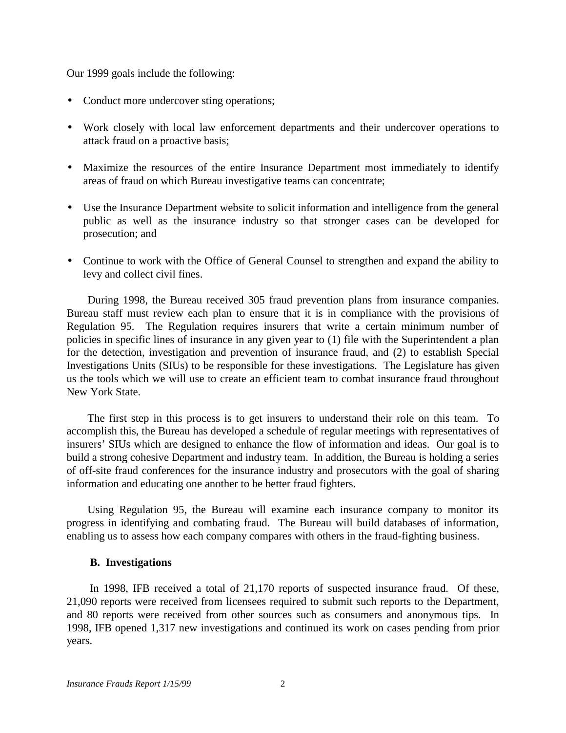Our 1999 goals include the following:

- Conduct more undercover sting operations;
- Work closely with local law enforcement departments and their undercover operations to attack fraud on a proactive basis;
- Maximize the resources of the entire Insurance Department most immediately to identify areas of fraud on which Bureau investigative teams can concentrate;
- Use the Insurance Department website to solicit information and intelligence from the general public as well as the insurance industry so that stronger cases can be developed for prosecution; and
- Continue to work with the Office of General Counsel to strengthen and expand the ability to levy and collect civil fines.

During 1998, the Bureau received 305 fraud prevention plans from insurance companies. Bureau staff must review each plan to ensure that it is in compliance with the provisions of Regulation 95. The Regulation requires insurers that write a certain minimum number of policies in specific lines of insurance in any given year to (1) file with the Superintendent a plan for the detection, investigation and prevention of insurance fraud, and (2) to establish Special Investigations Units (SIUs) to be responsible for these investigations. The Legislature has given us the tools which we will use to create an efficient team to combat insurance fraud throughout New York State.

The first step in this process is to get insurers to understand their role on this team. To accomplish this, the Bureau has developed a schedule of regular meetings with representatives of insurers' SIUs which are designed to enhance the flow of information and ideas. Our goal is to build a strong cohesive Department and industry team. In addition, the Bureau is holding a series of off-site fraud conferences for the insurance industry and prosecutors with the goal of sharing information and educating one another to be better fraud fighters.

Using Regulation 95, the Bureau will examine each insurance company to monitor its progress in identifying and combating fraud. The Bureau will build databases of information, enabling us to assess how each company compares with others in the fraud-fighting business.

### B. Investigations

In 1998, IFB received a total of 21,170 reports of suspected insurance fraud. Of these, 21,090 reports were received from licensees required to submit such reports to the Department, and 80 reports were received from other sources such as consumers and anonymous tips. In 1998, IFB opened 1,317 new investigations and continued its work on cases pending from prior years.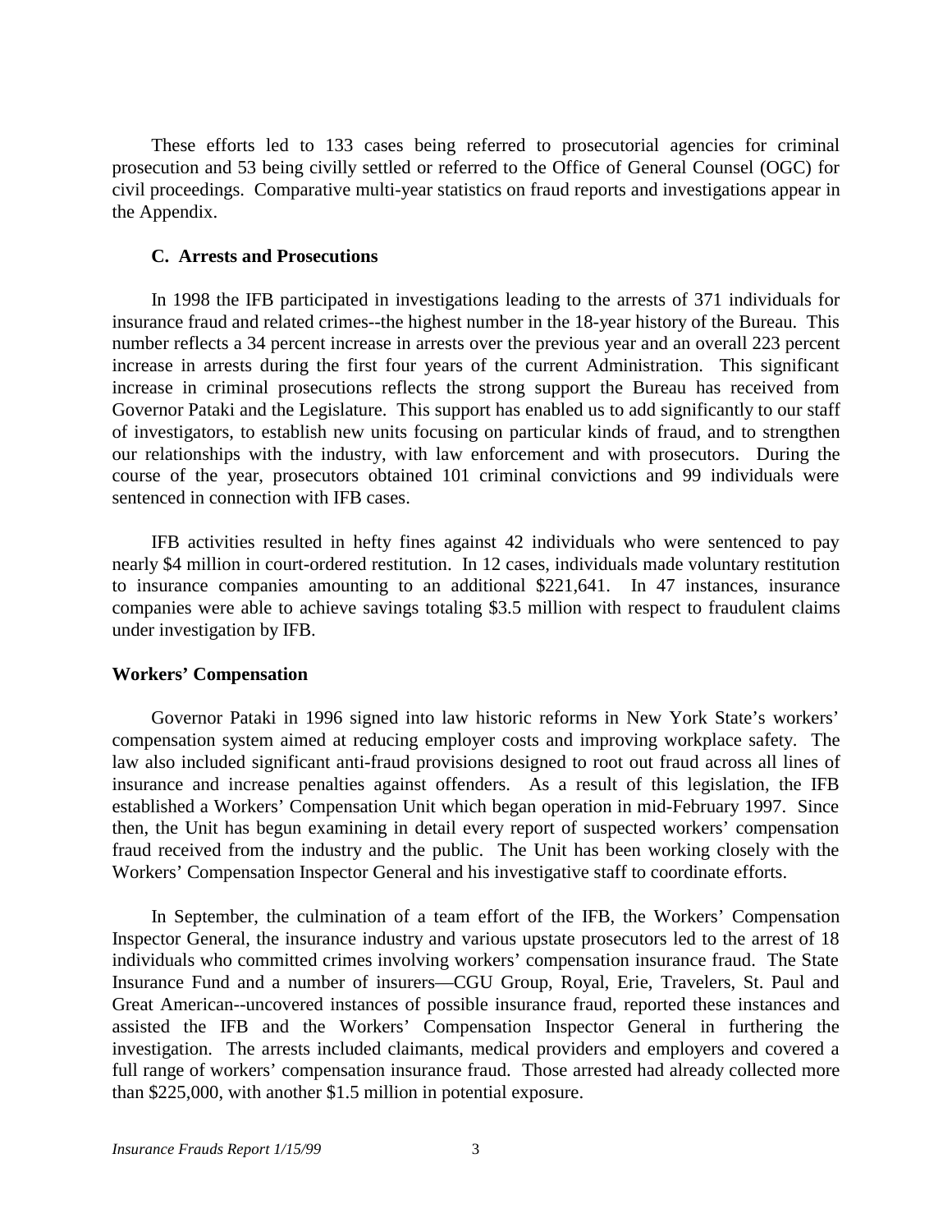These efforts led to 133 cases being referred to prosecutorial agencies for criminal prosecution and 53 being civilly settled or referred to the Office of General Counsel (OGC) for civil proceedings. Comparative multi-year statistics on fraud reports and investigations appear in the Appendix.

### C. Arrests and Prosecutions

In 1998 the IFB participated in investigations leading to the arrests of 371 individuals for insurance fraud and related crimes--the highest number in the 18-year history of the Bureau. This number reflects a 34 percent increase in arrests over the previous year and an overall 223 percent increase in arrests during the first four years of the current Administration. This significant increase in criminal prosecutions reflects the strong support the Bureau has received from Governor Pataki and the Legislature. This support has enabled us to add significantly to our staff of investigators, to establish new units focusing on particular kinds of fraud, and to strengthen our relationships with the industry, with law enforcement and with prosecutors. During the course of the year, prosecutors obtained 101 criminal convictions and 99 individuals were sentenced in connection with IFB cases.

IFB activities resulted in hefty fines against 42 individuals who were sentenced to pay nearly $4 million in court-ordered restitution. In 12 cases, individuals made voluntary restitution to insurance companies amounting to an additional $221,641. In 47 instances, insurance companies were able to achieve savings totaling $3.5 million with respect to fraudulent claims under investigation by IFB.

**Workers' Compensation**

Governor Pataki in 1996 signed into law historic reforms in New York State's workers' compensation system aimed at reducing employer costs and improving workplace safety. The law also included significant anti-fraud provisions designed to root out fraud across all lines of insurance and increase penalties against offenders. As a result of this legislation, the IFB established a Workers' Compensation Unit which began operation in mid-February 1997. Since then, the Unit has begun examining in detail every report of suspected workers' compensation fraud received from the industry and the public. The Unit has been working closely with the Workers' Compensation Inspector General and his investigative staff to coordinate efforts.

In September, the culmination of a team effort of the IFB, the Workers' Compensation Inspector General, the insurance industry and various upstate prosecutors led to the arrest of 18 individuals who committed crimes involving workers' compensation insurance fraud. The State Insurance Fund and a number of insurers—CGU Group, Royal, Erie, Travelers, St. Paul and Great American--uncovered instances of possible insurance fraud, reported these instances and assisted the IFB and the Workers' Compensation Inspector General in furthering the investigation. The arrests included claimants, medical providers and employers and covered a full range of workers' compensation insurance fraud. Those arrested had already collected more than $225,000, with another $1.5 million in potential exposure.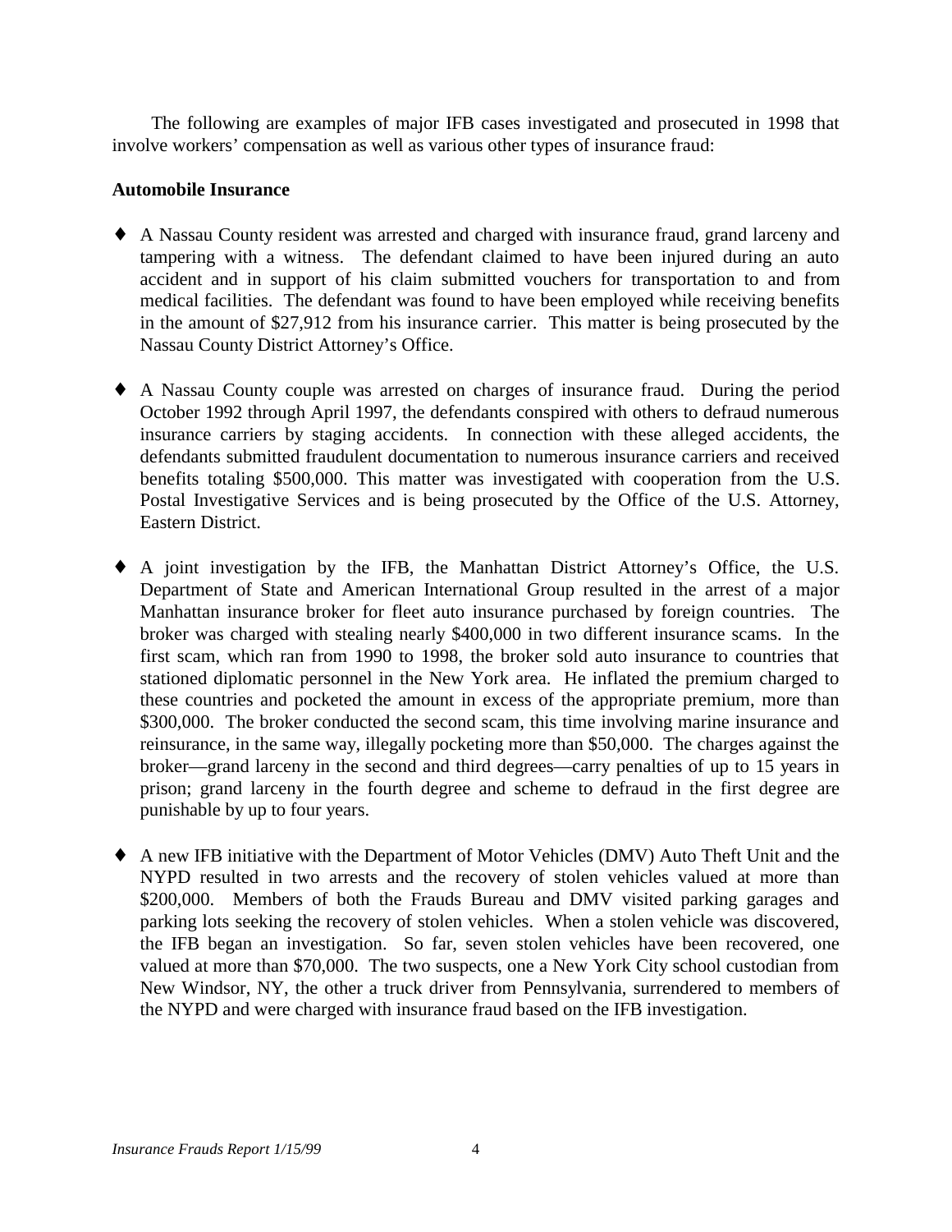The following are examples of major IFB cases investigated and prosecuted in 1998 that involve workers' compensation as well as various other types of insurance fraud:

**Automobile Insurance**

- A Nassau County resident was arrested and charged with insurance fraud, grand larceny and tampering with a witness. The defendant claimed to have been injured during an auto accident and in support of his claim submitted vouchers for transportation to and from medical facilities. The defendant was found to have been employed while receiving benefits in the amount of $27,912 from his insurance carrier. This matter is being prosecuted by the Nassau County District Attorney's Office.

- A Nassau County couple was arrested on charges of insurance fraud. During the period October 1992 through April 1997, the defendants conspired with others to defraud numerous insurance carriers by staging accidents. In connection with these alleged accidents, the defendants submitted fraudulent documentation to numerous insurance carriers and received benefits totaling $500,000. This matter was investigated with cooperation from the U.S. Postal Investigative Services and is being prosecuted by the Office of the U.S. Attorney, Eastern District.

- A joint investigation by the IFB, the Manhattan District Attorney's Office, the U.S. Department of State and American International Group resulted in the arrest of a major Manhattan insurance broker for fleet auto insurance purchased by foreign countries. The broker was charged with stealing nearly $400,000 in two different insurance scams. In the first scam, which ran from 1990 to 1998, the broker sold auto insurance to countries that stationed diplomatic personnel in the New York area. He inflated the premium charged to these countries and pocketed the amount in excess of the appropriate premium, more than $300,000. The broker conducted the second scam, this time involving marine insurance and reinsurance, in the same way, illegally pocketing more than $50,000. The charges against the broker—grand larceny in the second and third degrees—carry penalties of up to 15 years in prison; grand larceny in the fourth degree and scheme to defraud in the first degree are punishable by up to four years.

- A new IFB initiative with the Department of Motor Vehicles (DMV) Auto Theft Unit and the NYPD resulted in two arrests and the recovery of stolen vehicles valued at more than $200,000. Members of both the Frauds Bureau and DMV visited parking garages and parking lots seeking the recovery of stolen vehicles. When a stolen vehicle was discovered, the IFB began an investigation. So far, seven stolen vehicles have been recovered, one valued at more than $70,000. The two suspects, one a New York City school custodian from New Windsor, NY, the other a truck driver from Pennsylvania, surrendered to members of the NYPD and were charged with insurance fraud based on the IFB investigation.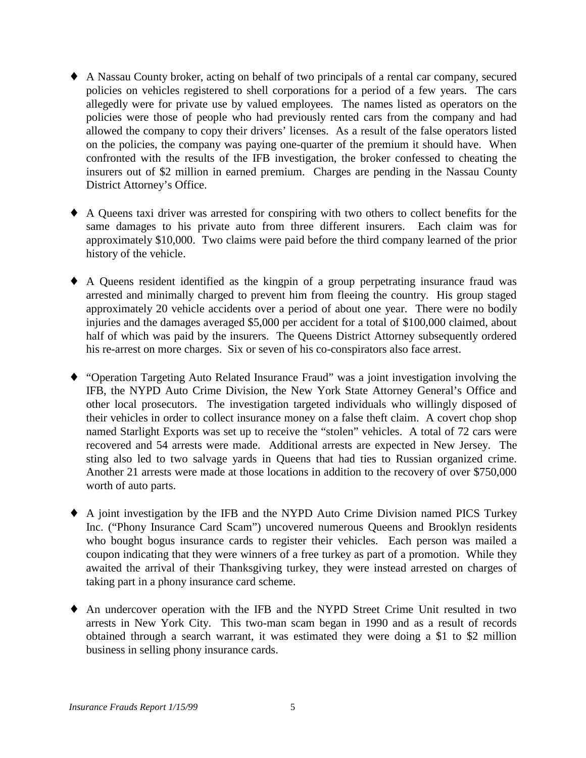- A Nassau County broker, acting on behalf of two principals of a rental car company, secured policies on vehicles registered to shell corporations for a period of a few years. The cars allegedly were for private use by valued employees. The names listed as operators on the policies were those of people who had previously rented cars from the company and had allowed the company to copy their drivers' licenses. As a result of the false operators listed on the policies, the company was paying one-quarter of the premium it should have. When confronted with the results of the IFB investigation, the broker confessed to cheating the insurers out of $2 million in earned premium. Charges are pending in the Nassau County District Attorney's Office.

- A Queens taxi driver was arrested for conspiring with two others to collect benefits for the same damages to his private auto from three different insurers. Each claim was for approximately $10,000. Two claims were paid before the third company learned of the prior history of the vehicle.

- A Queens resident identified as the kingpin of a group perpetrating insurance fraud was arrested and minimally charged to prevent him from fleeing the country. His group staged approximately 20 vehicle accidents over a period of about one year. There were no bodily injuries and the damages averaged $5,000 per accident for a total of $100,000 claimed, about half of which was paid by the insurers. The Queens District Attorney subsequently ordered his re-arrest on more charges. Six or seven of his co-conspirators also face arrest.

- "Operation Targeting Auto Related Insurance Fraud" was a joint investigation involving the IFB, the NYPD Auto Crime Division, the New York State Attorney General's Office and other local prosecutors. The investigation targeted individuals who willingly disposed of their vehicles in order to collect insurance money on a false theft claim. A covert chop shop named Starlight Exports was set up to receive the "stolen" vehicles. A total of 72 cars were recovered and 54 arrests were made. Additional arrests are expected in New Jersey. The sting also led to two salvage yards in Queens that had ties to Russian organized crime. Another 21 arrests were made at those locations in addition to the recovery of over $750,000 worth of auto parts.

- A joint investigation by the IFB and the NYPD Auto Crime Division named PICS Turkey Inc. ("Phony Insurance Card Scam") uncovered numerous Queens and Brooklyn residents who bought bogus insurance cards to register their vehicles. Each person was mailed a coupon indicating that they were winners of a free turkey as part of a promotion. While they awaited the arrival of their Thanksgiving turkey, they were instead arrested on charges of taking part in a phony insurance card scheme.

- An undercover operation with the IFB and the NYPD Street Crime Unit resulted in two arrests in New York City. This two-man scam began in 1990 and as a result of records obtained through a search warrant, it was estimated they were doing a $1 to $2 million business in selling phony insurance cards.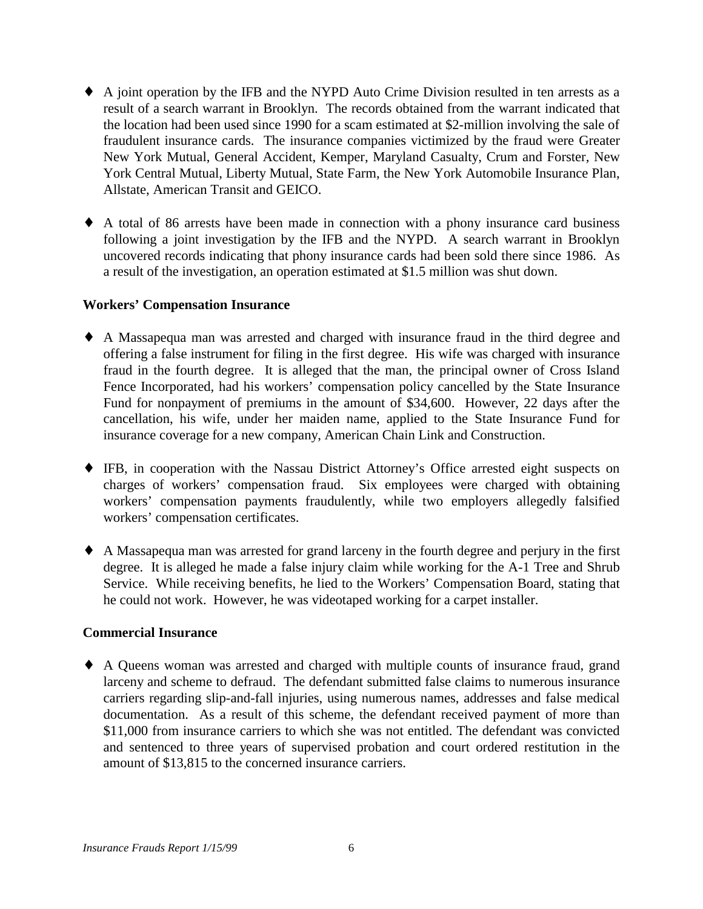- A joint operation by the IFB and the NYPD Auto Crime Division resulted in ten arrests as a result of a search warrant in Brooklyn. The records obtained from the warrant indicated that the location had been used since 1990 for a scam estimated at $2-million involving the sale of fraudulent insurance cards. The insurance companies victimized by the fraud were Greater New York Mutual, General Accident, Kemper, Maryland Casualty, Crum and Forster, New York Central Mutual, Liberty Mutual, State Farm, the New York Automobile Insurance Plan, Allstate, American Transit and GEICO.

- A total of 86 arrests have been made in connection with a phony insurance card business following a joint investigation by the IFB and the NYPD. A search warrant in Brooklyn uncovered records indicating that phony insurance cards had been sold there since 1986. As a result of the investigation, an operation estimated at $1.5 million was shut down.

**Workers' Compensation Insurance**

- A Massapequa man was arrested and charged with insurance fraud in the third degree and offering a false instrument for filing in the first degree. His wife was charged with insurance fraud in the fourth degree. It is alleged that the man, the principal owner of Cross Island Fence Incorporated, had his workers' compensation policy cancelled by the State Insurance Fund for nonpayment of premiums in the amount of $34,600. However, 22 days after the cancellation, his wife, under her maiden name, applied to the State Insurance Fund for insurance coverage for a new company, American Chain Link and Construction.

- IFB, in cooperation with the Nassau District Attorney's Office arrested eight suspects on charges of workers' compensation fraud. Six employees were charged with obtaining workers' compensation payments fraudulently, while two employers allegedly falsified workers' compensation certificates.

- A Massapequa man was arrested for grand larceny in the fourth degree and perjury in the first degree. It is alleged he made a false injury claim while working for the A-1 Tree and Shrub Service. While receiving benefits, he lied to the Workers' Compensation Board, stating that he could not work. However, he was videotaped working for a carpet installer.

**Commercial Insurance**

- A Queens woman was arrested and charged with multiple counts of insurance fraud, grand larceny and scheme to defraud. The defendant submitted false claims to numerous insurance carriers regarding slip-and-fall injuries, using numerous names, addresses and false medical documentation. As a result of this scheme, the defendant received payment of more than $11,000 from insurance carriers to which she was not entitled. The defendant was convicted and sentenced to three years of supervised probation and court ordered restitution in the amount of $13,815 to the concerned insurance carriers.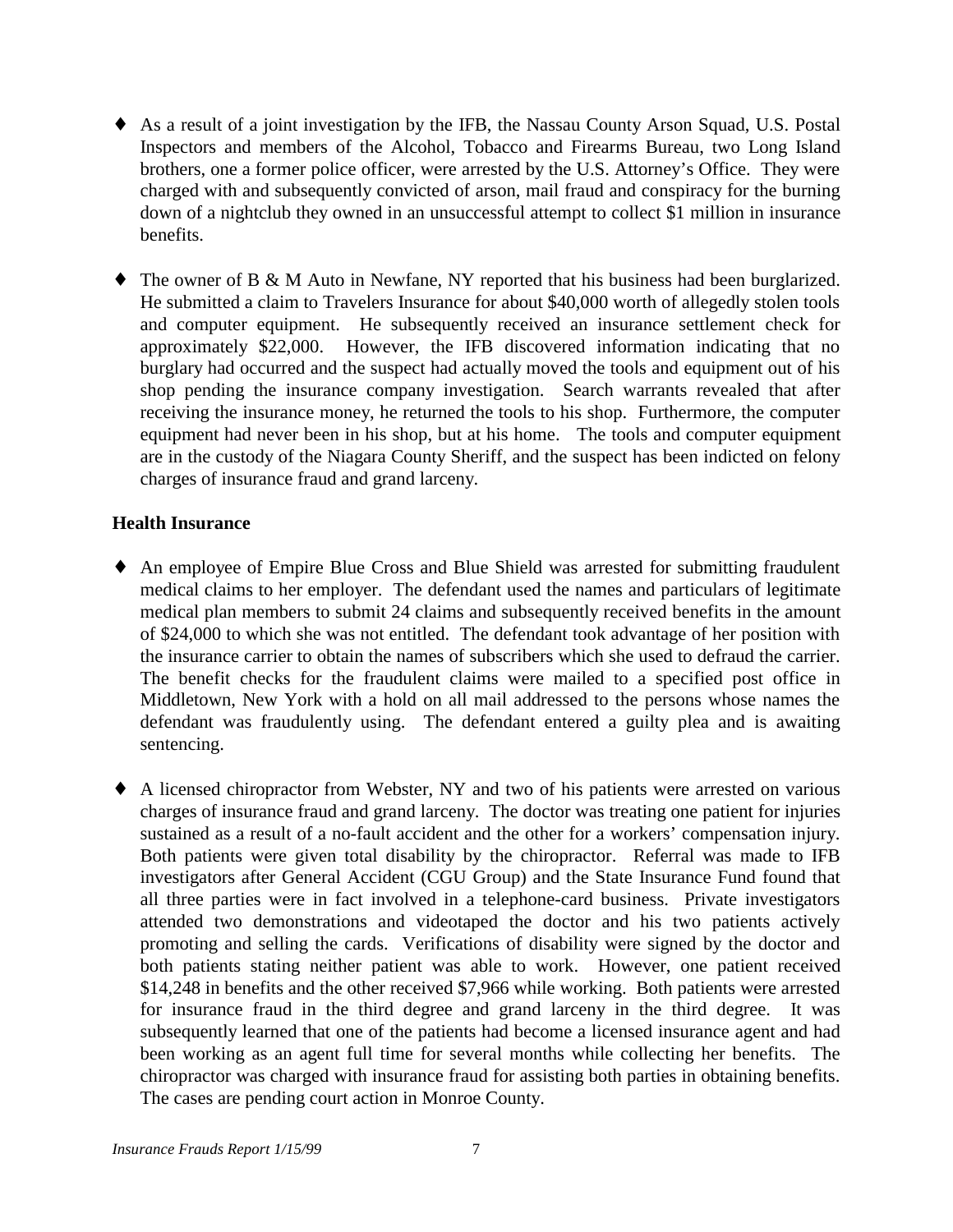- As a result of a joint investigation by the IFB, the Nassau County Arson Squad, U.S. Postal Inspectors and members of the Alcohol, Tobacco and Firearms Bureau, two Long Island brothers, one a former police officer, were arrested by the U.S. Attorney's Office. They were charged with and subsequently convicted of arson, mail fraud and conspiracy for the burning down of a nightclub they owned in an unsuccessful attempt to collect $1 million in insurance benefits.

- The owner of B & M Auto in Newfane, NY reported that his business had been burglarized. He submitted a claim to Travelers Insurance for about $40,000 worth of allegedly stolen tools and computer equipment. He subsequently received an insurance settlement check for approximately $22,000. However, the IFB discovered information indicating that no burglary had occurred and the suspect had actually moved the tools and equipment out of his shop pending the insurance company investigation. Search warrants revealed that after receiving the insurance money, he returned the tools to his shop. Furthermore, the computer equipment had never been in his shop, but at his home. The tools and computer equipment are in the custody of the Niagara County Sheriff, and the suspect has been indicted on felony charges of insurance fraud and grand larceny.

**Health Insurance**

- An employee of Empire Blue Cross and Blue Shield was arrested for submitting fraudulent medical claims to her employer. The defendant used the names and particulars of legitimate medical plan members to submit 24 claims and subsequently received benefits in the amount of $24,000 to which she was not entitled. The defendant took advantage of her position with the insurance carrier to obtain the names of subscribers which she used to defraud the carrier. The benefit checks for the fraudulent claims were mailed to a specified post office in Middletown, New York with a hold on all mail addressed to the persons whose names the defendant was fraudulently using. The defendant entered a guilty plea and is awaiting sentencing.

- A licensed chiropractor from Webster, NY and two of his patients were arrested on various charges of insurance fraud and grand larceny. The doctor was treating one patient for injuries sustained as a result of a no-fault accident and the other for a workers' compensation injury. Both patients were given total disability by the chiropractor. Referral was made to IFB investigators after General Accident (CGU Group) and the State Insurance Fund found that all three parties were in fact involved in a telephone-card business. Private investigators attended two demonstrations and videotaped the doctor and his two patients actively promoting and selling the cards. Verifications of disability were signed by the doctor and both patients stating neither patient was able to work. However, one patient received $14,248 in benefits and the other received $7,966 while working. Both patients were arrested for insurance fraud in the third degree and grand larceny in the third degree. It was subsequently learned that one of the patients had become a licensed insurance agent and had been working as an agent full time for several months while collecting her benefits. The chiropractor was charged with insurance fraud for assisting both parties in obtaining benefits. The cases are pending court action in Monroe County.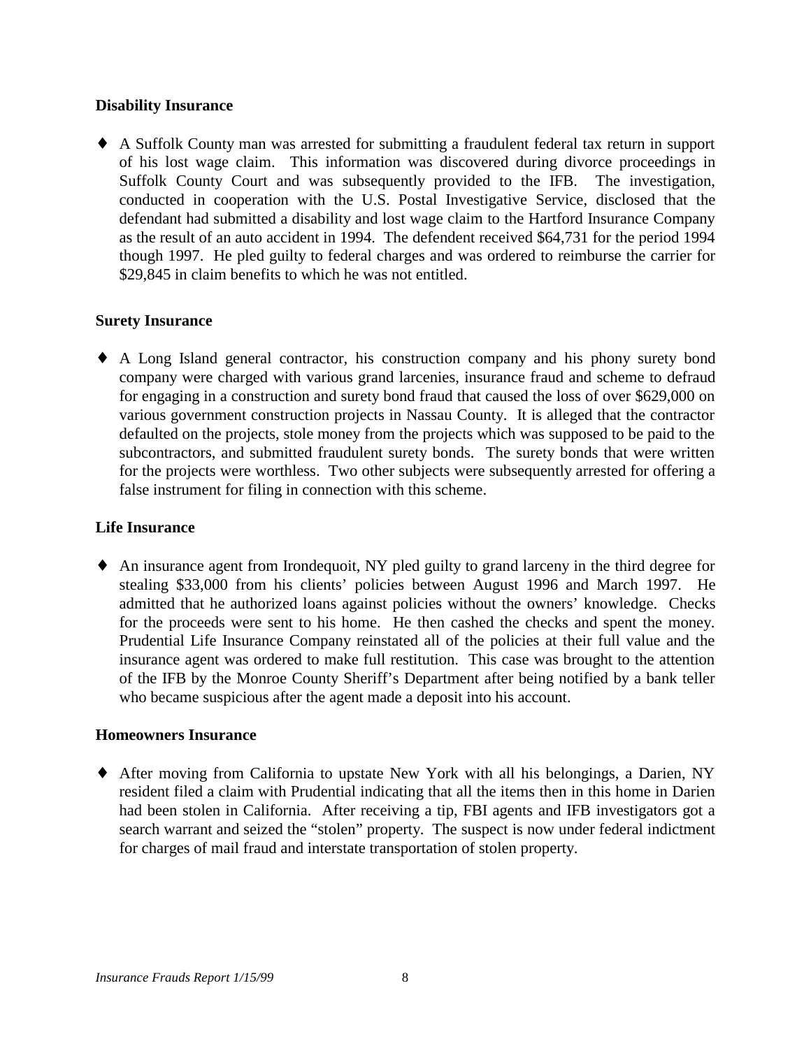**Disability Insurance**

- A Suffolk County man was arrested for submitting a fraudulent federal tax return in support of his lost wage claim. This information was discovered during divorce proceedings in Suffolk County Court and was subsequently provided to the IFB. The investigation, conducted in cooperation with the U.S. Postal Investigative Service, disclosed that the defendant had submitted a disability and lost wage claim to the Hartford Insurance Company as the result of an auto accident in 1994. The defendent received $64,731 for the period 1994 though 1997. He pled guilty to federal charges and was ordered to reimburse the carrier for $29,845 in claim benefits to which he was not entitled.

**Surety Insurance**

- A Long Island general contractor, his construction company and his phony surety bond company were charged with various grand larcenies, insurance fraud and scheme to defraud for engaging in a construction and surety bond fraud that caused the loss of over $629,000 on various government construction projects in Nassau County. It is alleged that the contractor defaulted on the projects, stole money from the projects which was supposed to be paid to the subcontractors, and submitted fraudulent surety bonds. The surety bonds that were written for the projects were worthless. Two other subjects were subsequently arrested for offering a false instrument for filing in connection with this scheme.

**Life Insurance**

- An insurance agent from Irondequoit, NY pled guilty to grand larceny in the third degree for stealing $33,000 from his clients' policies between August 1996 and March 1997. He admitted that he authorized loans against policies without the owners' knowledge. Checks for the proceeds were sent to his home. He then cashed the checks and spent the money. Prudential Life Insurance Company reinstated all of the policies at their full value and the insurance agent was ordered to make full restitution. This case was brought to the attention of the IFB by the Monroe County Sheriff's Department after being notified by a bank teller who became suspicious after the agent made a deposit into his account.

**Homeowners Insurance**

- After moving from California to upstate New York with all his belongings, a Darien, NY resident filed a claim with Prudential indicating that all the items then in this home in Darien had been stolen in California. After receiving a tip, FBI agents and IFB investigators got a search warrant and seized the "stolen" property. The suspect is now under federal indictment for charges of mail fraud and interstate transportation of stolen property.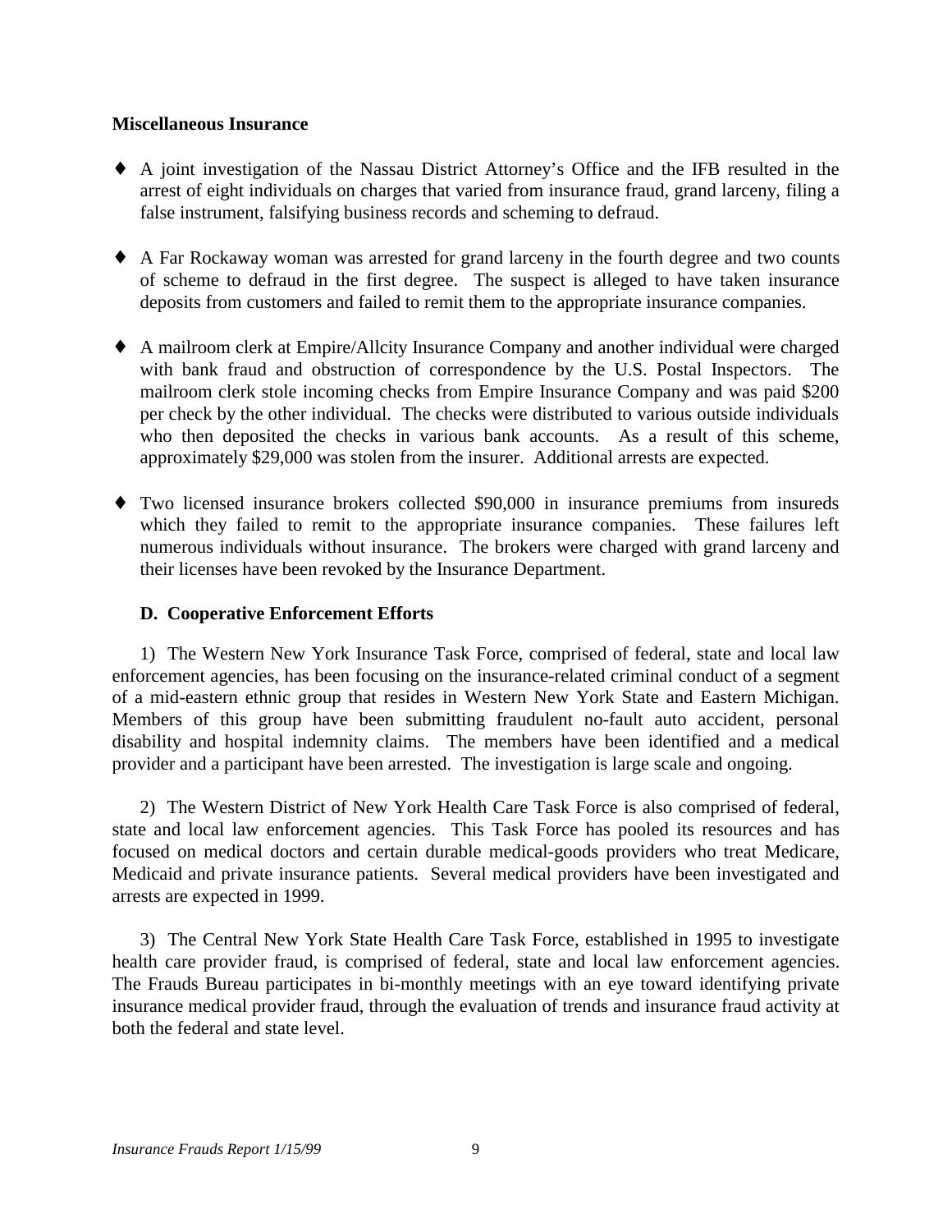**Miscellaneous Insurance**

- A joint investigation of the Nassau District Attorney's Office and the IFB resulted in the arrest of eight individuals on charges that varied from insurance fraud, grand larceny, filing a false instrument, falsifying business records and scheming to defraud.

- A Far Rockaway woman was arrested for grand larceny in the fourth degree and two counts of scheme to defraud in the first degree. The suspect is alleged to have taken insurance deposits from customers and failed to remit them to the appropriate insurance companies.

- A mailroom clerk at Empire/Allcity Insurance Company and another individual were charged with bank fraud and obstruction of correspondence by the U.S. Postal Inspectors. The mailroom clerk stole incoming checks from Empire Insurance Company and was paid $200 per check by the other individual. The checks were distributed to various outside individuals who then deposited the checks in various bank accounts. As a result of this scheme, approximately $29,000 was stolen from the insurer. Additional arrests are expected.

- Two licensed insurance brokers collected $90,000 in insurance premiums from insureds which they failed to remit to the appropriate insurance companies. These failures left numerous individuals without insurance. The brokers were charged with grand larceny and their licenses have been revoked by the Insurance Department.

**D. Cooperative Enforcement Efforts**

1) The Western New York Insurance Task Force, comprised of federal, state and local law enforcement agencies, has been focusing on the insurance-related criminal conduct of a segment of a mid-eastern ethnic group that resides in Western New York State and Eastern Michigan. Members of this group have been submitting fraudulent no-fault auto accident, personal disability and hospital indemnity claims. The members have been identified and a medical provider and a participant have been arrested. The investigation is large scale and ongoing.

2) The Western District of New York Health Care Task Force is also comprised of federal, state and local law enforcement agencies. This Task Force has pooled its resources and has focused on medical doctors and certain durable medical-goods providers who treat Medicare, Medicaid and private insurance patients. Several medical providers have been investigated and arrests are expected in 1999.

3) The Central New York State Health Care Task Force, established in 1995 to investigate health care provider fraud, is comprised of federal, state and local law enforcement agencies. The Frauds Bureau participates in bi-monthly meetings with an eye toward identifying private insurance medical provider fraud, through the evaluation of trends and insurance fraud activity at both the federal and state level.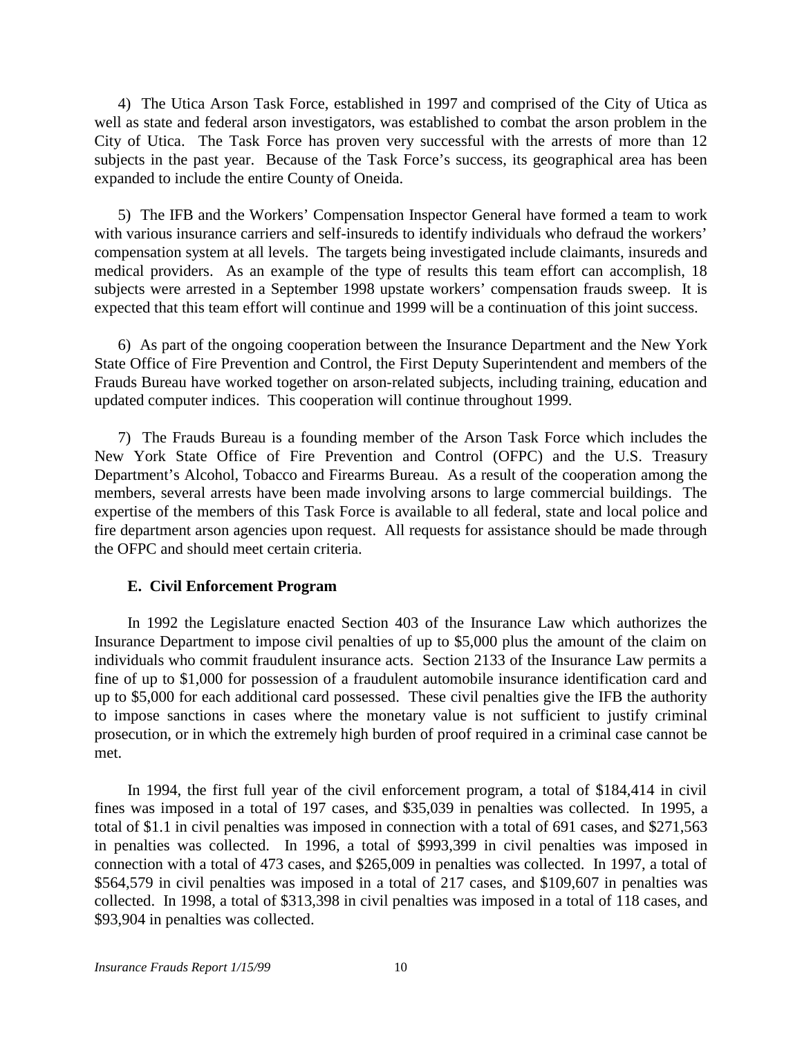4) The Utica Arson Task Force, established in 1997 and comprised of the City of Utica as well as state and federal arson investigators, was established to combat the arson problem in the City of Utica. The Task Force has proven very successful with the arrests of more than 12 subjects in the past year. Because of the Task Force's success, its geographical area has been expanded to include the entire County of Oneida.

5) The IFB and the Workers' Compensation Inspector General have formed a team to work with various insurance carriers and self-insureds to identify individuals who defraud the workers' compensation system at all levels. The targets being investigated include claimants, insureds and medical providers. As an example of the type of results this team effort can accomplish, 18 subjects were arrested in a September 1998 upstate workers' compensation frauds sweep. It is expected that this team effort will continue and 1999 will be a continuation of this joint success.

6) As part of the ongoing cooperation between the Insurance Department and the New York State Office of Fire Prevention and Control, the First Deputy Superintendent and members of the Frauds Bureau have worked together on arson-related subjects, including training, education and updated computer indices. This cooperation will continue throughout 1999.

7) The Frauds Bureau is a founding member of the Arson Task Force which includes the New York State Office of Fire Prevention and Control (OFPC) and the U.S. Treasury Department's Alcohol, Tobacco and Firearms Bureau. As a result of the cooperation among the members, several arrests have been made involving arsons to large commercial buildings. The expertise of the members of this Task Force is available to all federal, state and local police and fire department arson agencies upon request. All requests for assistance should be made through the OFPC and should meet certain criteria.

### E. Civil Enforcement Program

In 1992 the Legislature enacted Section 403 of the Insurance Law which authorizes the Insurance Department to impose civil penalties of up to $5,000 plus the amount of the claim on individuals who commit fraudulent insurance acts. Section 2133 of the Insurance Law permits a fine of up to $1,000 for possession of a fraudulent automobile insurance identification card and up to $5,000 for each additional card possessed. These civil penalties give the IFB the authority to impose sanctions in cases where the monetary value is not sufficient to justify criminal prosecution, or in which the extremely high burden of proof required in a criminal case cannot be met.

In 1994, the first full year of the civil enforcement program, a total of $184,414 in civil fines was imposed in a total of 197 cases, and $35,039 in penalties was collected. In 1995, a total of $1.1 in civil penalties was imposed in connection with a total of 691 cases, and $271,563 in penalties was collected. In 1996, a total of $993,399 in civil penalties was imposed in connection with a total of 473 cases, and $265,009 in penalties was collected. In 1997, a total of $564,579 in civil penalties was imposed in a total of 217 cases, and $109,607 in penalties was collected. In 1998, a total of $313,398 in civil penalties was imposed in a total of 118 cases, and $93,904 in penalties was collected.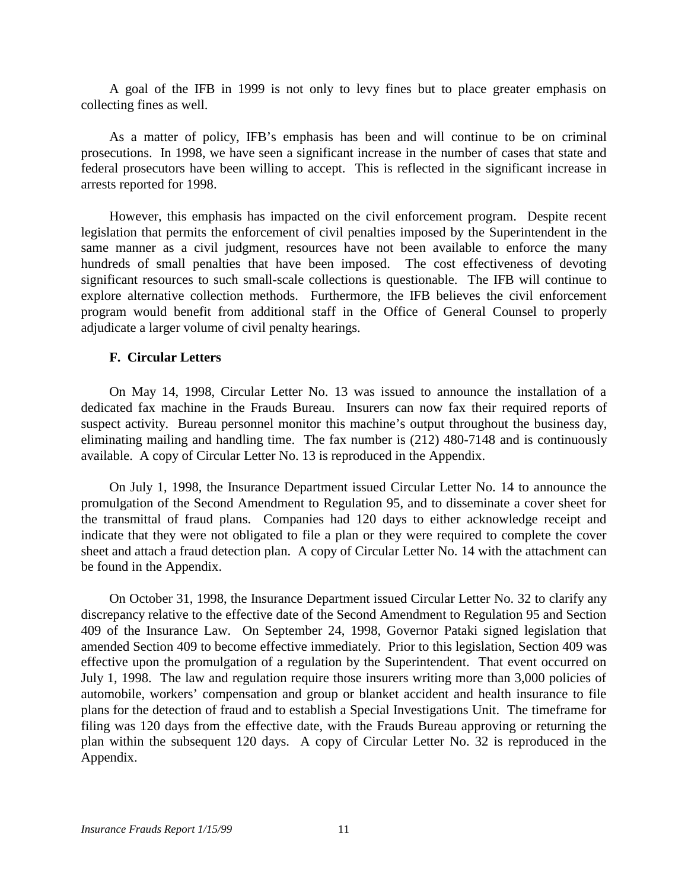A goal of the IFB in 1999 is not only to levy fines but to place greater emphasis on collecting fines as well.

As a matter of policy, IFB's emphasis has been and will continue to be on criminal prosecutions. In 1998, we have seen a significant increase in the number of cases that state and federal prosecutors have been willing to accept. This is reflected in the significant increase in arrests reported for 1998.

However, this emphasis has impacted on the civil enforcement program. Despite recent legislation that permits the enforcement of civil penalties imposed by the Superintendent in the same manner as a civil judgment, resources have not been available to enforce the many hundreds of small penalties that have been imposed. The cost effectiveness of devoting significant resources to such small-scale collections is questionable. The IFB will continue to explore alternative collection methods. Furthermore, the IFB believes the civil enforcement program would benefit from additional staff in the Office of General Counsel to properly adjudicate a larger volume of civil penalty hearings.

### F. Circular Letters

On May 14, 1998, Circular Letter No. 13 was issued to announce the installation of a dedicated fax machine in the Frauds Bureau. Insurers can now fax their required reports of suspect activity. Bureau personnel monitor this machine's output throughout the business day, eliminating mailing and handling time. The fax number is (212) 480-7148 and is continuously available. A copy of Circular Letter No. 13 is reproduced in the Appendix.

On July 1, 1998, the Insurance Department issued Circular Letter No. 14 to announce the promulgation of the Second Amendment to Regulation 95, and to disseminate a cover sheet for the transmittal of fraud plans. Companies had 120 days to either acknowledge receipt and indicate that they were not obligated to file a plan or they were required to complete the cover sheet and attach a fraud detection plan. A copy of Circular Letter No. 14 with the attachment can be found in the Appendix.

On October 31, 1998, the Insurance Department issued Circular Letter No. 32 to clarify any discrepancy relative to the effective date of the Second Amendment to Regulation 95 and Section 409 of the Insurance Law. On September 24, 1998, Governor Pataki signed legislation that amended Section 409 to become effective immediately. Prior to this legislation, Section 409 was effective upon the promulgation of a regulation by the Superintendent. That event occurred on July 1, 1998. The law and regulation require those insurers writing more than 3,000 policies of automobile, workers' compensation and group or blanket accident and health insurance to file plans for the detection of fraud and to establish a Special Investigations Unit. The timeframe for filing was 120 days from the effective date, with the Frauds Bureau approving or returning the plan within the subsequent 120 days. A copy of Circular Letter No. 32 is reproduced in the Appendix.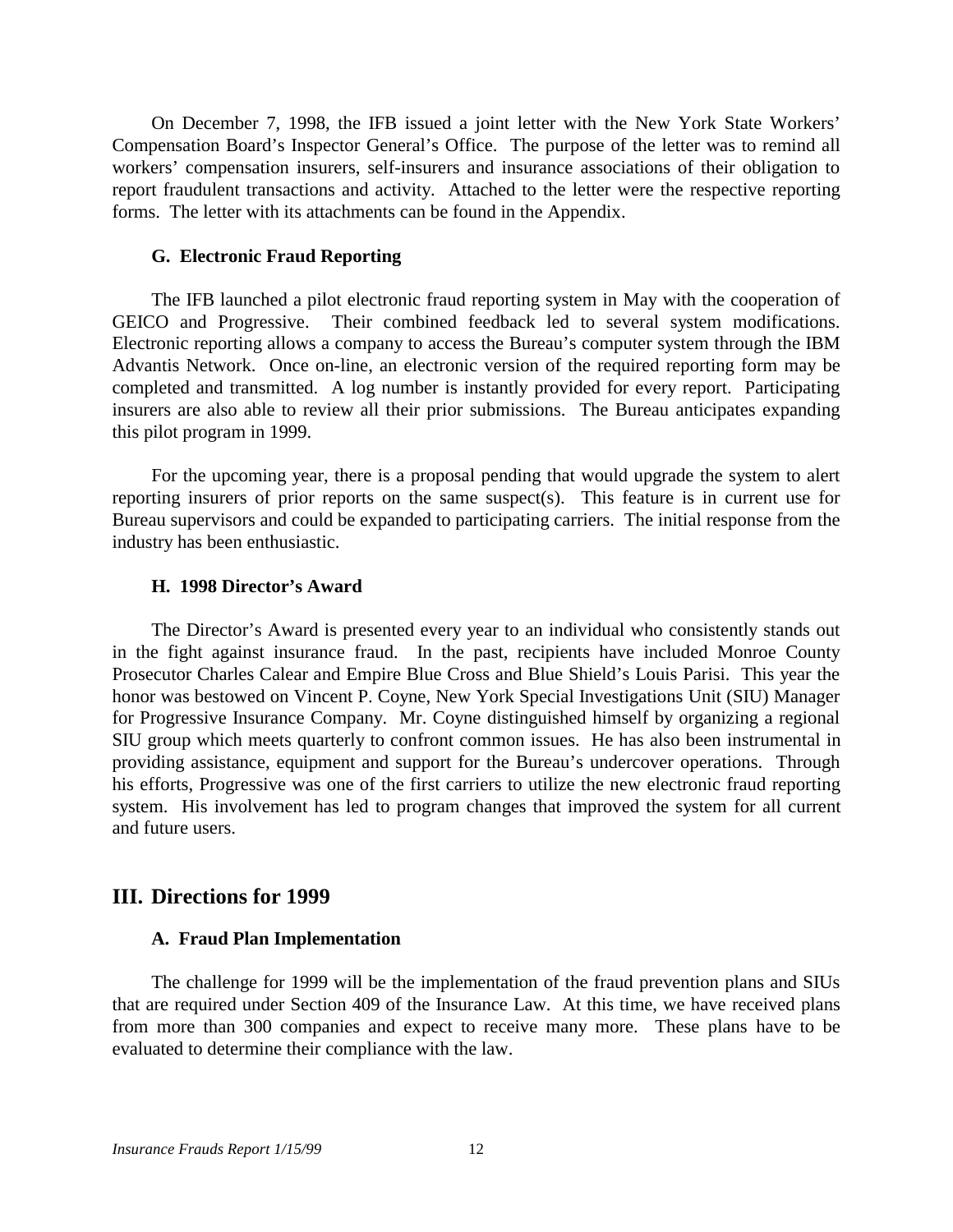On December 7, 1998, the IFB issued a joint letter with the New York State Workers' Compensation Board's Inspector General's Office. The purpose of the letter was to remind all workers' compensation insurers, self-insurers and insurance associations of their obligation to report fraudulent transactions and activity. Attached to the letter were the respective reporting forms. The letter with its attachments can be found in the Appendix.

### G. Electronic Fraud Reporting

The IFB launched a pilot electronic fraud reporting system in May with the cooperation of GEICO and Progressive. Their combined feedback led to several system modifications. Electronic reporting allows a company to access the Bureau's computer system through the IBM Advantis Network. Once on-line, an electronic version of the required reporting form may be completed and transmitted. A log number is instantly provided for every report. Participating insurers are also able to review all their prior submissions. The Bureau anticipates expanding this pilot program in 1999.

For the upcoming year, there is a proposal pending that would upgrade the system to alert reporting insurers of prior reports on the same suspect(s). This feature is in current use for Bureau supervisors and could be expanded to participating carriers. The initial response from the industry has been enthusiastic.

### H. 1998 Director's Award

The Director's Award is presented every year to an individual who consistently stands out in the fight against insurance fraud. In the past, recipients have included Monroe County Prosecutor Charles Calear and Empire Blue Cross and Blue Shield's Louis Parisi. This year the honor was bestowed on Vincent P. Coyne, New York Special Investigations Unit (SIU) Manager for Progressive Insurance Company. Mr. Coyne distinguished himself by organizing a regional SIU group which meets quarterly to confront common issues. He has also been instrumental in providing assistance, equipment and support for the Bureau's undercover operations. Through his efforts, Progressive was one of the first carriers to utilize the new electronic fraud reporting system. His involvement has led to program changes that improved the system for all current and future users.

## III. Directions for 1999

### A. Fraud Plan Implementation

The challenge for 1999 will be the implementation of the fraud prevention plans and SIUs that are required under Section 409 of the Insurance Law. At this time, we have received plans from more than 300 companies and expect to receive many more. These plans have to be evaluated to determine their compliance with the law.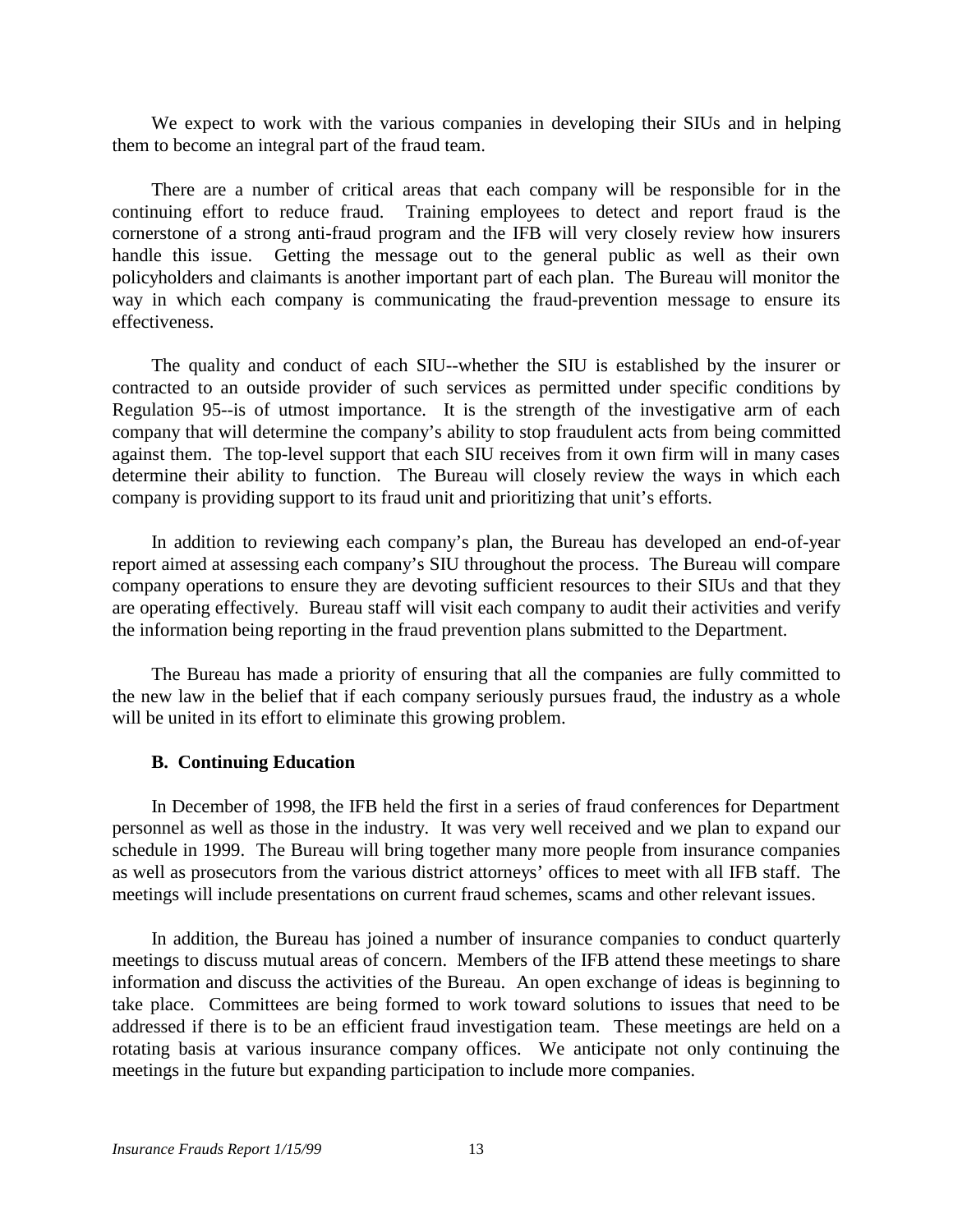We expect to work with the various companies in developing their SIUs and in helping them to become an integral part of the fraud team.

There are a number of critical areas that each company will be responsible for in the continuing effort to reduce fraud. Training employees to detect and report fraud is the cornerstone of a strong anti-fraud program and the IFB will very closely review how insurers handle this issue. Getting the message out to the general public as well as their own policyholders and claimants is another important part of each plan. The Bureau will monitor the way in which each company is communicating the fraud-prevention message to ensure its effectiveness.

The quality and conduct of each SIU--whether the SIU is established by the insurer or contracted to an outside provider of such services as permitted under specific conditions by Regulation 95--is of utmost importance. It is the strength of the investigative arm of each company that will determine the company's ability to stop fraudulent acts from being committed against them. The top-level support that each SIU receives from it own firm will in many cases determine their ability to function. The Bureau will closely review the ways in which each company is providing support to its fraud unit and prioritizing that unit's efforts.

In addition to reviewing each company's plan, the Bureau has developed an end-of-year report aimed at assessing each company's SIU throughout the process. The Bureau will compare company operations to ensure they are devoting sufficient resources to their SIUs and that they are operating effectively. Bureau staff will visit each company to audit their activities and verify the information being reporting in the fraud prevention plans submitted to the Department.

The Bureau has made a priority of ensuring that all the companies are fully committed to the new law in the belief that if each company seriously pursues fraud, the industry as a whole will be united in its effort to eliminate this growing problem.

### B. Continuing Education

In December of 1998, the IFB held the first in a series of fraud conferences for Department personnel as well as those in the industry. It was very well received and we plan to expand our schedule in 1999. The Bureau will bring together many more people from insurance companies as well as prosecutors from the various district attorneys' offices to meet with all IFB staff. The meetings will include presentations on current fraud schemes, scams and other relevant issues.

In addition, the Bureau has joined a number of insurance companies to conduct quarterly meetings to discuss mutual areas of concern. Members of the IFB attend these meetings to share information and discuss the activities of the Bureau. An open exchange of ideas is beginning to take place. Committees are being formed to work toward solutions to issues that need to be addressed if there is to be an efficient fraud investigation team. These meetings are held on a rotating basis at various insurance company offices. We anticipate not only continuing the meetings in the future but expanding participation to include more companies.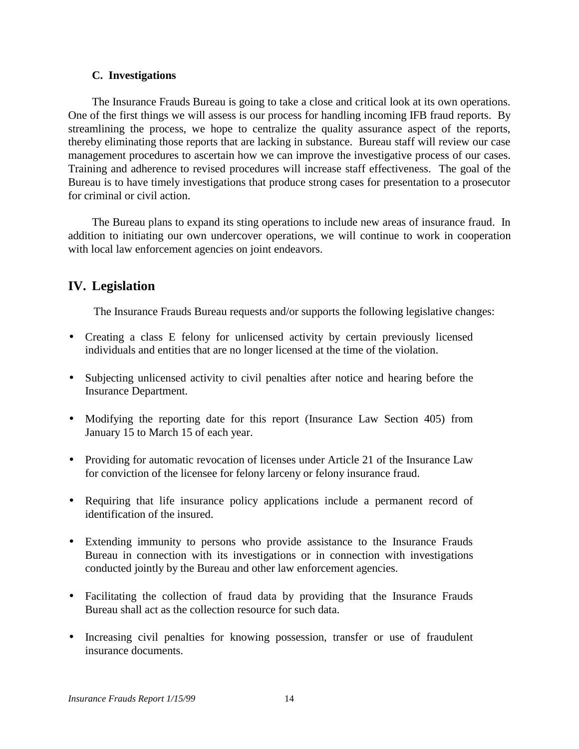### C. Investigations

The Insurance Frauds Bureau is going to take a close and critical look at its own operations. One of the first things we will assess is our process for handling incoming IFB fraud reports. By streamlining the process, we hope to centralize the quality assurance aspect of the reports, thereby eliminating those reports that are lacking in substance. Bureau staff will review our case management procedures to ascertain how we can improve the investigative process of our cases. Training and adherence to revised procedures will increase staff effectiveness. The goal of the Bureau is to have timely investigations that produce strong cases for presentation to a prosecutor for criminal or civil action.

The Bureau plans to expand its sting operations to include new areas of insurance fraud. In addition to initiating our own undercover operations, we will continue to work in cooperation with local law enforcement agencies on joint endeavors.

## IV. Legislation

The Insurance Frauds Bureau requests and/or supports the following legislative changes:

- Creating a class E felony for unlicensed activity by certain previously licensed individuals and entities that are no longer licensed at the time of the violation.
- Subjecting unlicensed activity to civil penalties after notice and hearing before the Insurance Department.
- Modifying the reporting date for this report (Insurance Law Section 405) from January 15 to March 15 of each year.
- Providing for automatic revocation of licenses under Article 21 of the Insurance Law for conviction of the licensee for felony larceny or felony insurance fraud.
- Requiring that life insurance policy applications include a permanent record of identification of the insured.
- Extending immunity to persons who provide assistance to the Insurance Frauds Bureau in connection with its investigations or in connection with investigations conducted jointly by the Bureau and other law enforcement agencies.
- Facilitating the collection of fraud data by providing that the Insurance Frauds Bureau shall act as the collection resource for such data.
- Increasing civil penalties for knowing possession, transfer or use of fraudulent insurance documents.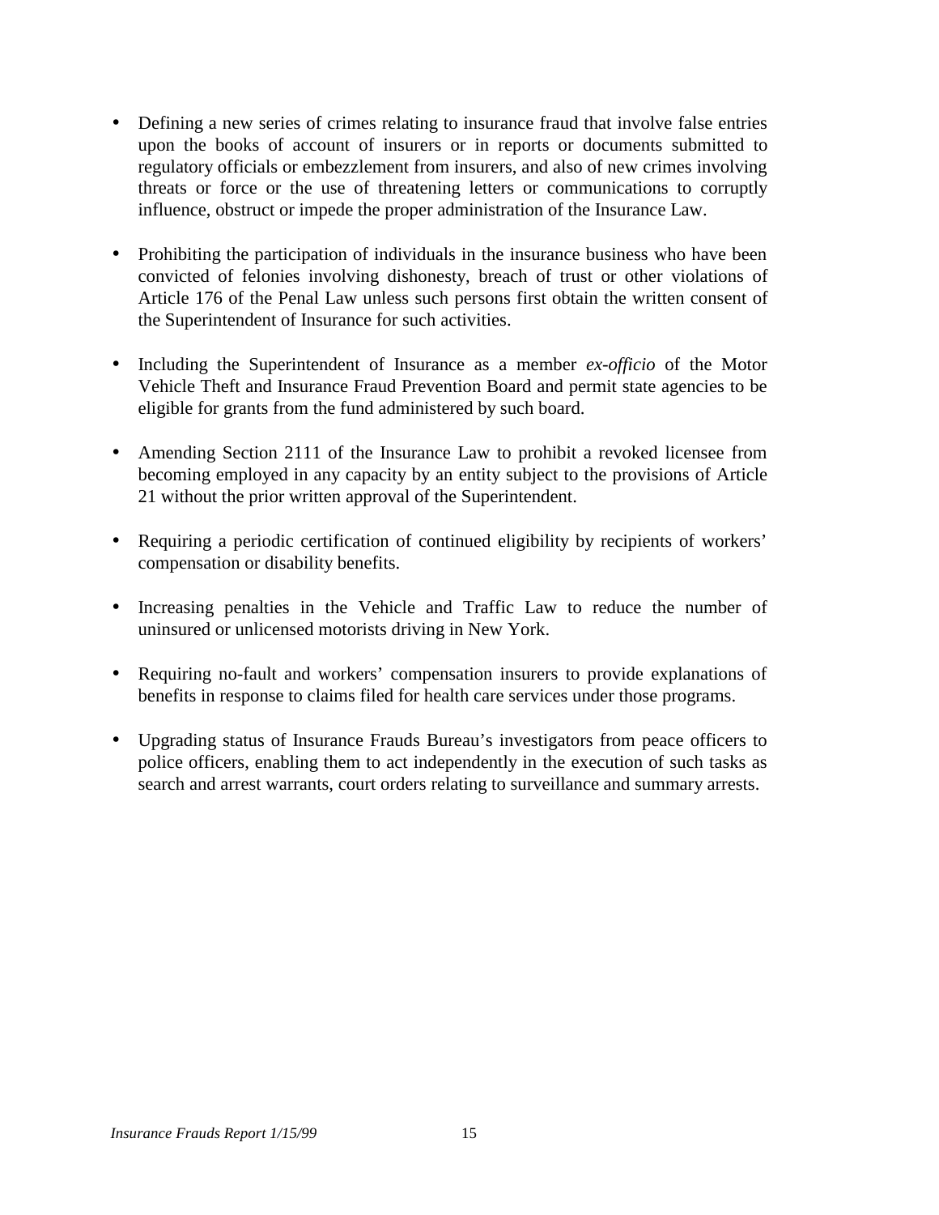- Defining a new series of crimes relating to insurance fraud that involve false entries upon the books of account of insurers or in reports or documents submitted to regulatory officials or embezzlement from insurers, and also of new crimes involving threats or force or the use of threatening letters or communications to corruptly influence, obstruct or impede the proper administration of the Insurance Law.

- Prohibiting the participation of individuals in the insurance business who have been convicted of felonies involving dishonesty, breach of trust or other violations of Article 176 of the Penal Law unless such persons first obtain the written consent of the Superintendent of Insurance for such activities.

- Including the Superintendent of Insurance as a member *ex-officio* of the Motor Vehicle Theft and Insurance Fraud Prevention Board and permit state agencies to be eligible for grants from the fund administered by such board.

- Amending Section 2111 of the Insurance Law to prohibit a revoked licensee from becoming employed in any capacity by an entity subject to the provisions of Article 21 without the prior written approval of the Superintendent.

- Requiring a periodic certification of continued eligibility by recipients of workers' compensation or disability benefits.

- Increasing penalties in the Vehicle and Traffic Law to reduce the number of uninsured or unlicensed motorists driving in New York.

- Requiring no-fault and workers' compensation insurers to provide explanations of benefits in response to claims filed for health care services under those programs.

- Upgrading status of Insurance Frauds Bureau's investigators from peace officers to police officers, enabling them to act independently in the execution of such tasks as search and arrest warrants, court orders relating to surveillance and summary arrests.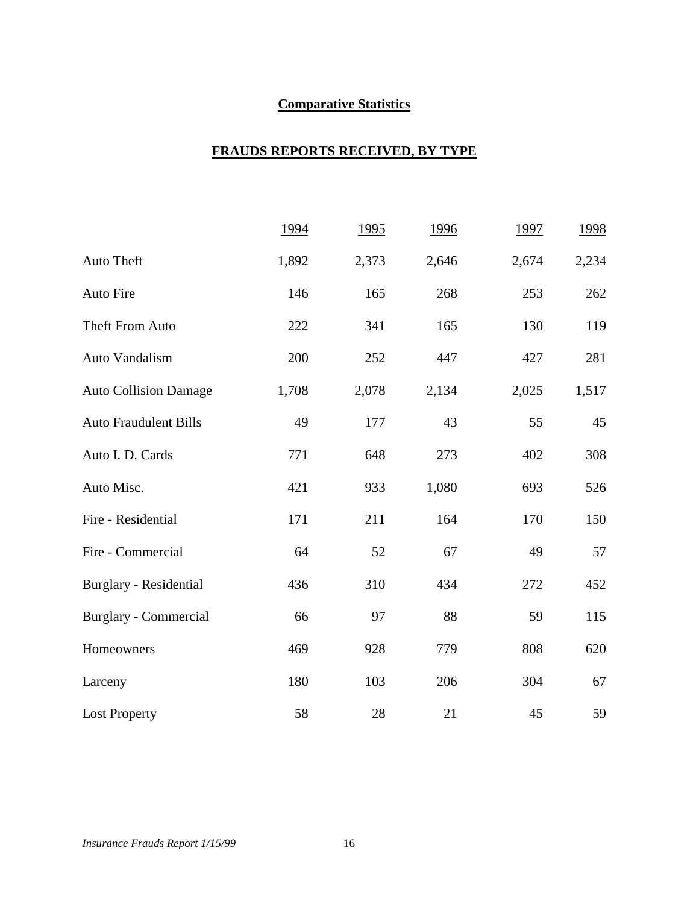**Comparative Statistics**

**FRAUDS REPORTS RECEIVED, BY TYPE**

| | 1994 | 1995 | 1996 | 1997 | 1998 |
|---|---|---|---|---|---|
| Auto Theft | 1,892 | 2,373 | 2,646 | 2,674 | 2,234 |
| Auto Fire | 146 | 165 | 268 | 253 | 262 |
| Theft From Auto | 222 | 341 | 165 | 130 | 119 |
| Auto Vandalism | 200 | 252 | 447 | 427 | 281 |
| Auto Collision Damage | 1,708 | 2,078 | 2,134 | 2,025 | 1,517 |
| Auto Fraudulent Bills | 49 | 177 | 43 | 55 | 45 |
| Auto I. D. Cards | 771 | 648 | 273 | 402 | 308 |
| Auto Misc. | 421 | 933 | 1,080 | 693 | 526 |
| Fire - Residential | 171 | 211 | 164 | 170 | 150 |
| Fire - Commercial | 64 | 52 | 67 | 49 | 57 |
| Burglary - Residential | 436 | 310 | 434 | 272 | 452 |
| Burglary - Commercial | 66 | 97 | 88 | 59 | 115 |
| Homeowners | 469 | 928 | 779 | 808 | 620 |
| Larceny | 180 | 103 | 206 | 304 | 67 |
| Lost Property | 58 | 28 | 21 | 45 | 59 |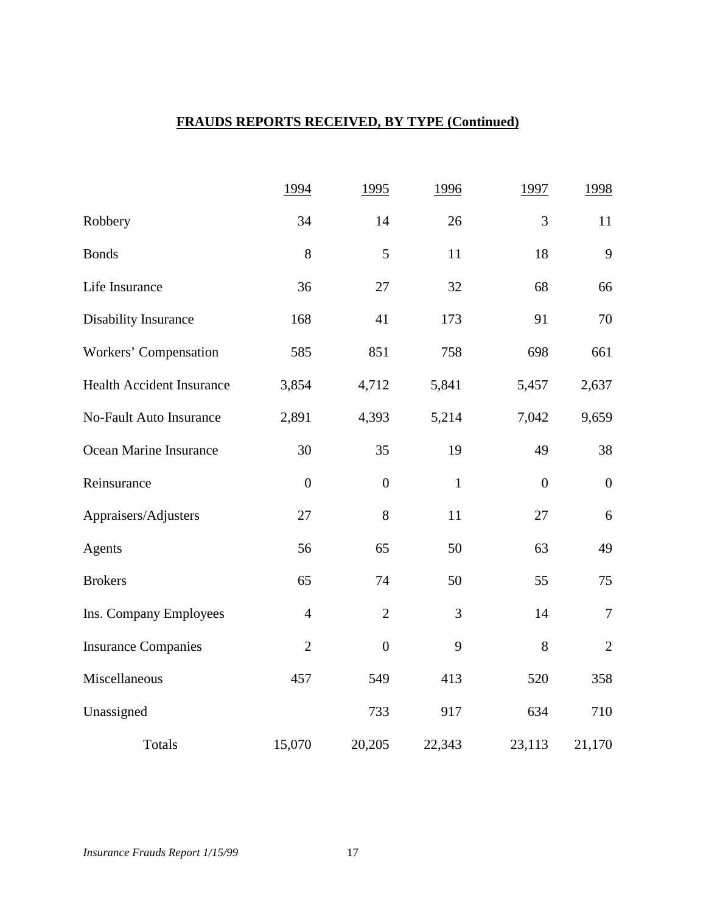**FRAUDS REPORTS RECEIVED, BY TYPE (Continued)**

| | 1994 | 1995 | 1996 | 1997 | 1998 |
|---|---|---|---|---|---|
| Robbery | 34 | 14 | 26 | 3 | 11 |
| Bonds | 8 | 5 | 11 | 18 | 9 |
| Life Insurance | 36 | 27 | 32 | 68 | 66 |
| Disability Insurance | 168 | 41 | 173 | 91 | 70 |
| Workers' Compensation | 585 | 851 | 758 | 698 | 661 |
| Health Accident Insurance | 3,854 | 4,712 | 5,841 | 5,457 | 2,637 |
| No-Fault Auto Insurance | 2,891 | 4,393 | 5,214 | 7,042 | 9,659 |
| Ocean Marine Insurance | 30 | 35 | 19 | 49 | 38 |
| Reinsurance | 0 | 0 | 1 | 0 | 0 |
| Appraisers/Adjusters | 27 | 8 | 11 | 27 | 6 |
| Agents | 56 | 65 | 50 | 63 | 49 |
| Brokers | 65 | 74 | 50 | 55 | 75 |
| Ins. Company Employees | 4 | 2 | 3 | 14 | 7 |
| Insurance Companies | 2 | 0 | 9 | 8 | 2 |
| Miscellaneous | 457 | 549 | 413 | 520 | 358 |
| Unassigned | | 733 | 917 | 634 | 710 |
| Totals | 15,070 | 20,205 | 22,343 | 23,113 | 21,170 |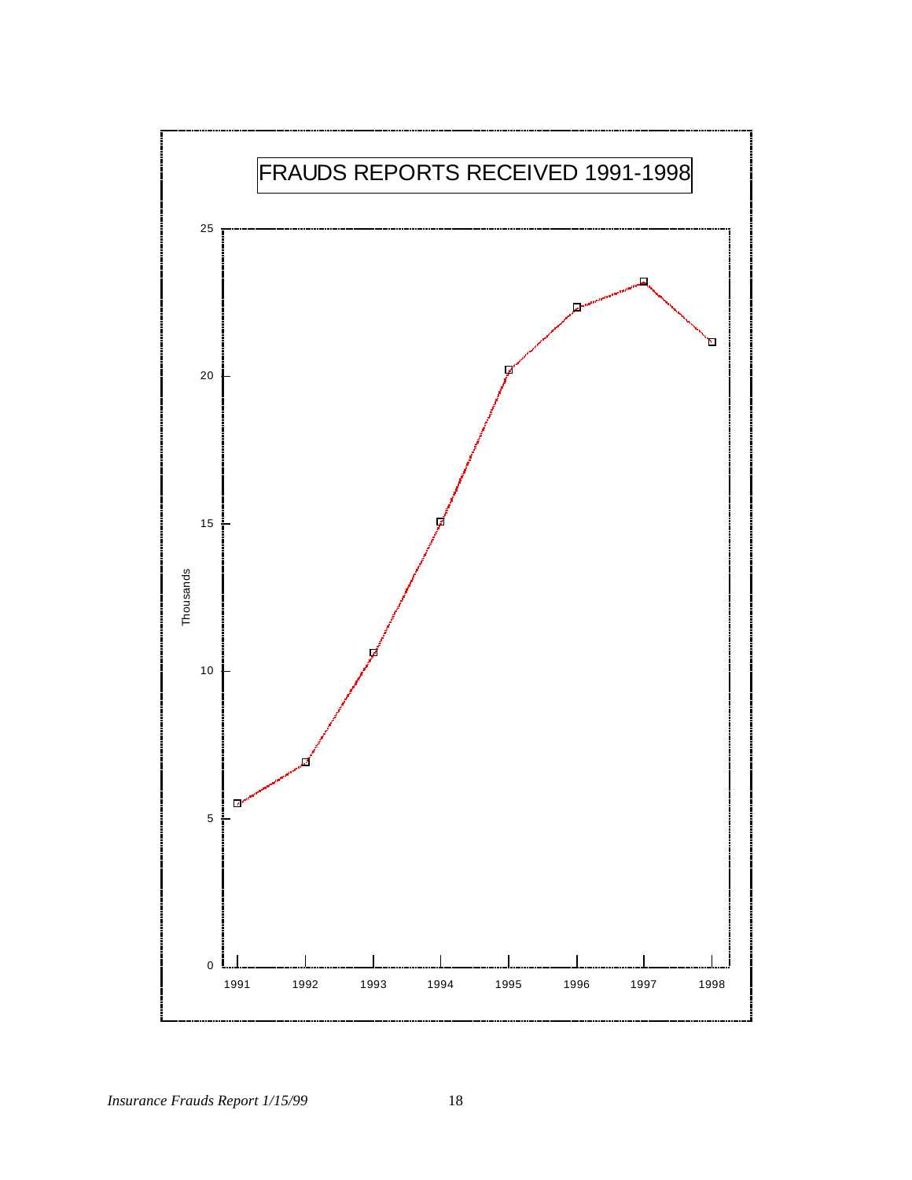FRAUDS REPORTS RECEIVED 1991-1998

Thousands

25

20

15

10

5

0

1991 1992 1993 1994 1995 1996 1997 1998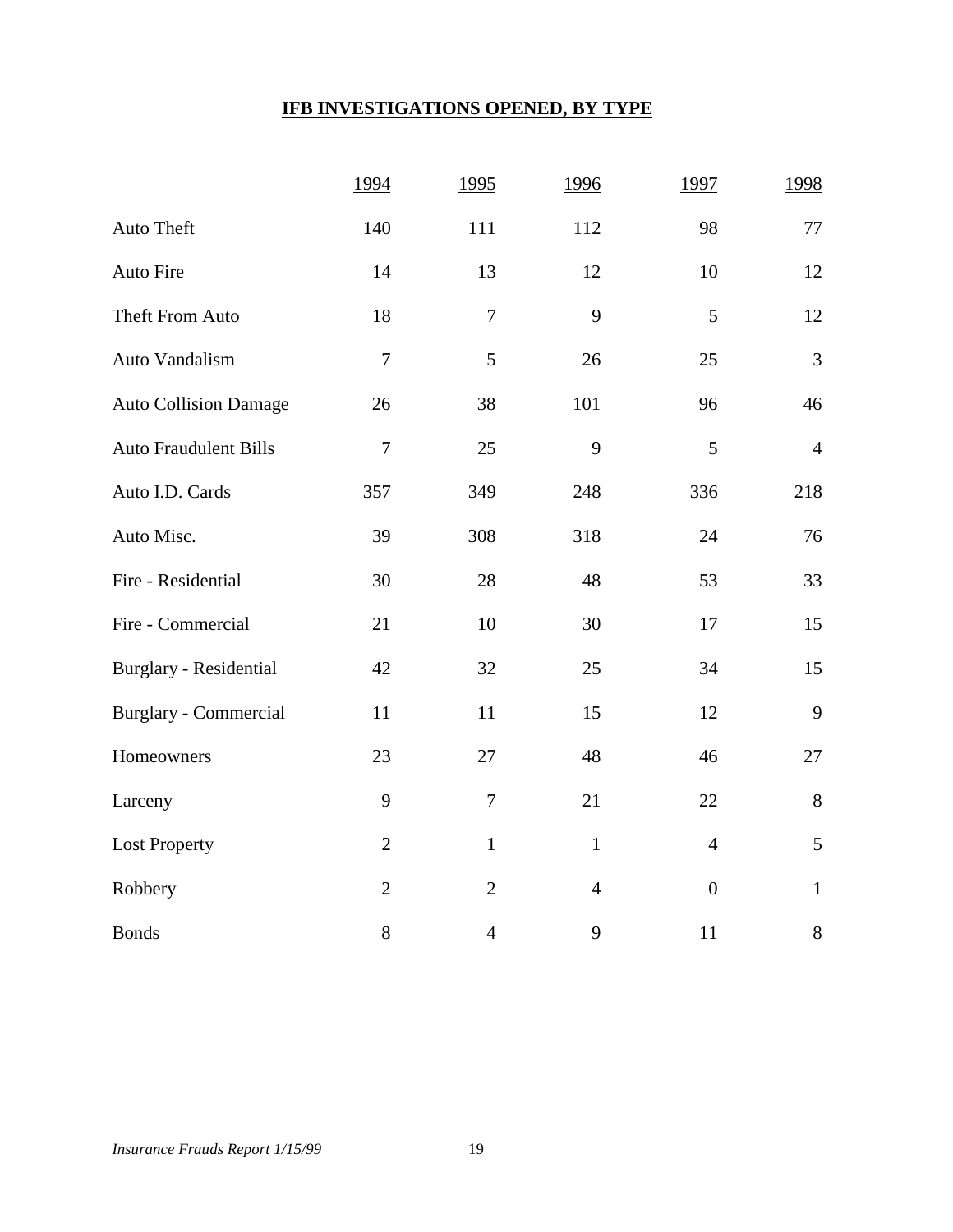## IFB INVESTIGATIONS OPENED, BY TYPE

| | 1994 | 1995 | 1996 | 1997 | 1998 |
|---|---|---|---|---|---|
| Auto Theft | 140 | 111 | 112 | 98 | 77 |
| Auto Fire | 14 | 13 | 12 | 10 | 12 |
| Theft From Auto | 18 | 7 | 9 | 5 | 12 |
| Auto Vandalism | 7 | 5 | 26 | 25 | 3 |
| Auto Collision Damage | 26 | 38 | 101 | 96 | 46 |
| Auto Fraudulent Bills | 7 | 25 | 9 | 5 | 4 |
| Auto I.D. Cards | 357 | 349 | 248 | 336 | 218 |
| Auto Misc. | 39 | 308 | 318 | 24 | 76 |
| Fire - Residential | 30 | 28 | 48 | 53 | 33 |
| Fire - Commercial | 21 | 10 | 30 | 17 | 15 |
| Burglary - Residential | 42 | 32 | 25 | 34 | 15 |
| Burglary - Commercial | 11 | 11 | 15 | 12 | 9 |
| Homeowners | 23 | 27 | 48 | 46 | 27 |
| Larceny | 9 | 7 | 21 | 22 | 8 |
| Lost Property | 2 | 1 | 1 | 4 | 5 |
| Robbery | 2 | 2 | 4 | 0 | 1 |
| Bonds | 8 | 4 | 9 | 11 | 8 |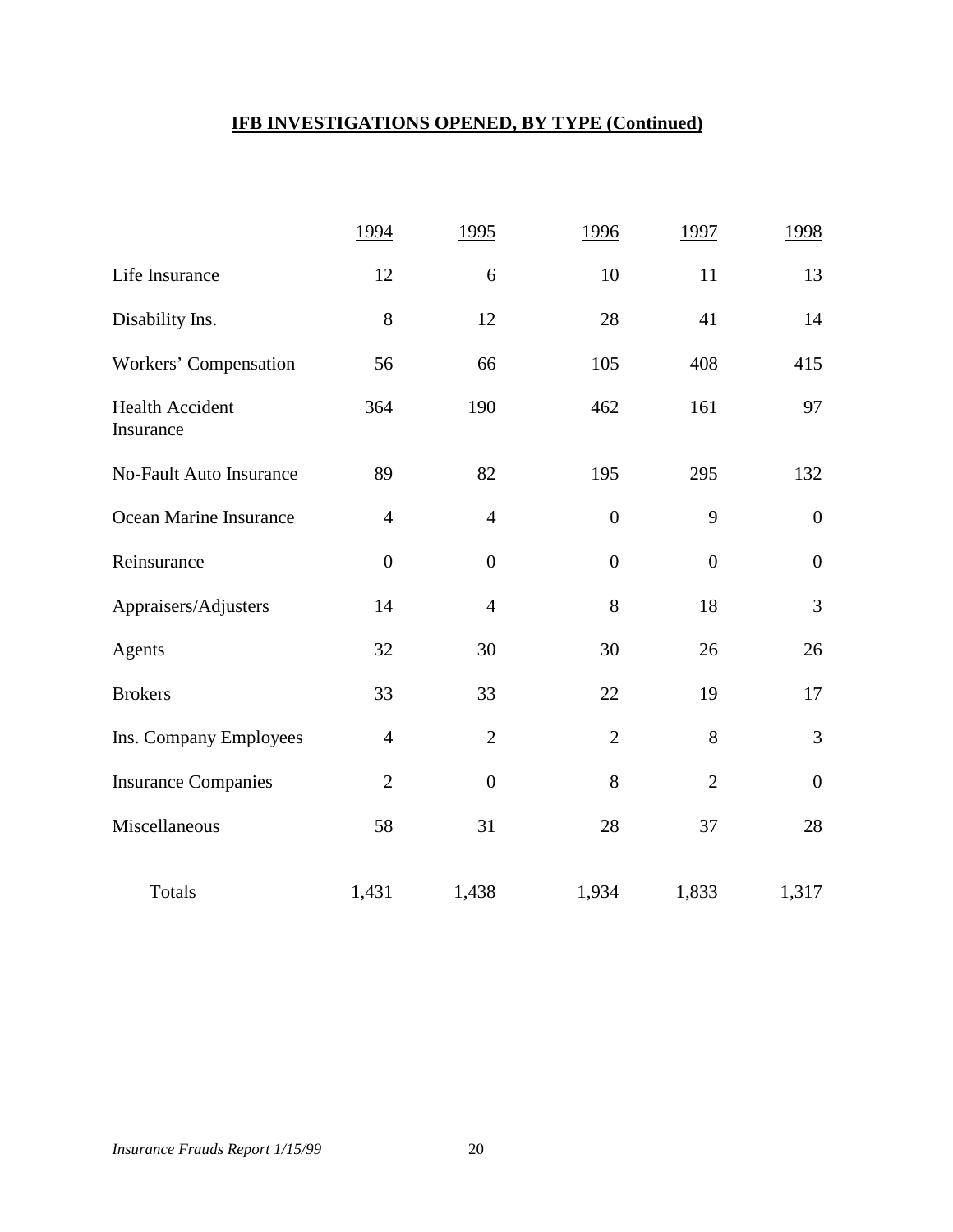**IFB INVESTIGATIONS OPENED, BY TYPE (Continued)**

| | 1994 | 1995 | 1996 | 1997 | 1998 |
|---|---|---|---|---|---|
| Life Insurance | 12 | 6 | 10 | 11 | 13 |
| Disability Ins. | 8 | 12 | 28 | 41 | 14 |
| Workers' Compensation | 56 | 66 | 105 | 408 | 415 |
| Health Accident Insurance | 364 | 190 | 462 | 161 | 97 |
| No-Fault Auto Insurance | 89 | 82 | 195 | 295 | 132 |
| Ocean Marine Insurance | 4 | 4 | 0 | 9 | 0 |
| Reinsurance | 0 | 0 | 0 | 0 | 0 |
| Appraisers/Adjusters | 14 | 4 | 8 | 18 | 3 |
| Agents | 32 | 30 | 30 | 26 | 26 |
| Brokers | 33 | 33 | 22 | 19 | 17 |
| Ins. Company Employees | 4 | 2 | 2 | 8 | 3 |
| Insurance Companies | 2 | 0 | 8 | 2 | 0 |
| Miscellaneous | 58 | 31 | 28 | 37 | 28 |
| Totals | 1,431 | 1,438 | 1,934 | 1,833 | 1,317 |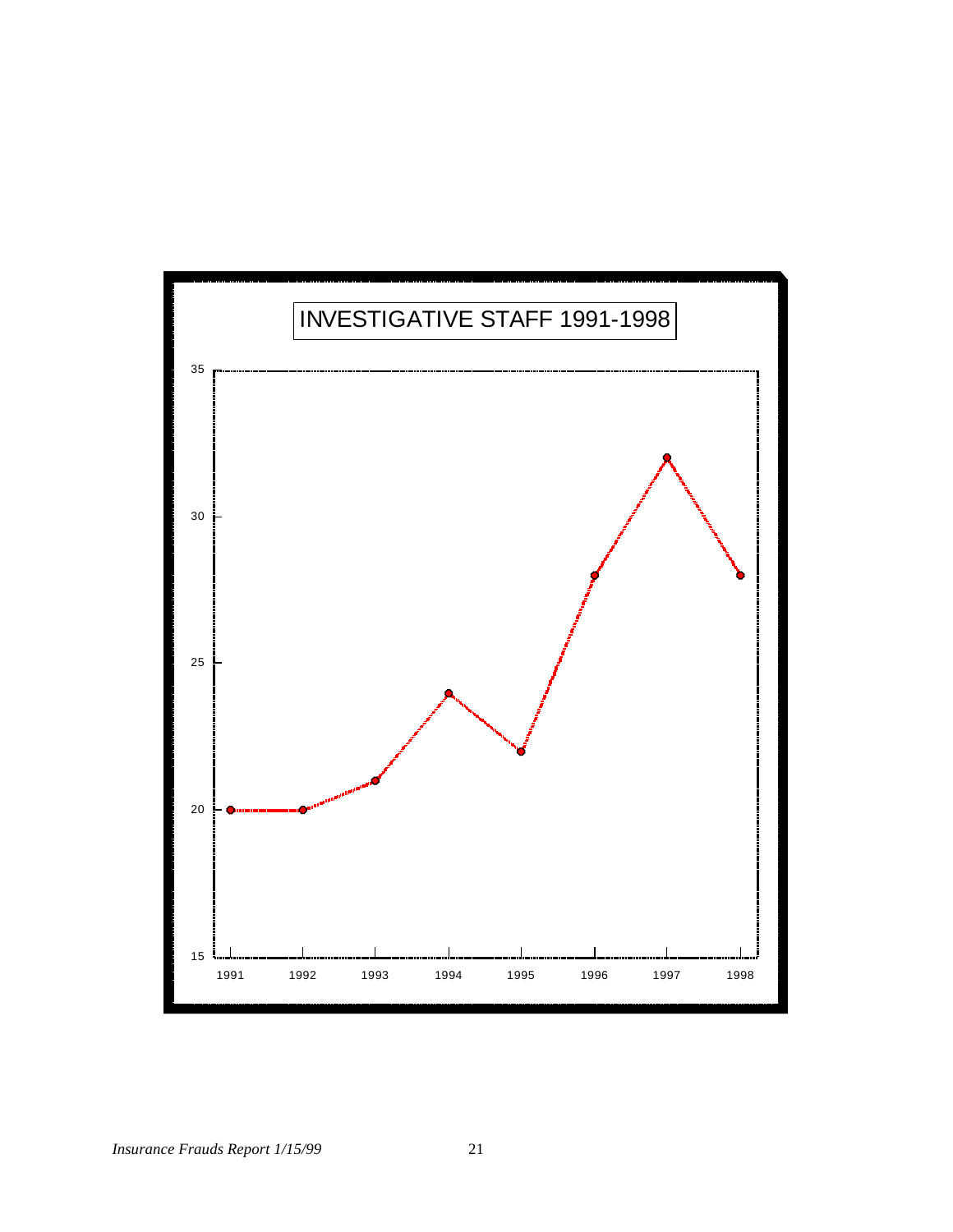INVESTIGATIVE STAFF 1991-1998

| Year | Staff |
| --- | --- |
| 1991 | 20 |
| 1992 | 20 |
| 1993 | 21 |
| 1994 | 24 |
| 1995 | 22 |
| 1996 | 28 |
| 1997 | 32 |
| 1998 | 28 |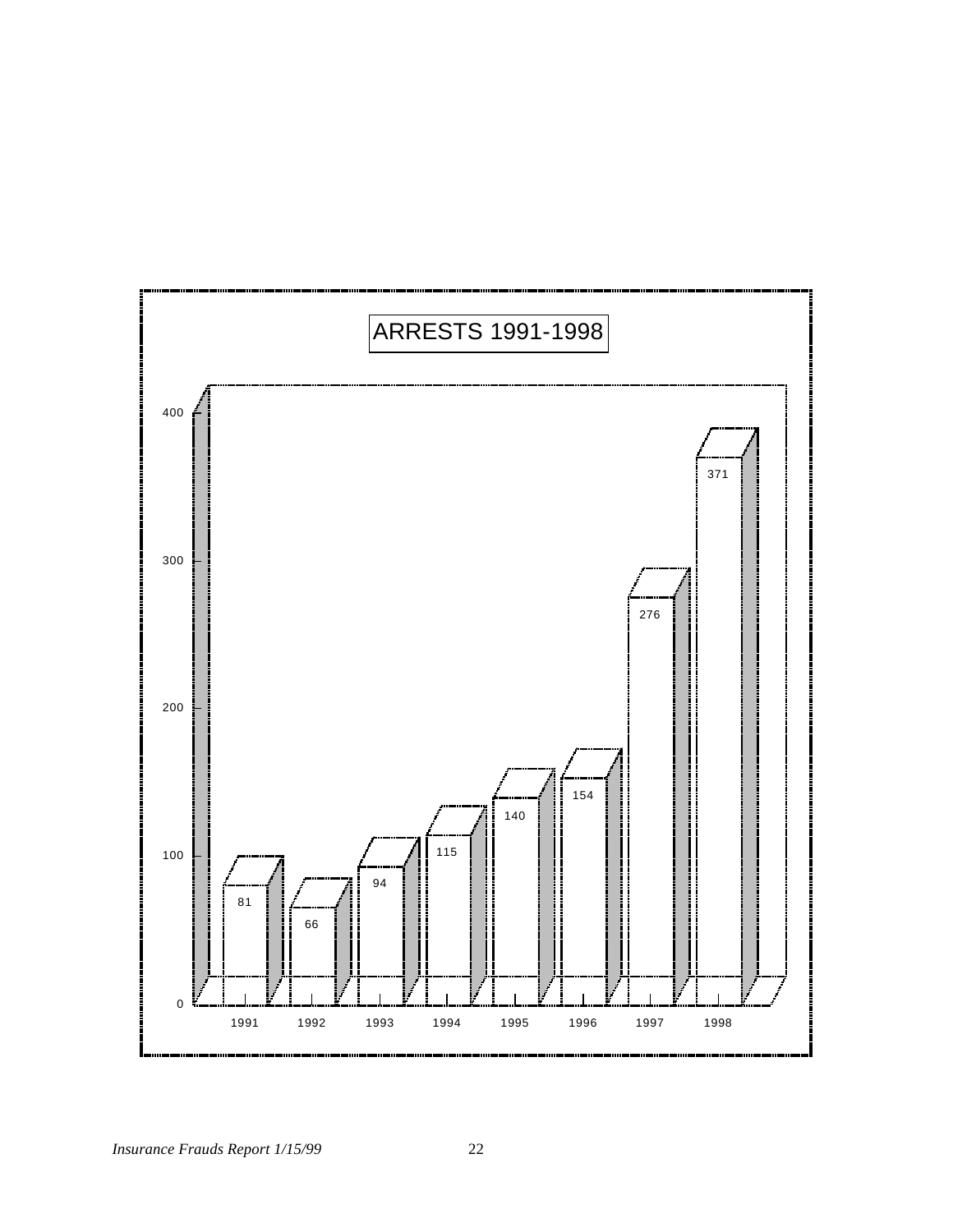## ARRESTS 1991-1998

| Year | Arrests |
|---|---|
| 1991 | 81 |
| 1992 | 66 |
| 1993 | 94 |
| 1994 | 115 |
| 1995 | 140 |
| 1996 | 154 |
| 1997 | 276 |
| 1998 | 371 |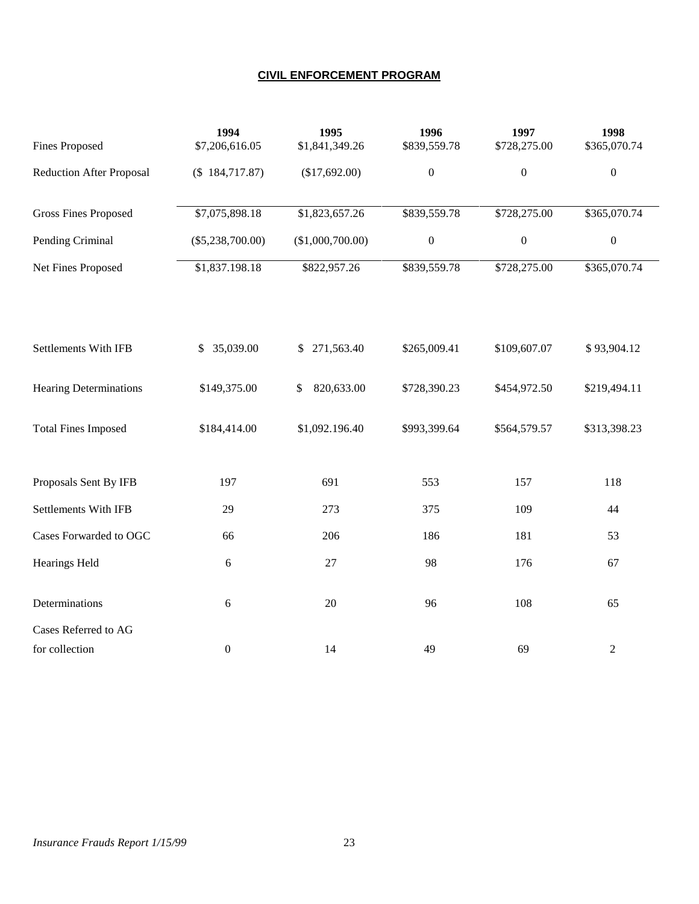## CIVIL ENFORCEMENT PROGRAM

| | 1994 | 1995 | 1996 | 1997 | 1998 |
|---|---|---|---|---|---|
| Fines Proposed | $7,206,616.05 | $1,841,349.26 | $839,559.78 | $728,275.00 | $365,070.74 |
| Reduction After Proposal | ($ 184,717.87) | ($17,692.00) | 0 | 0 | 0 |
| Gross Fines Proposed | $7,075,898.18 | $1,823,657.26 | $839,559.78 | $728,275.00 | $365,070.74 |
| Pending Criminal | ($5,238,700.00) | ($1,000,700.00) | 0 | 0 | 0 |
| Net Fines Proposed | $1,837.198.18 | $822,957.26 | $839,559.78 | $728,275.00 | $365,070.74 |
| | | | | | |
| Settlements With IFB | $ 35,039.00 | $ 271,563.40 | $265,009.41 | $109,607.07 | $ 93,904.12 |
| Hearing Determinations | $149,375.00 | $ 820,633.00 | $728,390.23 | $454,972.50 | $219,494.11 |
| Total Fines Imposed | $184,414.00 | $1,092.196.40 | $993,399.64 | $564,579.57 | $313,398.23 |
| | | | | | |
| Proposals Sent By IFB | 197 | 691 | 553 | 157 | 118 |
| Settlements With IFB | 29 | 273 | 375 | 109 | 44 |
| Cases Forwarded to OGC | 66 | 206 | 186 | 181 | 53 |
| Hearings Held | 6 | 27 | 98 | 176 | 67 |
| Determinations | 6 | 20 | 96 | 108 | 65 |
| Cases Referred to AG for collection | 0 | 14 | 49 | 69 | 2 |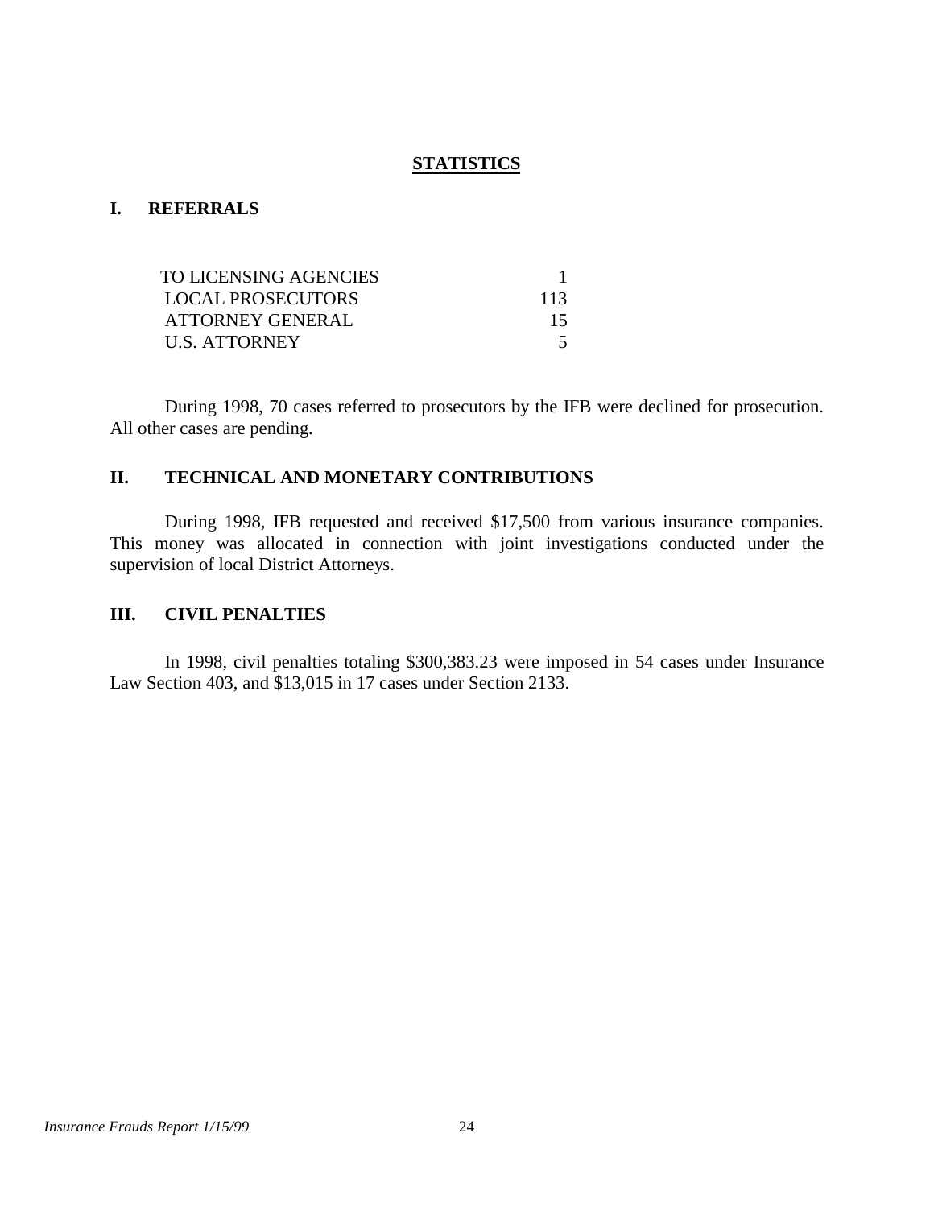# STATISTICS

## I. REFERRALS

| | |
|---|---|
| TO LICENSING AGENCIES | 1 |
| LOCAL PROSECUTORS | 113 |
| ATTORNEY GENERAL | 15 |
| U.S. ATTORNEY | 5 |

During 1998, 70 cases referred to prosecutors by the IFB were declined for prosecution. All other cases are pending.

## II. TECHNICAL AND MONETARY CONTRIBUTIONS

During 1998, IFB requested and received $17,500 from various insurance companies. This money was allocated in connection with joint investigations conducted under the supervision of local District Attorneys.

## III. CIVIL PENALTIES

In 1998, civil penalties totaling $300,383.23 were imposed in 54 cases under Insurance Law Section 403, and $13,015 in 17 cases under Section 2133.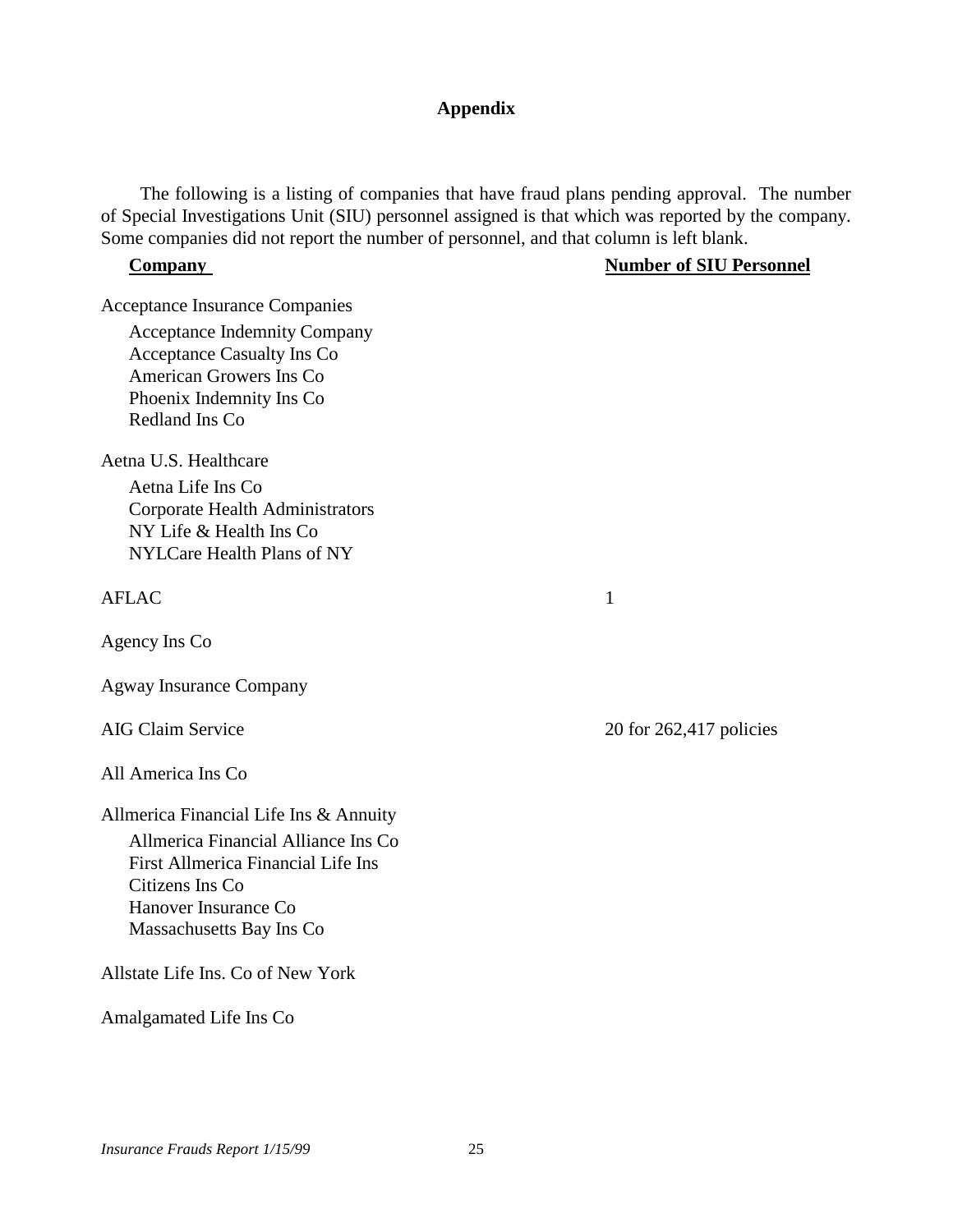## Appendix

The following is a listing of companies that have fraud plans pending approval. The number of Special Investigations Unit (SIU) personnel assigned is that which was reported by the company. Some companies did not report the number of personnel, and that column is left blank.

| Company | Number of SIU Personnel |
| --- | --- |
| Acceptance Insurance Companies | |
| Acceptance Indemnity Company | |
| Acceptance Casualty Ins Co | |
| American Growers Ins Co | |
| Phoenix Indemnity Ins Co | |
| Redland Ins Co | |
| Aetna U.S. Healthcare | |
| Aetna Life Ins Co | |
| Corporate Health Administrators | |
| NY Life & Health Ins Co | |
| NYLCare Health Plans of NY | |
| AFLAC | 1 |
| Agency Ins Co | |
| Agway Insurance Company | |
| AIG Claim Service | 20 for 262,417 policies |
| All America Ins Co | |
| Allmerica Financial Life Ins & Annuity | |
| Allmerica Financial Alliance Ins Co | |
| First Allmerica Financial Life Ins | |
| Citizens Ins Co | |
| Hanover Insurance Co | |
| Massachusetts Bay Ins Co | |
| Allstate Life Ins. Co of New York | |
| Amalgamated Life Ins Co | |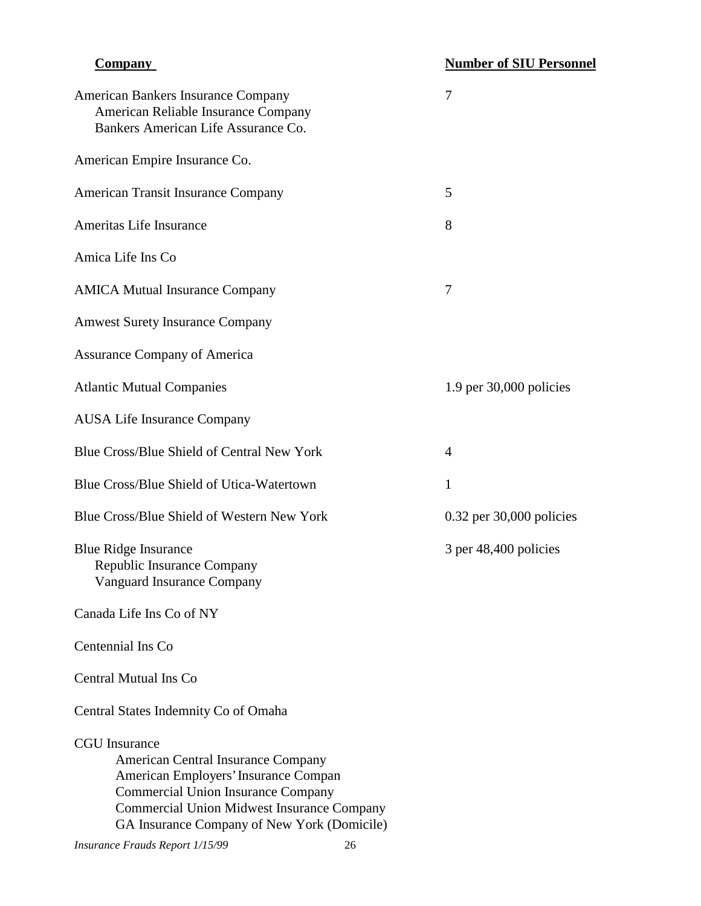| Company | Number of SIU Personnel |
|---|---|
| American Bankers Insurance Company<br>American Reliable Insurance Company<br>Bankers American Life Assurance Co. | 7 |
| American Empire Insurance Co. | |
| American Transit Insurance Company | 5 |
| Ameritas Life Insurance | 8 |
| Amica Life Ins Co | |
| AMICA Mutual Insurance Company | 7 |
| Amwest Surety Insurance Company | |
| Assurance Company of America | |
| Atlantic Mutual Companies | 1.9 per 30,000 policies |
| AUSA Life Insurance Company | |
| Blue Cross/Blue Shield of Central New York | 4 |
| Blue Cross/Blue Shield of Utica-Watertown | 1 |
| Blue Cross/Blue Shield of Western New York | 0.32 per 30,000 policies |
| Blue Ridge Insurance<br>Republic Insurance Company<br>Vanguard Insurance Company | 3 per 48,400 policies |
| Canada Life Ins Co of NY | |
| Centennial Ins Co | |
| Central Mutual Ins Co | |
| Central States Indemnity Co of Omaha | |
| CGU Insurance<br>American Central Insurance Company<br>American Employers' Insurance Compan<br>Commercial Union Insurance Company<br>Commercial Union Midwest Insurance Company<br>GA Insurance Company of New York (Domicile) | |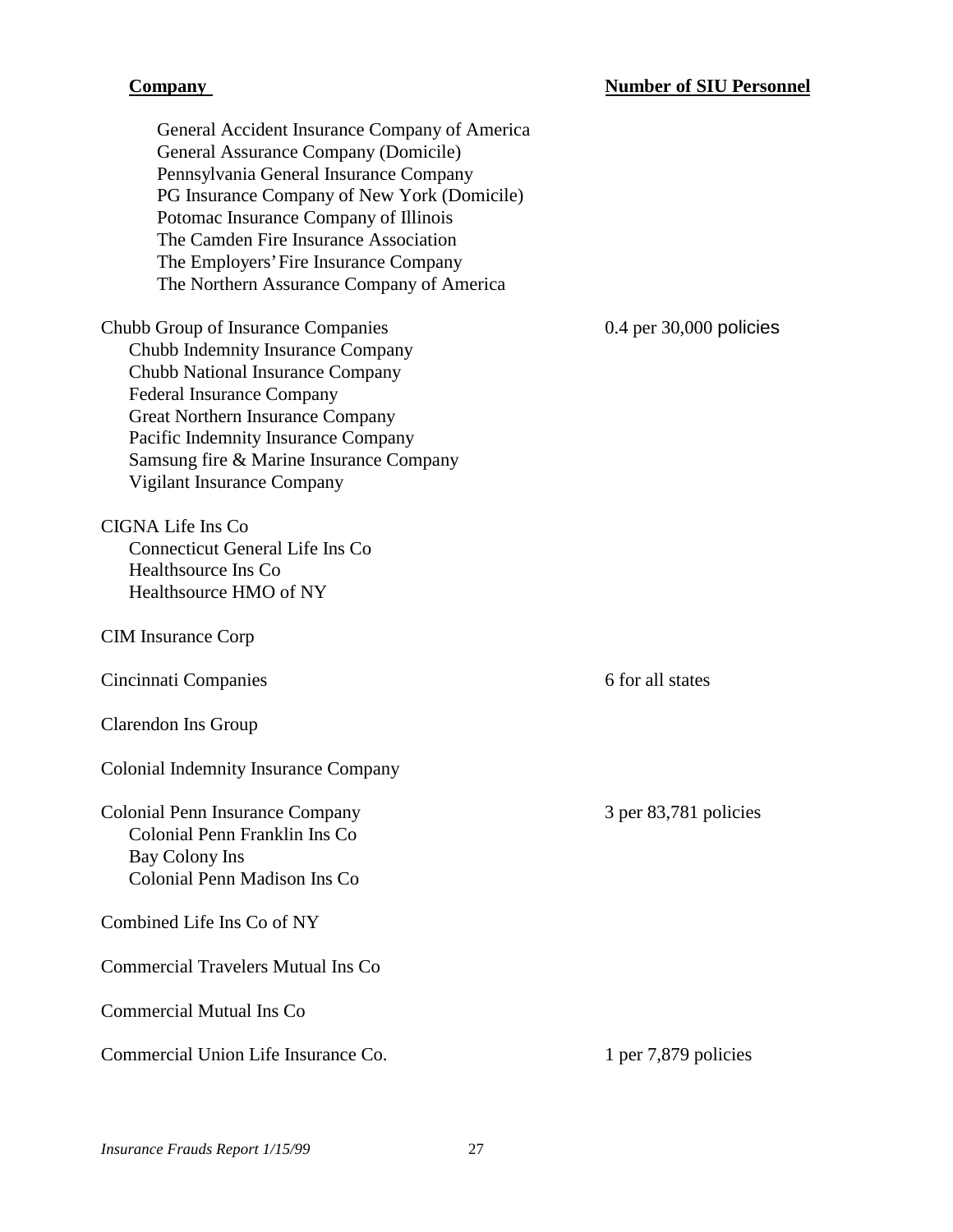| Company | Number of SIU Personnel |
|---|---|
| General Accident Insurance Company of America | |
| General Assurance Company (Domicile) | |
| Pennsylvania General Insurance Company | |
| PG Insurance Company of New York (Domicile) | |
| Potomac Insurance Company of Illinois | |
| The Camden Fire Insurance Association | |
| The Employers' Fire Insurance Company | |
| The Northern Assurance Company of America | |
| Chubb Group of Insurance Companies | 0.4 per 30,000 policies |
| Chubb Indemnity Insurance Company | |
| Chubb National Insurance Company | |
| Federal Insurance Company | |
| Great Northern Insurance Company | |
| Pacific Indemnity Insurance Company | |
| Samsung fire & Marine Insurance Company | |
| Vigilant Insurance Company | |
| CIGNA Life Ins Co | |
| Connecticut General Life Ins Co | |
| Healthsource Ins Co | |
| Healthsource HMO of NY | |
| CIM Insurance Corp | |
| Cincinnati Companies | 6 for all states |
| Clarendon Ins Group | |
| Colonial Indemnity Insurance Company | |
| Colonial Penn Insurance Company | 3 per 83,781 policies |
| Colonial Penn Franklin Ins Co | |
| Bay Colony Ins | |
| Colonial Penn Madison Ins Co | |
| Combined Life Ins Co of NY | |
| Commercial Travelers Mutual Ins Co | |
| Commercial Mutual Ins Co | |
| Commercial Union Life Insurance Co. | 1 per 7,879 policies |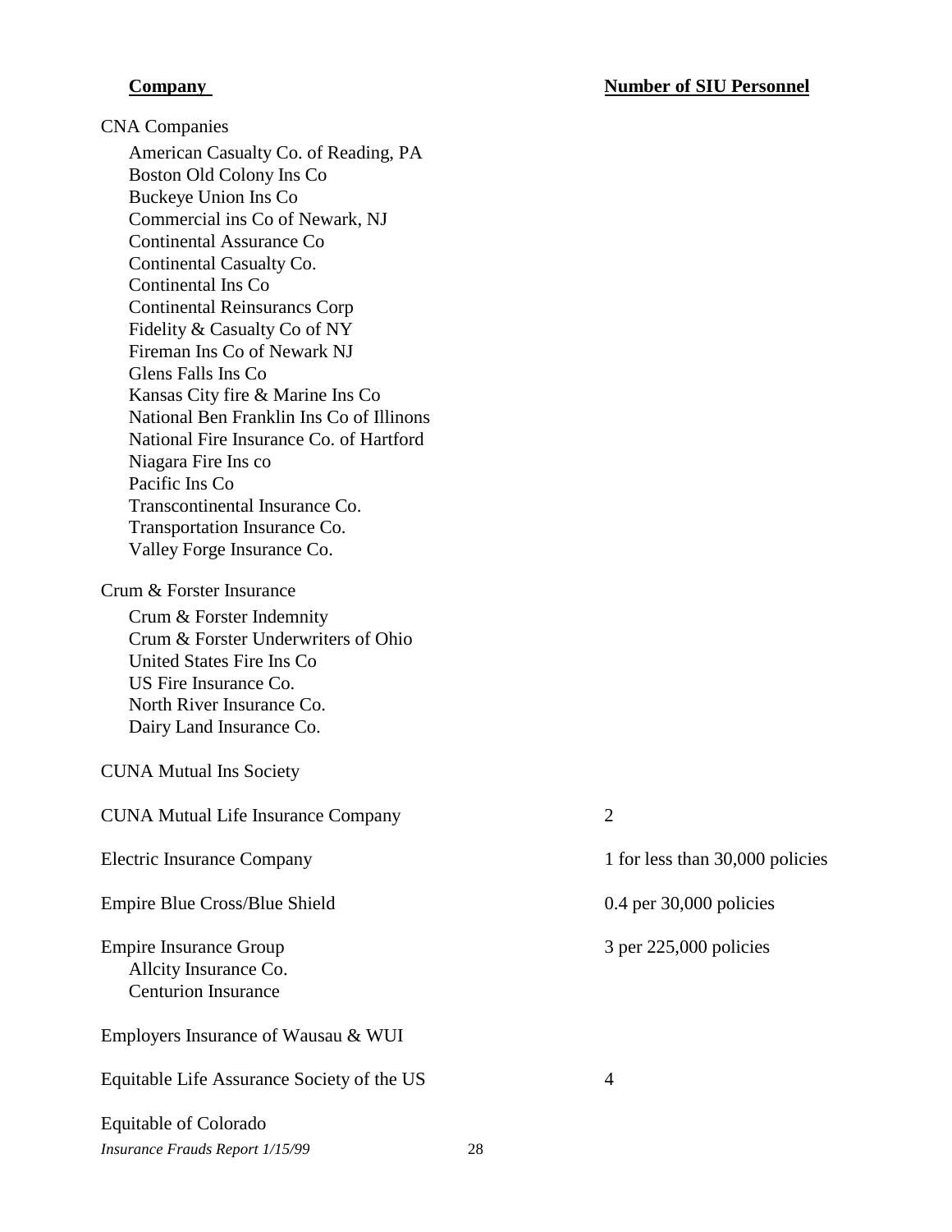| Company | Number of SIU Personnel |
|---|---|
| CNA Companies | |
| American Casualty Co. of Reading, PA | |
| Boston Old Colony Ins Co | |
| Buckeye Union Ins Co | |
| Commercial ins Co of Newark, NJ | |
| Continental Assurance Co | |
| Continental Casualty Co. | |
| Continental Ins Co | |
| Continental Reinsurancs Corp | |
| Fidelity & Casualty Co of NY | |
| Fireman Ins Co of Newark NJ | |
| Glens Falls Ins Co | |
| Kansas City fire & Marine Ins Co | |
| National Ben Franklin Ins Co of Illinons | |
| National Fire Insurance Co. of Hartford | |
| Niagara Fire Ins co | |
| Pacific Ins Co | |
| Transcontinental Insurance Co. | |
| Transportation Insurance Co. | |
| Valley Forge Insurance Co. | |
| Crum & Forster Insurance | |
| Crum & Forster Indemnity | |
| Crum & Forster Underwriters of Ohio | |
| United States Fire Ins Co | |
| US Fire Insurance Co. | |
| North River Insurance Co. | |
| Dairy Land Insurance Co. | |
| CUNA Mutual Ins Society | |
| CUNA Mutual Life Insurance Company | 2 |
| Electric Insurance Company | 1 for less than 30,000 policies |
| Empire Blue Cross/Blue Shield | 0.4 per 30,000 policies |
| Empire Insurance Group | 3 per 225,000 policies |
| Allcity Insurance Co. | |
| Centurion Insurance | |
| Employers Insurance of Wausau & WUI | |
| Equitable Life Assurance Society of the US | 4 |
| Equitable of Colorado | |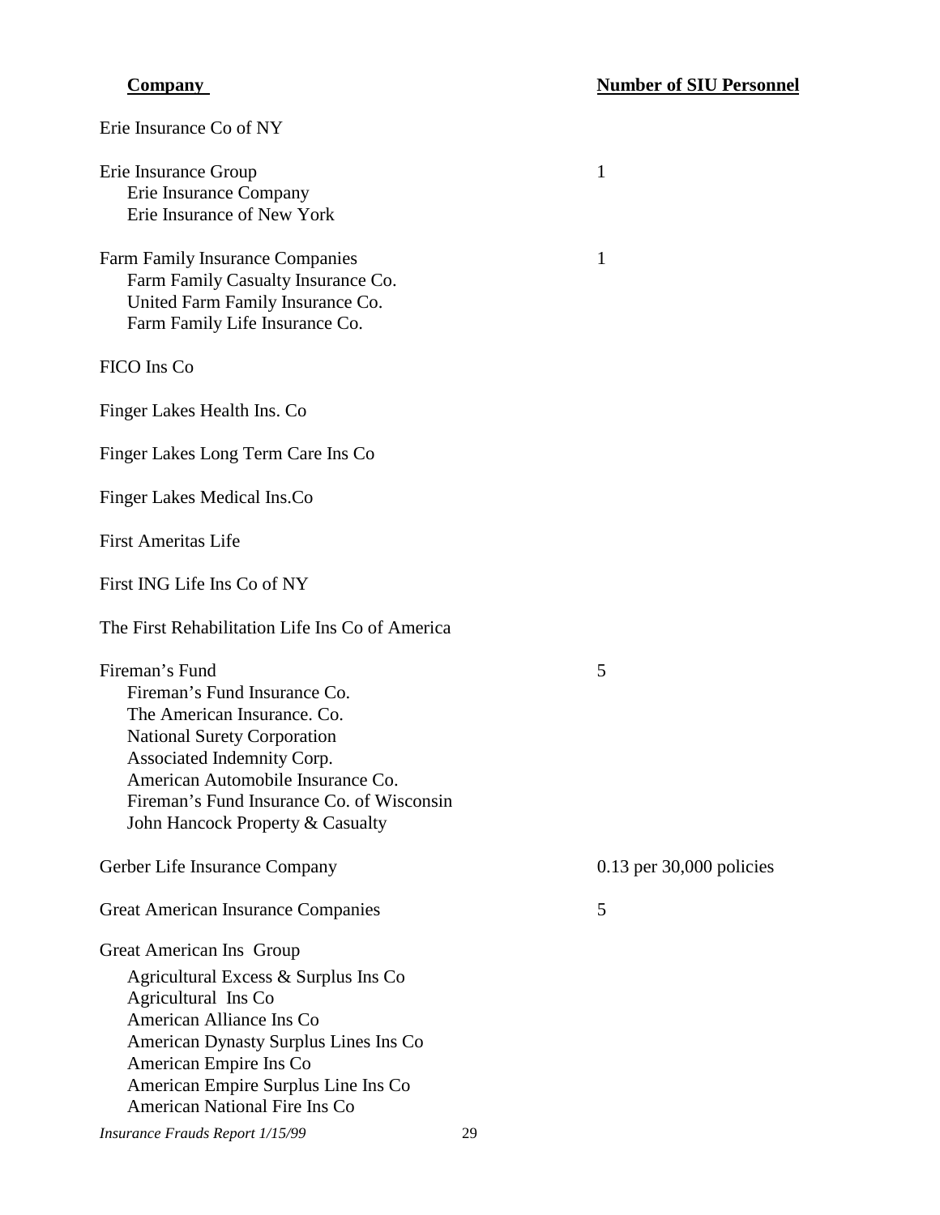| Company | Number of SIU Personnel |
|---|---|
| Erie Insurance Co of NY | |
| Erie Insurance Group<br>Erie Insurance Company<br>Erie Insurance of New York | 1 |
| Farm Family Insurance Companies<br>Farm Family Casualty Insurance Co.<br>United Farm Family Insurance Co.<br>Farm Family Life Insurance Co. | 1 |
| FICO Ins Co | |
| Finger Lakes Health Ins. Co | |
| Finger Lakes Long Term Care Ins Co | |
| Finger Lakes Medical Ins.Co | |
| First Ameritas Life | |
| First ING Life Ins Co of NY | |
| The First Rehabilitation Life Ins Co of America | |
| Fireman's Fund<br>Fireman's Fund Insurance Co.<br>The American Insurance. Co.<br>National Surety Corporation<br>Associated Indemnity Corp.<br>American Automobile Insurance Co.<br>Fireman's Fund Insurance Co. of Wisconsin<br>John Hancock Property & Casualty | 5 |
| Gerber Life Insurance Company | 0.13 per 30,000 policies |
| Great American Insurance Companies | 5 |
| Great American Ins Group<br>Agricultural Excess & Surplus Ins Co<br>Agricultural Ins Co<br>American Alliance Ins Co<br>American Dynasty Surplus Lines Ins Co<br>American Empire Ins Co<br>American Empire Surplus Line Ins Co<br>American National Fire Ins Co | |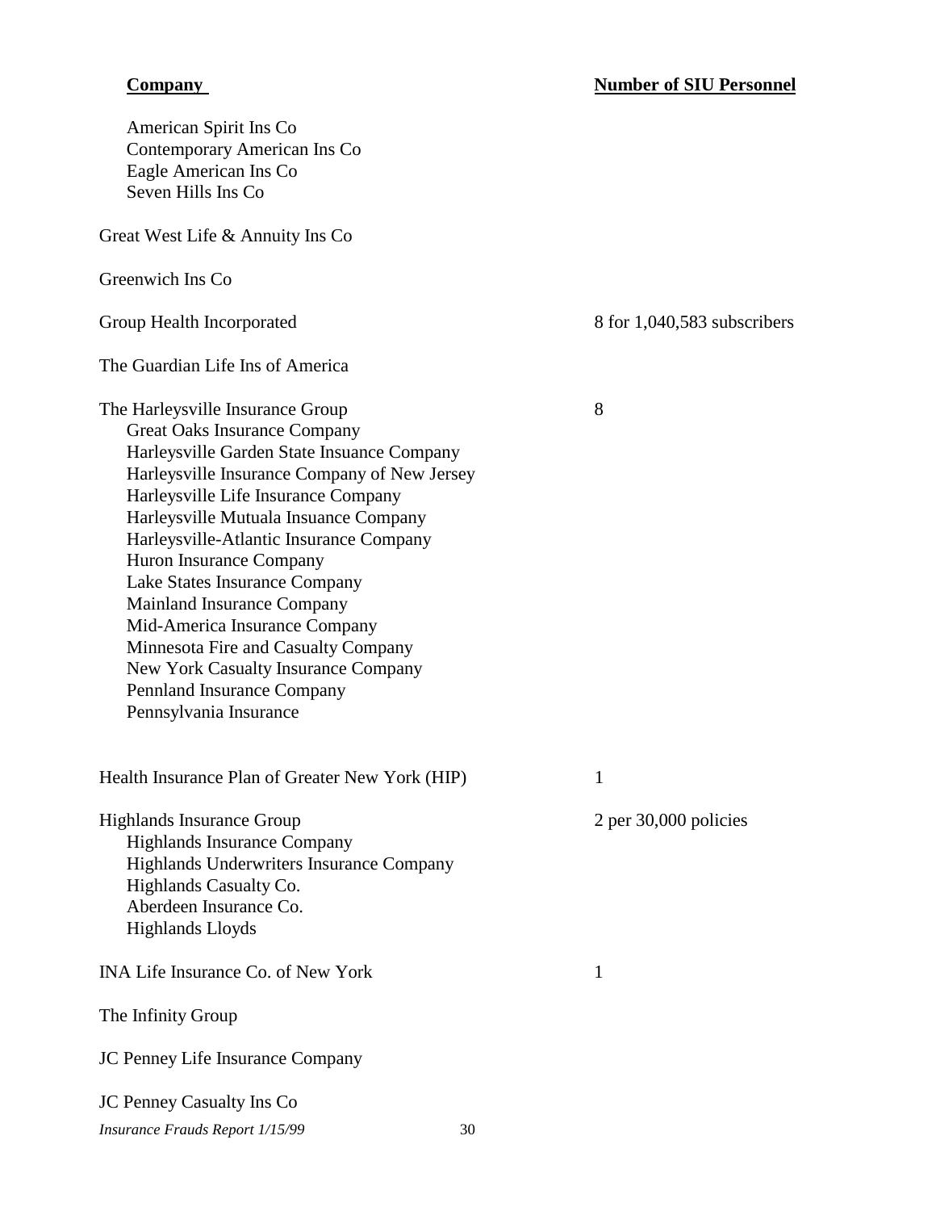| Company | Number of SIU Personnel |
|---|---|
| American Spirit Ins Co | |
| Contemporary American Ins Co | |
| Eagle American Ins Co | |
| Seven Hills Ins Co | |
| Great West Life & Annuity Ins Co | |
| Greenwich Ins Co | |
| Group Health Incorporated | 8 for 1,040,583 subscribers |
| The Guardian Life Ins of America | |
| The Harleysville Insurance Group | 8 |
| Great Oaks Insurance Company | |
| Harleysville Garden State Insuance Company | |
| Harleysville Insurance Company of New Jersey | |
| Harleysville Life Insurance Company | |
| Harleysville Mutuala Insuance Company | |
| Harleysville-Atlantic Insurance Company | |
| Huron Insurance Company | |
| Lake States Insurance Company | |
| Mainland Insurance Company | |
| Mid-America Insurance Company | |
| Minnesota Fire and Casualty Company | |
| New York Casualty Insurance Company | |
| Pennland Insurance Company | |
| Pennsylvania Insurance | |
| Health Insurance Plan of Greater New York (HIP) | 1 |
| Highlands Insurance Group | 2 per 30,000 policies |
| Highlands Insurance Company | |
| Highlands Underwriters Insurance Company | |
| Highlands Casualty Co. | |
| Aberdeen Insurance Co. | |
| Highlands Lloyds | |
| INA Life Insurance Co. of New York | 1 |
| The Infinity Group | |
| JC Penney Life Insurance Company | |
| JC Penney Casualty Ins Co | |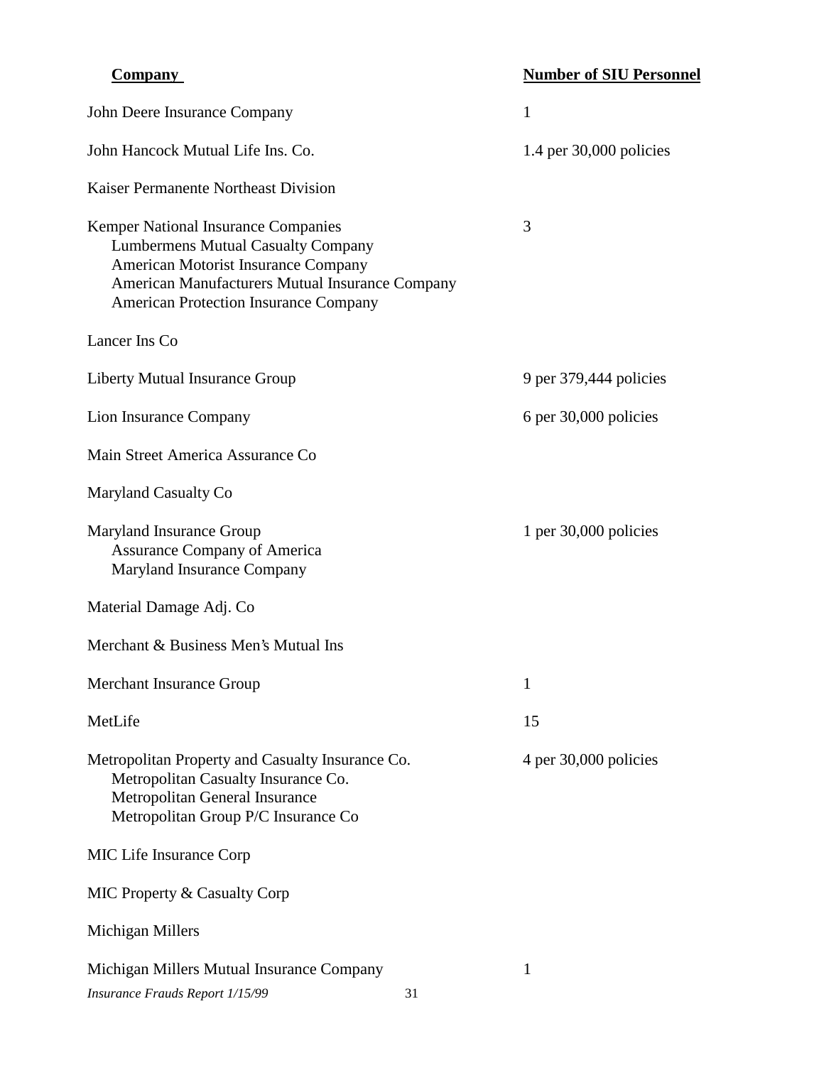| Company | Number of SIU Personnel |
|---|---|
| John Deere Insurance Company | 1 |
| John Hancock Mutual Life Ins. Co. | 1.4 per 30,000 policies |
| Kaiser Permanente Northeast Division | |
| Kemper National Insurance Companies<br>Lumbermens Mutual Casualty Company<br>American Motorist Insurance Company<br>American Manufacturers Mutual Insurance Company<br>American Protection Insurance Company | 3 |
| Lancer Ins Co | |
| Liberty Mutual Insurance Group | 9 per 379,444 policies |
| Lion Insurance Company | 6 per 30,000 policies |
| Main Street America Assurance Co | |
| Maryland Casualty Co | |
| Maryland Insurance Group<br>Assurance Company of America<br>Maryland Insurance Company | 1 per 30,000 policies |
| Material Damage Adj. Co | |
| Merchant & Business Men's Mutual Ins | |
| Merchant Insurance Group | 1 |
| MetLife | 15 |
| Metropolitan Property and Casualty Insurance Co.<br>Metropolitan Casualty Insurance Co.<br>Metropolitan General Insurance<br>Metropolitan Group P/C Insurance Co | 4 per 30,000 policies |
| MIC Life Insurance Corp | |
| MIC Property & Casualty Corp | |
| Michigan Millers | |
| Michigan Millers Mutual Insurance Company | 1 |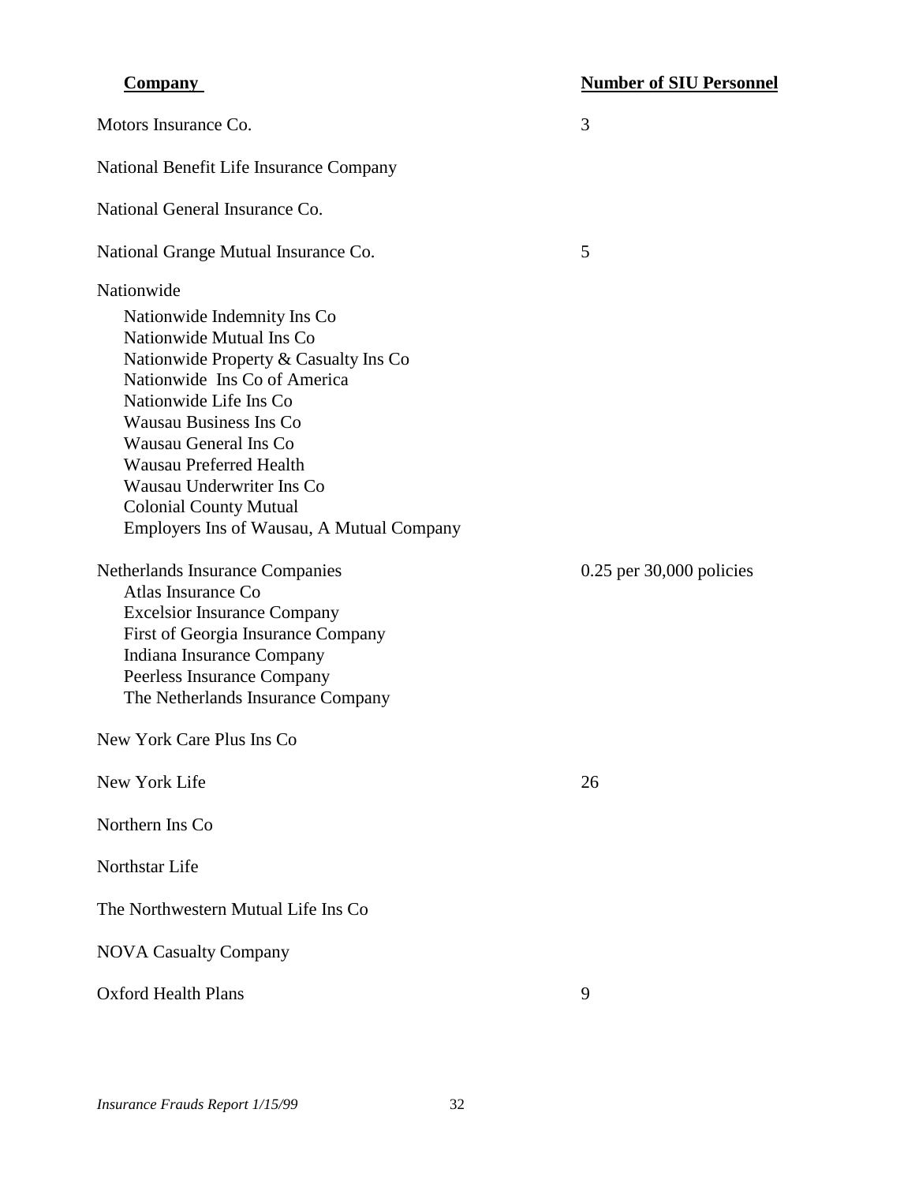| Company | Number of SIU Personnel |
|---|---|
| Motors Insurance Co. | 3 |
| National Benefit Life Insurance Company | |
| National General Insurance Co. | |
| National Grange Mutual Insurance Co. | 5 |
| Nationwide<br>Nationwide Indemnity Ins Co<br>Nationwide Mutual Ins Co<br>Nationwide Property & Casualty Ins Co<br>Nationwide Ins Co of America<br>Nationwide Life Ins Co<br>Wausau Business Ins Co<br>Wausau General Ins Co<br>Wausau Preferred Health<br>Wausau Underwriter Ins Co<br>Colonial County Mutual<br>Employers Ins of Wausau, A Mutual Company | |
| Netherlands Insurance Companies<br>Atlas Insurance Co<br>Excelsior Insurance Company<br>First of Georgia Insurance Company<br>Indiana Insurance Company<br>Peerless Insurance Company<br>The Netherlands Insurance Company | 0.25 per 30,000 policies |
| New York Care Plus Ins Co | |
| New York Life | 26 |
| Northern Ins Co | |
| Northstar Life | |
| The Northwestern Mutual Life Ins Co | |
| NOVA Casualty Company | |
| Oxford Health Plans | 9 |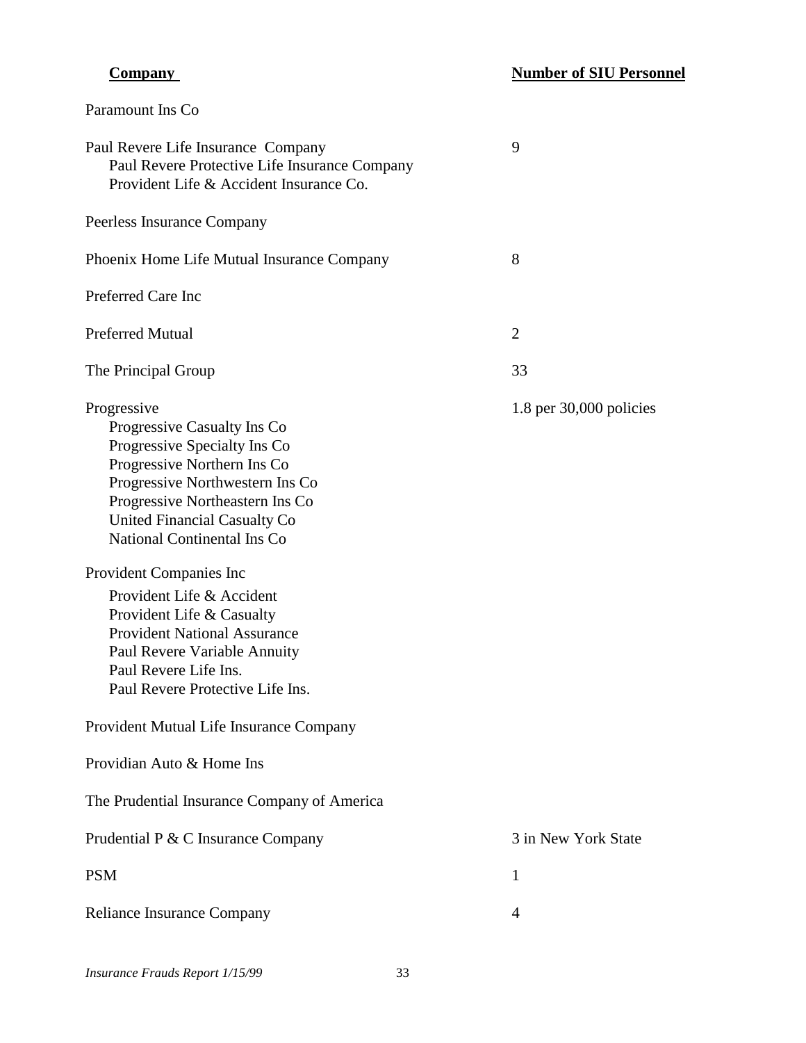| Company | Number of SIU Personnel |
|---|---|
| Paramount Ins Co | |
| Paul Revere Life Insurance Company<br>Paul Revere Protective Life Insurance Company<br>Provident Life & Accident Insurance Co. | 9 |
| Peerless Insurance Company | |
| Phoenix Home Life Mutual Insurance Company | 8 |
| Preferred Care Inc | |
| Preferred Mutual | 2 |
| The Principal Group | 33 |
| Progressive<br>Progressive Casualty Ins Co<br>Progressive Specialty Ins Co<br>Progressive Northern Ins Co<br>Progressive Northwestern Ins Co<br>Progressive Northeastern Ins Co<br>United Financial Casualty Co<br>National Continental Ins Co | 1.8 per 30,000 policies |
| Provident Companies Inc<br>Provident Life & Accident<br>Provident Life & Casualty<br>Provident National Assurance<br>Paul Revere Variable Annuity<br>Paul Revere Life Ins.<br>Paul Revere Protective Life Ins. | |
| Provident Mutual Life Insurance Company | |
| Providian Auto & Home Ins | |
| The Prudential Insurance Company of America | |
| Prudential P & C Insurance Company | 3 in New York State |
| PSM | 1 |
| Reliance Insurance Company | 4 |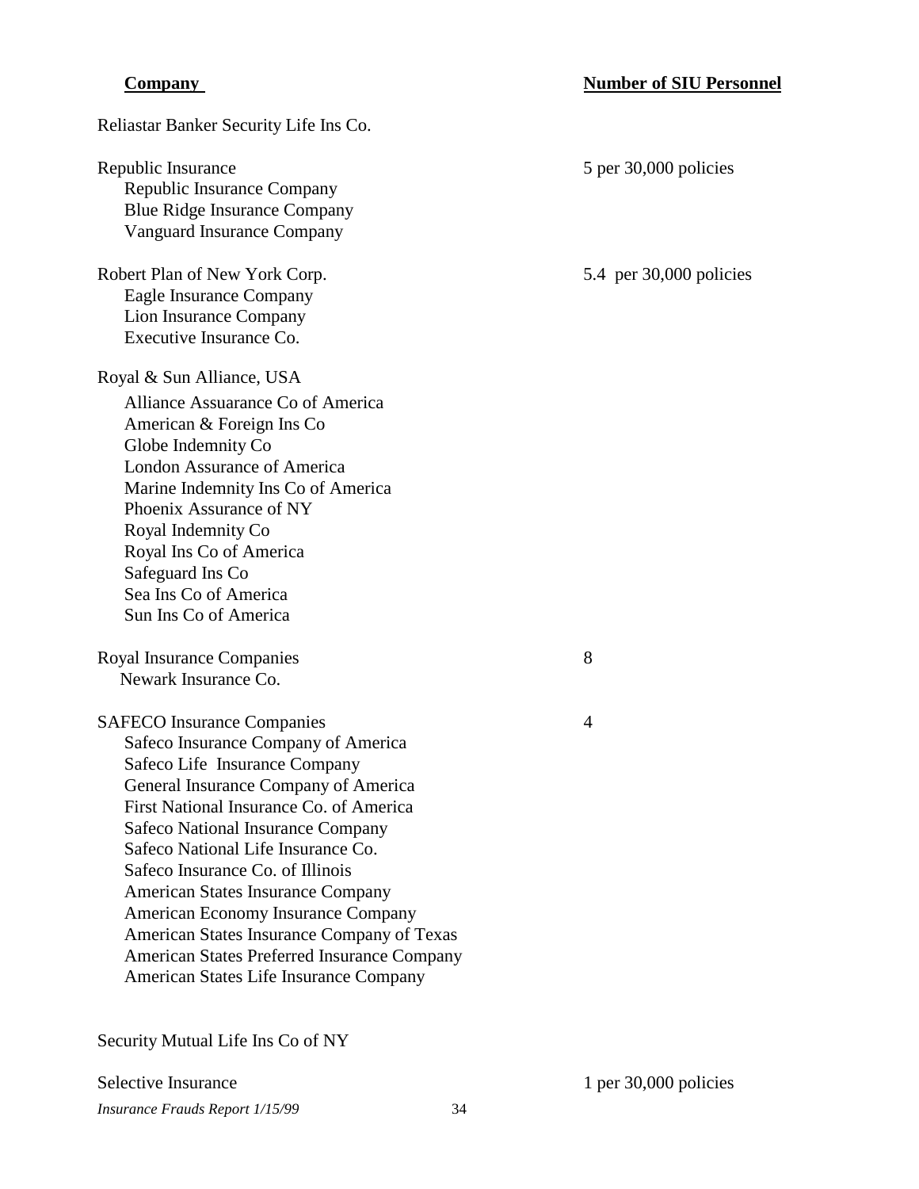| Company | Number of SIU Personnel |
|---|---|
| Reliastar Banker Security Life Ins Co. | |
| Republic Insurance<br>Republic Insurance Company<br>Blue Ridge Insurance Company<br>Vanguard Insurance Company | 5 per 30,000 policies |
| Robert Plan of New York Corp.<br>Eagle Insurance Company<br>Lion Insurance Company<br>Executive Insurance Co. | 5.4 per 30,000 policies |
| Royal & Sun Alliance, USA<br>Alliance Assuarance Co of America<br>American & Foreign Ins Co<br>Globe Indemnity Co<br>London Assurance of America<br>Marine Indemnity Ins Co of America<br>Phoenix Assurance of NY<br>Royal Indemnity Co<br>Royal Ins Co of America<br>Safeguard Ins Co<br>Sea Ins Co of America<br>Sun Ins Co of America | |
| Royal Insurance Companies<br>Newark Insurance Co. | 8 |
| SAFECO Insurance Companies<br>Safeco Insurance Company of America<br>Safeco Life Insurance Company<br>General Insurance Company of America<br>First National Insurance Co. of America<br>Safeco National Insurance Company<br>Safeco National Life Insurance Co.<br>Safeco Insurance Co. of Illinois<br>American States Insurance Company<br>American Economy Insurance Company<br>American States Insurance Company of Texas<br>American States Preferred Insurance Company<br>American States Life Insurance Company | 4 |
| Security Mutual Life Ins Co of NY | |
| Selective Insurance | 1 per 30,000 policies |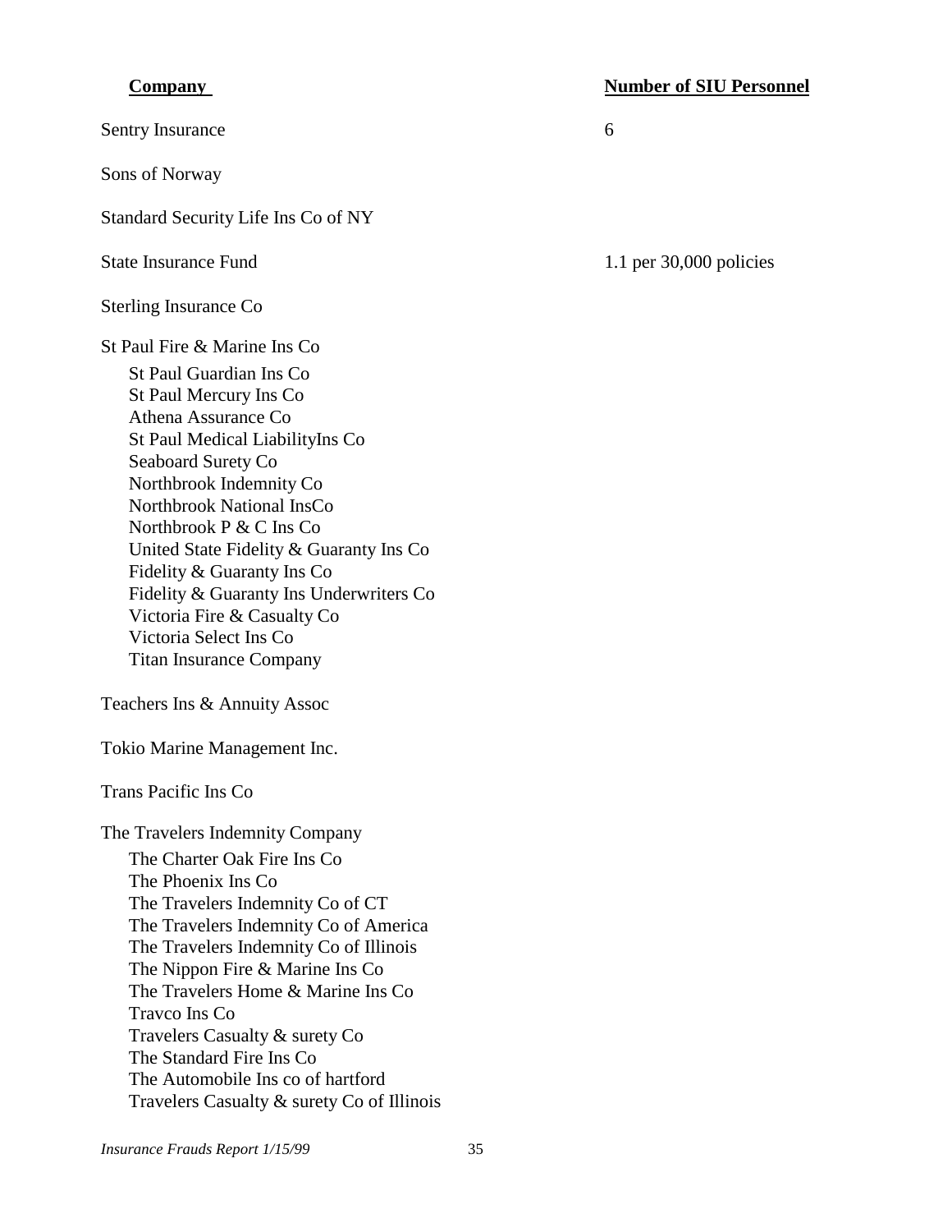| Company | Number of SIU Personnel |
|---|---|
| Sentry Insurance | 6 |
| Sons of Norway | |
| Standard Security Life Ins Co of NY | |
| State Insurance Fund | 1.1 per 30,000 policies |
| Sterling Insurance Co | |
| St Paul Fire & Marine Ins Co<br>St Paul Guardian Ins Co<br>St Paul Mercury Ins Co<br>Athena Assurance Co<br>St Paul Medical LiabilityIns Co<br>Seaboard Surety Co<br>Northbrook Indemnity Co<br>Northbrook National InsCo<br>Northbrook P & C Ins Co<br>United State Fidelity & Guaranty Ins Co<br>Fidelity & Guaranty Ins Co<br>Fidelity & Guaranty Ins Underwriters Co<br>Victoria Fire & Casualty Co<br>Victoria Select Ins Co<br>Titan Insurance Company | |
| Teachers Ins & Annuity Assoc | |
| Tokio Marine Management Inc. | |
| Trans Pacific Ins Co | |
| The Travelers Indemnity Company<br>The Charter Oak Fire Ins Co<br>The Phoenix Ins Co<br>The Travelers Indemnity Co of CT<br>The Travelers Indemnity Co of America<br>The Travelers Indemnity Co of Illinois<br>The Nippon Fire & Marine Ins Co<br>The Travelers Home & Marine Ins Co<br>Travco Ins Co<br>Travelers Casualty & surety Co<br>The Standard Fire Ins Co<br>The Automobile Ins co of hartford<br>Travelers Casualty & surety Co of Illinois | |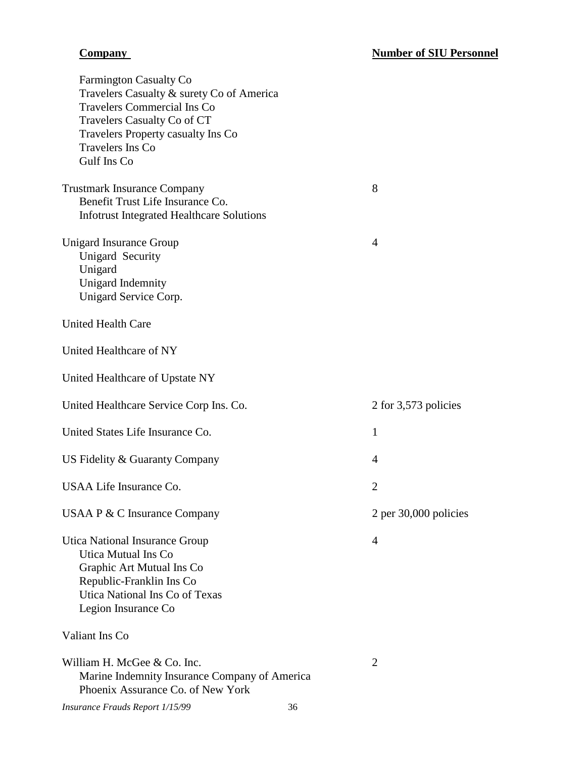| Company | Number of SIU Personnel |
|---|---|
| Farmington Casualty Co | |
| Travelers Casualty & surety Co of America | |
| Travelers Commercial Ins Co | |
| Travelers Casualty Co of CT | |
| Travelers Property casualty Ins Co | |
| Travelers Ins Co | |
| Gulf Ins Co | |
| Trustmark Insurance Company | 8 |
| Benefit Trust Life Insurance Co. | |
| Infotrust Integrated Healthcare Solutions | |
| Unigard Insurance Group | 4 |
| Unigard Security | |
| Unigard | |
| Unigard Indemnity | |
| Unigard Service Corp. | |
| United Health Care | |
| United Healthcare of NY | |
| United Healthcare of Upstate NY | |
| United Healthcare Service Corp Ins. Co. | 2 for 3,573 policies |
| United States Life Insurance Co. | 1 |
| US Fidelity & Guaranty Company | 4 |
| USAA Life Insurance Co. | 2 |
| USAA P & C Insurance Company | 2 per 30,000 policies |
| Utica National Insurance Group | 4 |
| Utica Mutual Ins Co | |
| Graphic Art Mutual Ins Co | |
| Republic-Franklin Ins Co | |
| Utica National Ins Co of Texas | |
| Legion Insurance Co | |
| Valiant Ins Co | |
| William H. McGee & Co. Inc. | 2 |
| Marine Indemnity Insurance Company of America | |
| Phoenix Assurance Co. of New York | |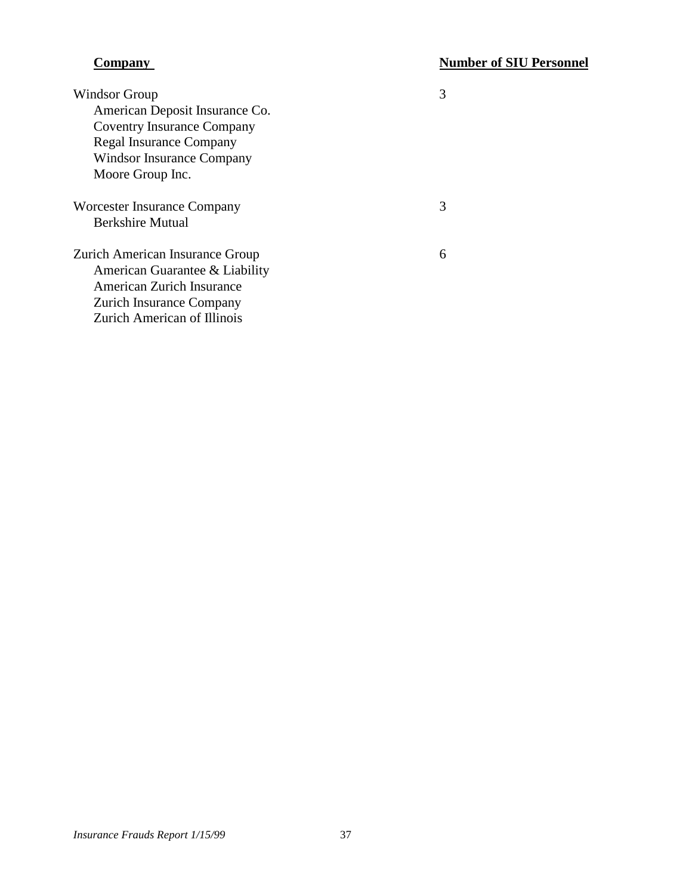| Company | Number of SIU Personnel |
| --- | --- |
| Windsor Group | 3 |
| American Deposit Insurance Co. | |
| Coventry Insurance Company | |
| Regal Insurance Company | |
| Windsor Insurance Company | |
| Moore Group Inc. | |
| Worcester Insurance Company | 3 |
| Berkshire Mutual | |
| Zurich American Insurance Group | 6 |
| American Guarantee & Liability | |
| American Zurich Insurance | |
| Zurich Insurance Company | |
| Zurich American of Illinois | |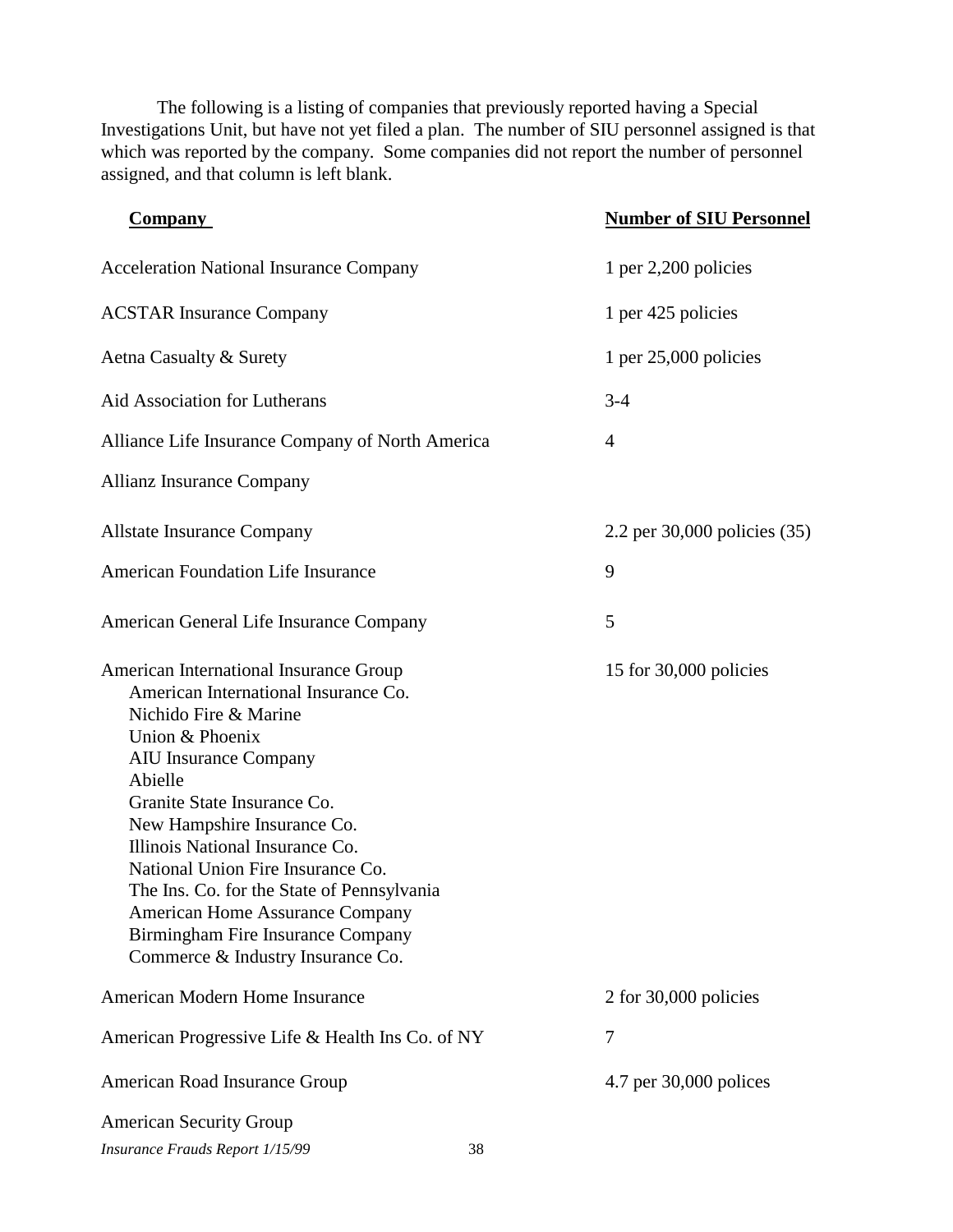The following is a listing of companies that previously reported having a Special Investigations Unit, but have not yet filed a plan. The number of SIU personnel assigned is that which was reported by the company. Some companies did not report the number of personnel assigned, and that column is left blank.

| Company | Number of SIU Personnel |
|---|---|
| Acceleration National Insurance Company | 1 per 2,200 policies |
| ACSTAR Insurance Company | 1 per 425 policies |
| Aetna Casualty & Surety | 1 per 25,000 policies |
| Aid Association for Lutherans | 3-4 |
| Alliance Life Insurance Company of North America | 4 |
| Allianz Insurance Company | |
| Allstate Insurance Company | 2.2 per 30,000 policies (35) |
| American Foundation Life Insurance | 9 |
| American General Life Insurance Company | 5 |
| American International Insurance Group<br>American International Insurance Co.<br>Nichido Fire & Marine<br>Union & Phoenix<br>AIU Insurance Company<br>Abielle<br>Granite State Insurance Co.<br>New Hampshire Insurance Co.<br>Illinois National Insurance Co.<br>National Union Fire Insurance Co.<br>The Ins. Co. for the State of Pennsylvania<br>American Home Assurance Company<br>Birmingham Fire Insurance Company<br>Commerce & Industry Insurance Co. | 15 for 30,000 policies |
| American Modern Home Insurance | 2 for 30,000 policies |
| American Progressive Life & Health Ins Co. of NY | 7 |
| American Road Insurance Group | 4.7 per 30,000 polices |
| American Security Group | |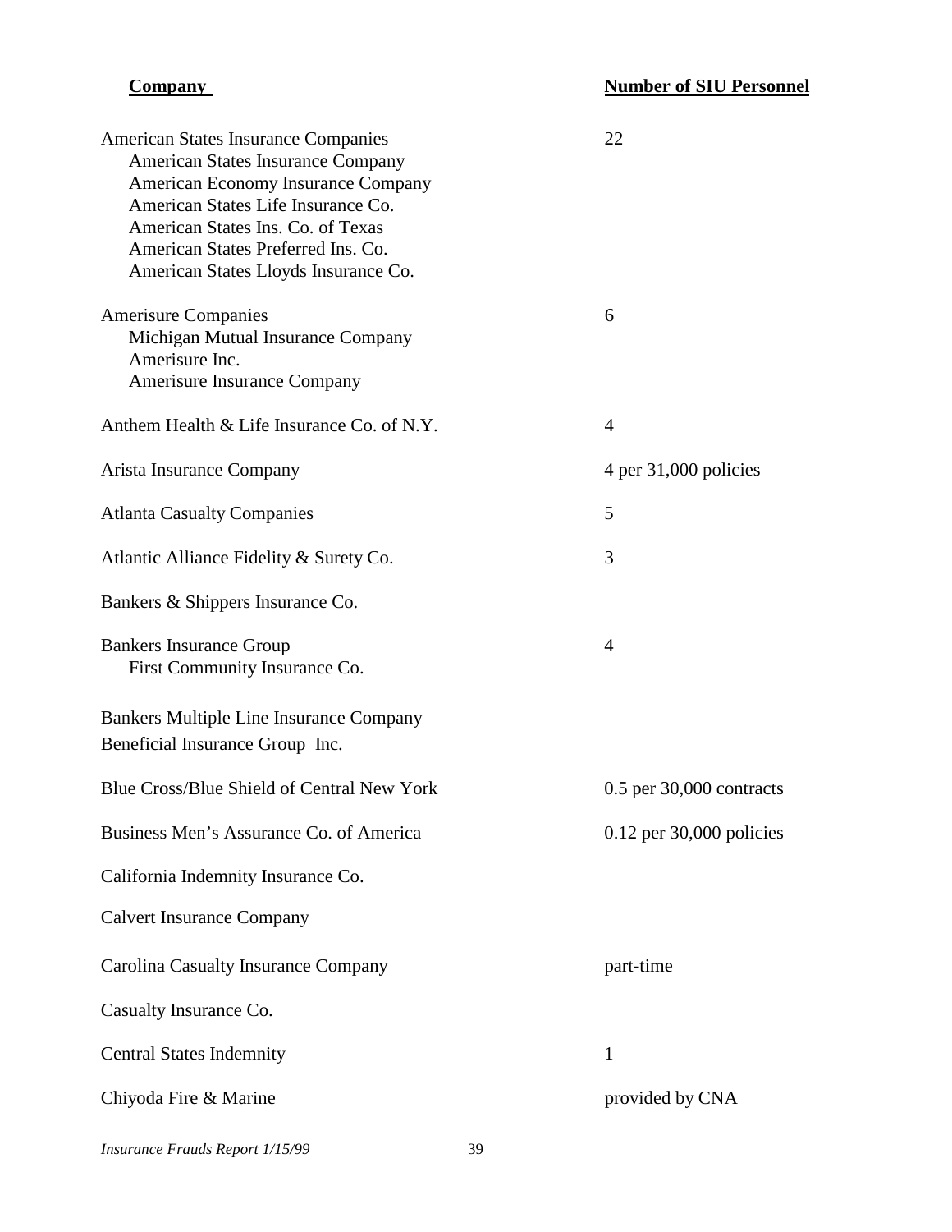| Company | Number of SIU Personnel |
|---|---|
| American States Insurance Companies<br>American States Insurance Company<br>American Economy Insurance Company<br>American States Life Insurance Co.<br>American States Ins. Co. of Texas<br>American States Preferred Ins. Co.<br>American States Lloyds Insurance Co. | 22 |
| Amerisure Companies<br>Michigan Mutual Insurance Company<br>Amerisure Inc.<br>Amerisure Insurance Company | 6 |
| Anthem Health & Life Insurance Co. of N.Y. | 4 |
| Arista Insurance Company | 4 per 31,000 policies |
| Atlanta Casualty Companies | 5 |
| Atlantic Alliance Fidelity & Surety Co. | 3 |
| Bankers & Shippers Insurance Co. | |
| Bankers Insurance Group<br>First Community Insurance Co. | 4 |
| Bankers Multiple Line Insurance Company | |
| Beneficial Insurance Group Inc. | |
| Blue Cross/Blue Shield of Central New York | 0.5 per 30,000 contracts |
| Business Men's Assurance Co. of America | 0.12 per 30,000 policies |
| California Indemnity Insurance Co. | |
| Calvert Insurance Company | |
| Carolina Casualty Insurance Company | part-time |
| Casualty Insurance Co. | |
| Central States Indemnity | 1 |
| Chiyoda Fire & Marine | provided by CNA |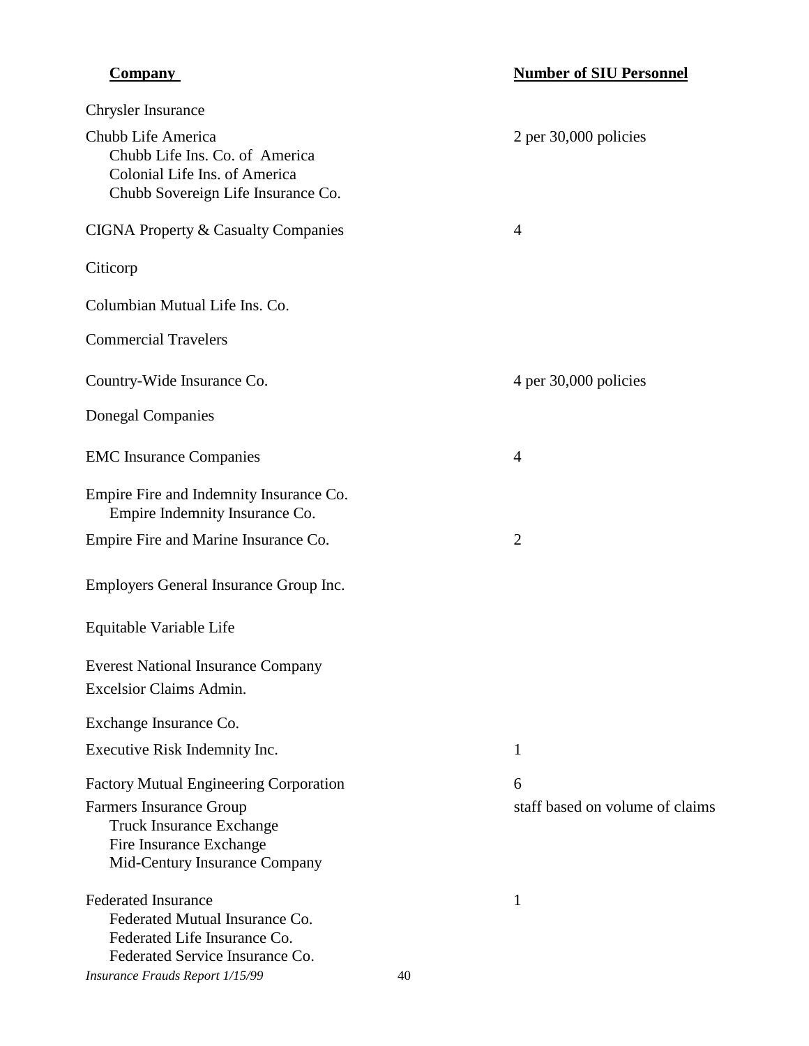| Company | Number of SIU Personnel |
|---|---|
| Chrysler Insurance | |
| Chubb Life America<br>Chubb Life Ins. Co. of America<br>Colonial Life Ins. of America<br>Chubb Sovereign Life Insurance Co. | 2 per 30,000 policies |
| CIGNA Property & Casualty Companies | 4 |
| Citicorp | |
| Columbian Mutual Life Ins. Co. | |
| Commercial Travelers | |
| Country-Wide Insurance Co. | 4 per 30,000 policies |
| Donegal Companies | |
| EMC Insurance Companies | 4 |
| Empire Fire and Indemnity Insurance Co.<br>Empire Indemnity Insurance Co. | |
| Empire Fire and Marine Insurance Co. | 2 |
| Employers General Insurance Group Inc. | |
| Equitable Variable Life | |
| Everest National Insurance Company | |
| Excelsior Claims Admin. | |
| Exchange Insurance Co. | |
| Executive Risk Indemnity Inc. | 1 |
| Factory Mutual Engineering Corporation | 6 |
| Farmers Insurance Group<br>Truck Insurance Exchange<br>Fire Insurance Exchange<br>Mid-Century Insurance Company | staff based on volume of claims |
| Federated Insurance<br>Federated Mutual Insurance Co.<br>Federated Life Insurance Co.<br>Federated Service Insurance Co. | 1 |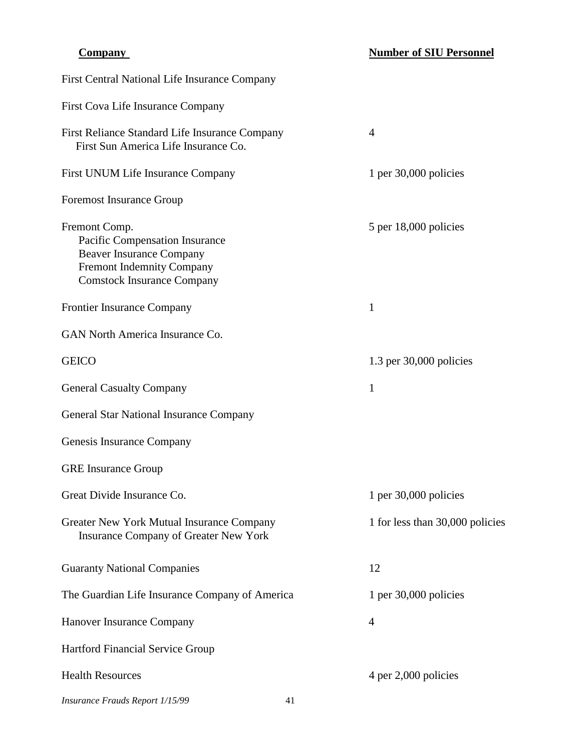| Company | Number of SIU Personnel |
| --- | --- |
| First Central National Life Insurance Company | |
| First Cova Life Insurance Company | |
| First Reliance Standard Life Insurance Company<br>First Sun America Life Insurance Co. | 4 |
| First UNUM Life Insurance Company | 1 per 30,000 policies |
| Foremost Insurance Group | |
| Fremont Comp.<br>Pacific Compensation Insurance<br>Beaver Insurance Company<br>Fremont Indemnity Company<br>Comstock Insurance Company | 5 per 18,000 policies |
| Frontier Insurance Company | 1 |
| GAN North America Insurance Co. | |
| GEICO | 1.3 per 30,000 policies |
| General Casualty Company | 1 |
| General Star National Insurance Company | |
| Genesis Insurance Company | |
| GRE Insurance Group | |
| Great Divide Insurance Co. | 1 per 30,000 policies |
| Greater New York Mutual Insurance Company<br>Insurance Company of Greater New York | 1 for less than 30,000 policies |
| Guaranty National Companies | 12 |
| The Guardian Life Insurance Company of America | 1 per 30,000 policies |
| Hanover Insurance Company | 4 |
| Hartford Financial Service Group | |
| Health Resources | 4 per 2,000 policies |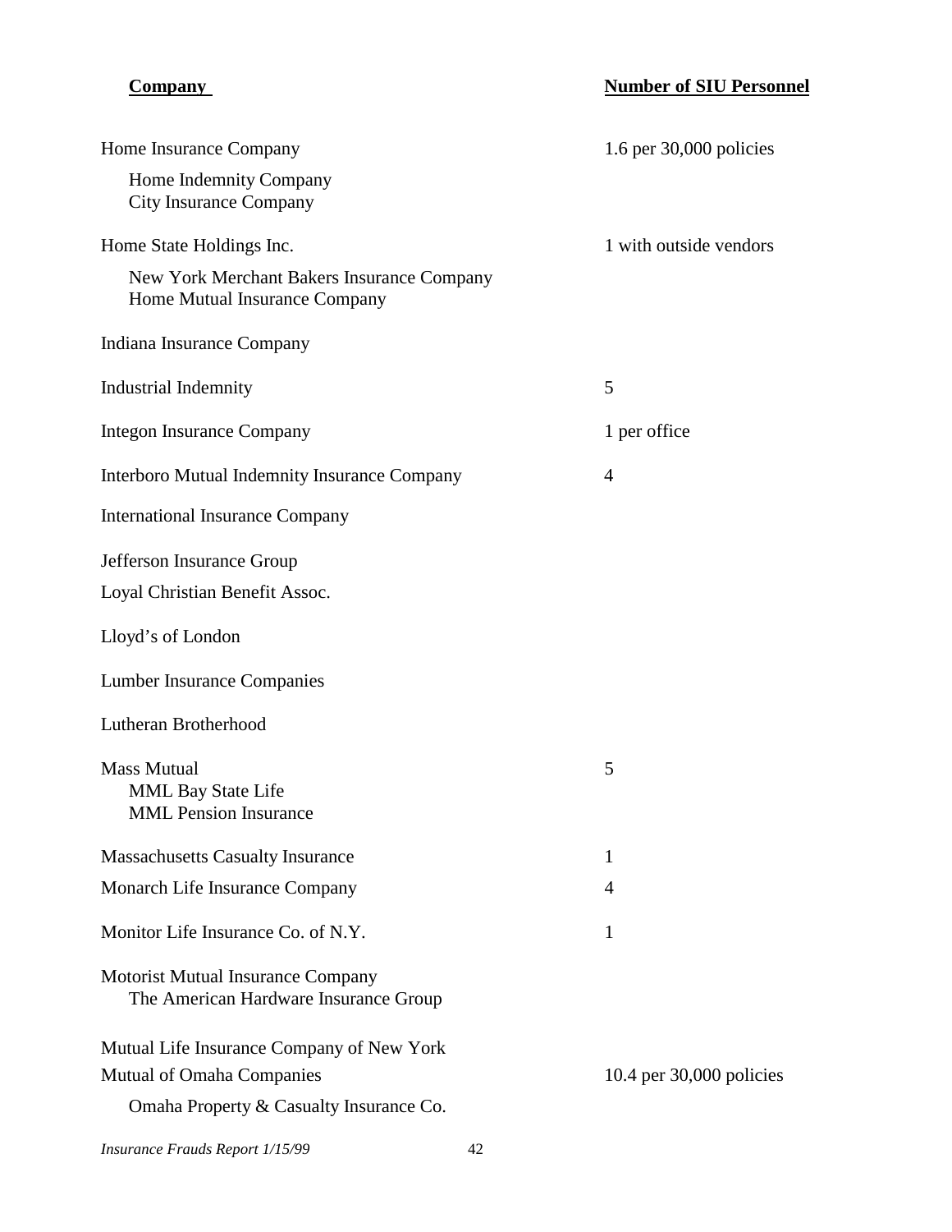| Company | Number of SIU Personnel |
|---|---|
| Home Insurance Company<br>Home Indemnity Company<br>City Insurance Company | 1.6 per 30,000 policies |
| Home State Holdings Inc.<br>New York Merchant Bakers Insurance Company<br>Home Mutual Insurance Company | 1 with outside vendors |
| Indiana Insurance Company | |
| Industrial Indemnity | 5 |
| Integon Insurance Company | 1 per office |
| Interboro Mutual Indemnity Insurance Company | 4 |
| International Insurance Company | |
| Jefferson Insurance Group | |
| Loyal Christian Benefit Assoc. | |
| Lloyd's of London | |
| Lumber Insurance Companies | |
| Lutheran Brotherhood | |
| Mass Mutual<br>MML Bay State Life<br>MML Pension Insurance | 5 |
| Massachusetts Casualty Insurance | 1 |
| Monarch Life Insurance Company | 4 |
| Monitor Life Insurance Co. of N.Y. | 1 |
| Motorist Mutual Insurance Company<br>The American Hardware Insurance Group | |
| Mutual Life Insurance Company of New York | |
| Mutual of Omaha Companies<br>Omaha Property & Casualty Insurance Co. | 10.4 per 30,000 policies |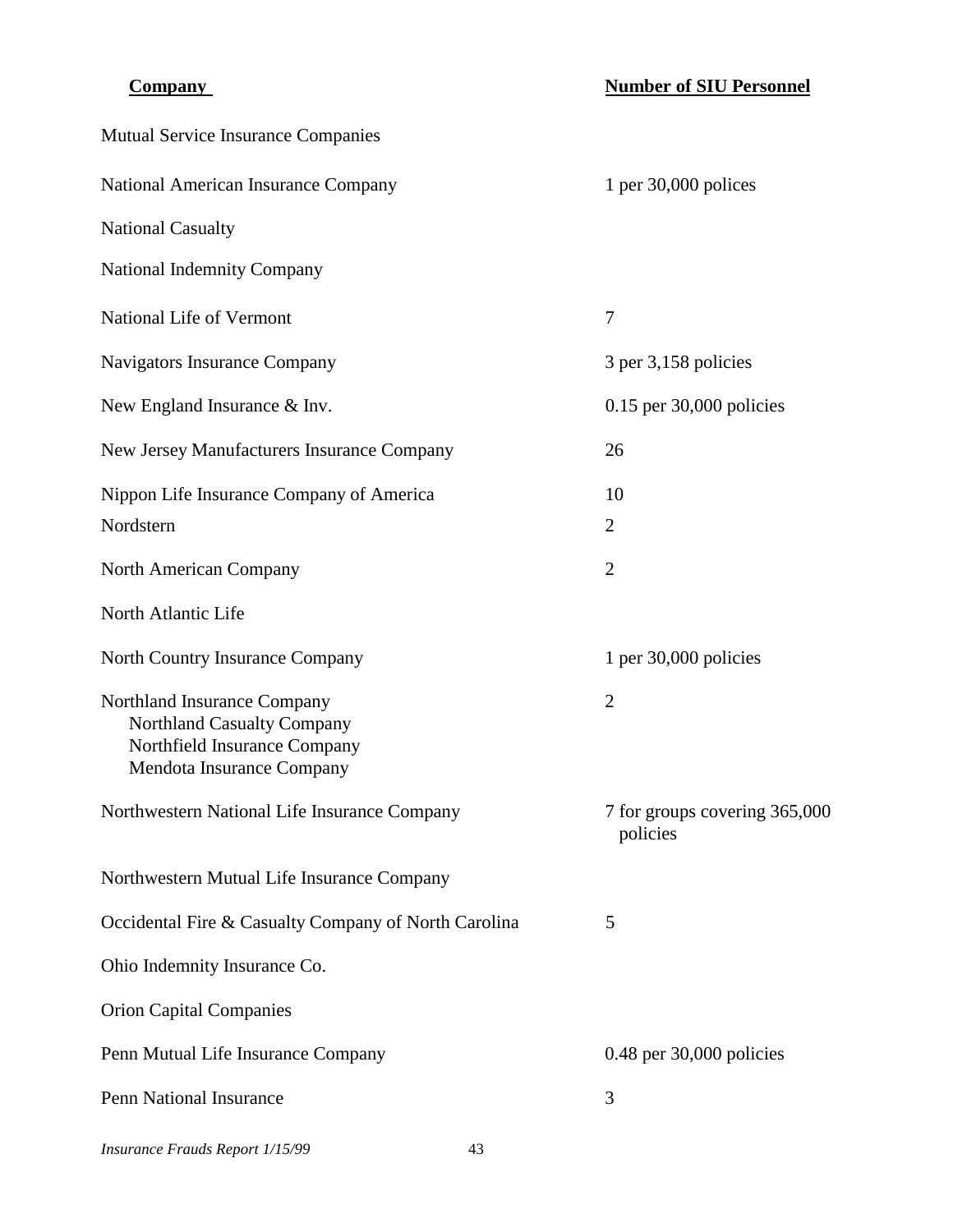| Company | Number of SIU Personnel |
| --- | --- |
| Mutual Service Insurance Companies | |
| National American Insurance Company | 1 per 30,000 polices |
| National Casualty | |
| National Indemnity Company | |
| National Life of Vermont | 7 |
| Navigators Insurance Company | 3 per 3,158 policies |
| New England Insurance & Inv. | 0.15 per 30,000 policies |
| New Jersey Manufacturers Insurance Company | 26 |
| Nippon Life Insurance Company of America | 10 |
| Nordstern | 2 |
| North American Company | 2 |
| North Atlantic Life | |
| North Country Insurance Company | 1 per 30,000 policies |
| Northland Insurance Company<br>Northland Casualty Company<br>Northfield Insurance Company<br>Mendota Insurance Company | 2 |
| Northwestern National Life Insurance Company | 7 for groups covering 365,000 policies |
| Northwestern Mutual Life Insurance Company | |
| Occidental Fire & Casualty Company of North Carolina | 5 |
| Ohio Indemnity Insurance Co. | |
| Orion Capital Companies | |
| Penn Mutual Life Insurance Company | 0.48 per 30,000 policies |
| Penn National Insurance | 3 |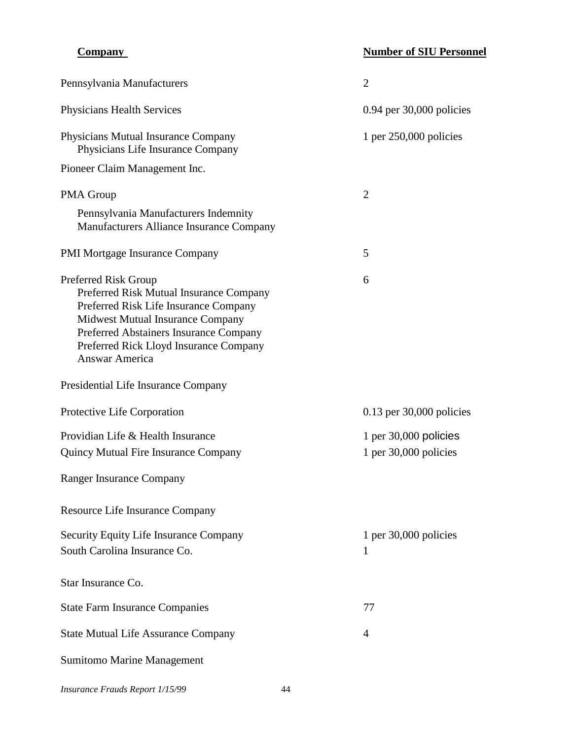| Company | Number of SIU Personnel |
|---|---|
| Pennsylvania Manufacturers | 2 |
| Physicians Health Services | 0.94 per 30,000 policies |
| Physicians Mutual Insurance Company<br>Physicians Life Insurance Company | 1 per 250,000 policies |
| Pioneer Claim Management Inc. | |
| PMA Group<br>Pennsylvania Manufacturers Indemnity<br>Manufacturers Alliance Insurance Company | 2 |
| PMI Mortgage Insurance Company | 5 |
| Preferred Risk Group<br>Preferred Risk Mutual Insurance Company<br>Preferred Risk Life Insurance Company<br>Midwest Mutual Insurance Company<br>Preferred Abstainers Insurance Company<br>Preferred Rick Lloyd Insurance Company<br>Answar America | 6 |
| Presidential Life Insurance Company | |
| Protective Life Corporation | 0.13 per 30,000 policies |
| Providian Life & Health Insurance | 1 per 30,000 policies |
| Quincy Mutual Fire Insurance Company | 1 per 30,000 policies |
| Ranger Insurance Company | |
| Resource Life Insurance Company | |
| Security Equity Life Insurance Company | 1 per 30,000 policies |
| South Carolina Insurance Co. | 1 |
| Star Insurance Co. | |
| State Farm Insurance Companies | 77 |
| State Mutual Life Assurance Company | 4 |
| Sumitomo Marine Management | |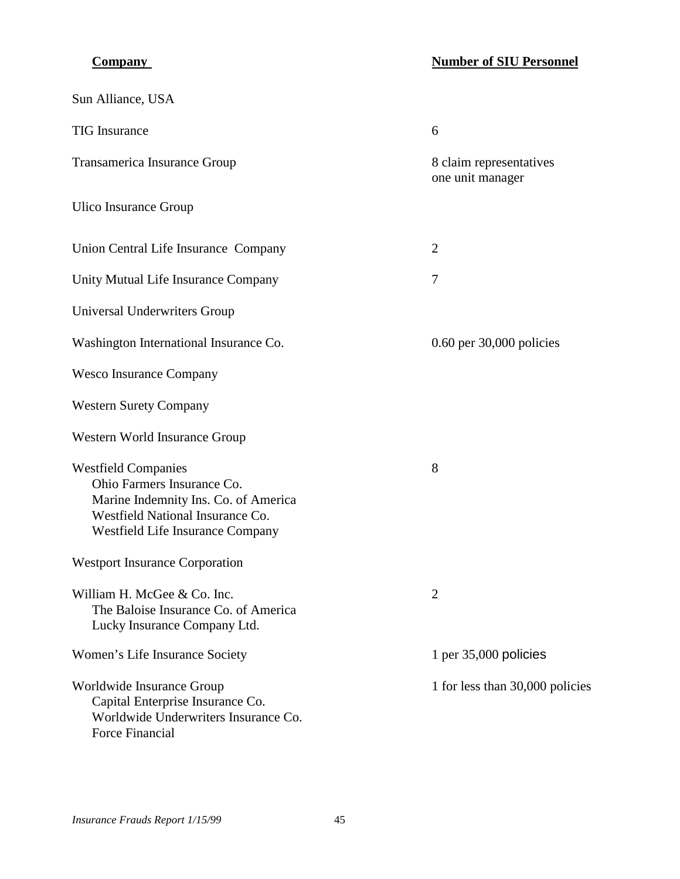| Company | Number of SIU Personnel |
|---|---|
| Sun Alliance, USA | |
| TIG Insurance | 6 |
| Transamerica Insurance Group | 8 claim representatives<br>one unit manager |
| Ulico Insurance Group | |
| Union Central Life Insurance Company | 2 |
| Unity Mutual Life Insurance Company | 7 |
| Universal Underwriters Group | |
| Washington International Insurance Co. | 0.60 per 30,000 policies |
| Wesco Insurance Company | |
| Western Surety Company | |
| Western World Insurance Group | |
| Westfield Companies<br>Ohio Farmers Insurance Co.<br>Marine Indemnity Ins. Co. of America<br>Westfield National Insurance Co.<br>Westfield Life Insurance Company | 8 |
| Westport Insurance Corporation | |
| William H. McGee & Co. Inc.<br>The Baloise Insurance Co. of America<br>Lucky Insurance Company Ltd. | 2 |
| Women's Life Insurance Society | 1 per 35,000 policies |
| Worldwide Insurance Group<br>Capital Enterprise Insurance Co.<br>Worldwide Underwriters Insurance Co.<br>Force Financial | 1 for less than 30,000 policies |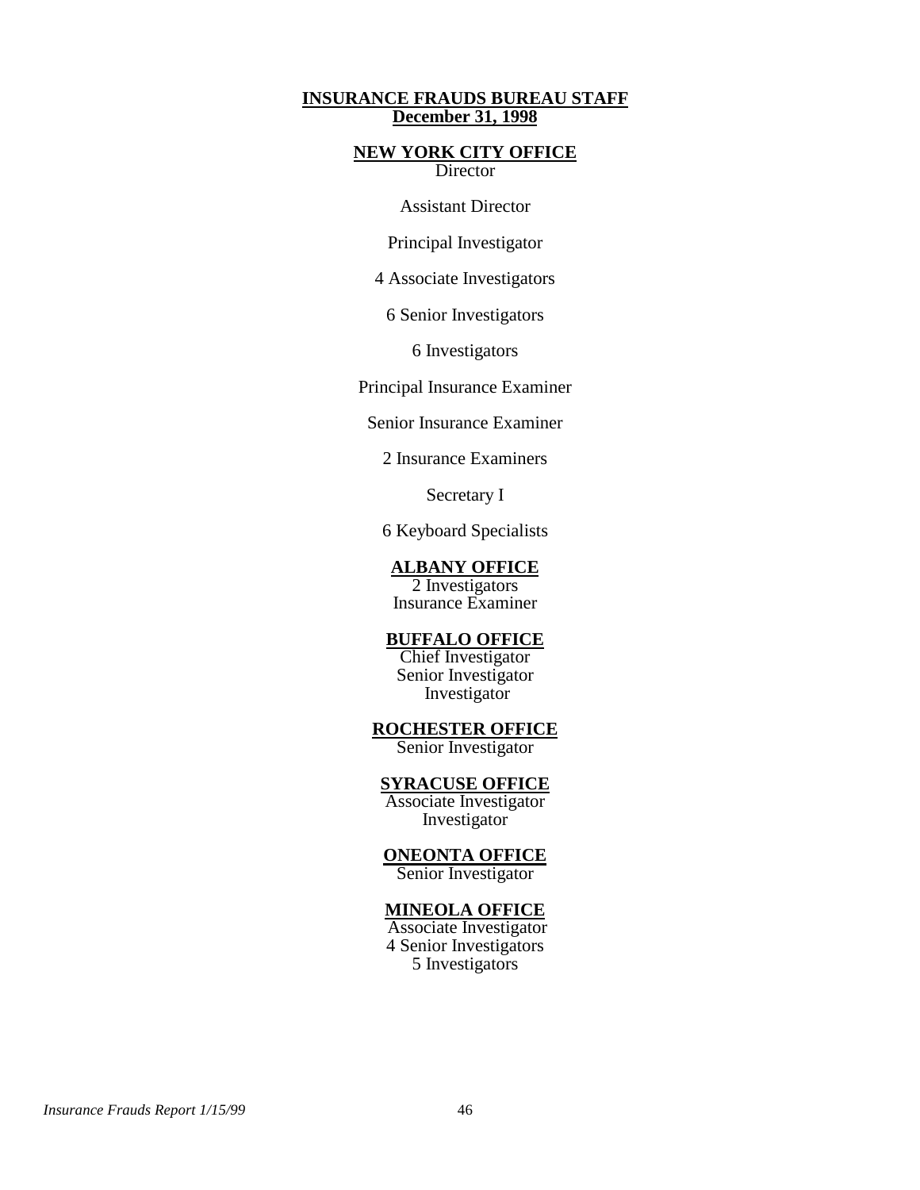# INSURANCE FRAUDS BUREAU STAFF
## December 31, 1998

### NEW YORK CITY OFFICE

Director

Assistant Director

Principal Investigator

4 Associate Investigators

6 Senior Investigators

6 Investigators

Principal Insurance Examiner

Senior Insurance Examiner

2 Insurance Examiners

Secretary I

6 Keyboard Specialists

### ALBANY OFFICE

2 Investigators
Insurance Examiner

### BUFFALO OFFICE

Chief Investigator
Senior Investigator
Investigator

### ROCHESTER OFFICE

Senior Investigator

### SYRACUSE OFFICE

Associate Investigator
Investigator

### ONEONTA OFFICE

Senior Investigator

### MINEOLA OFFICE

Associate Investigator
4 Senior Investigators
5 Investigators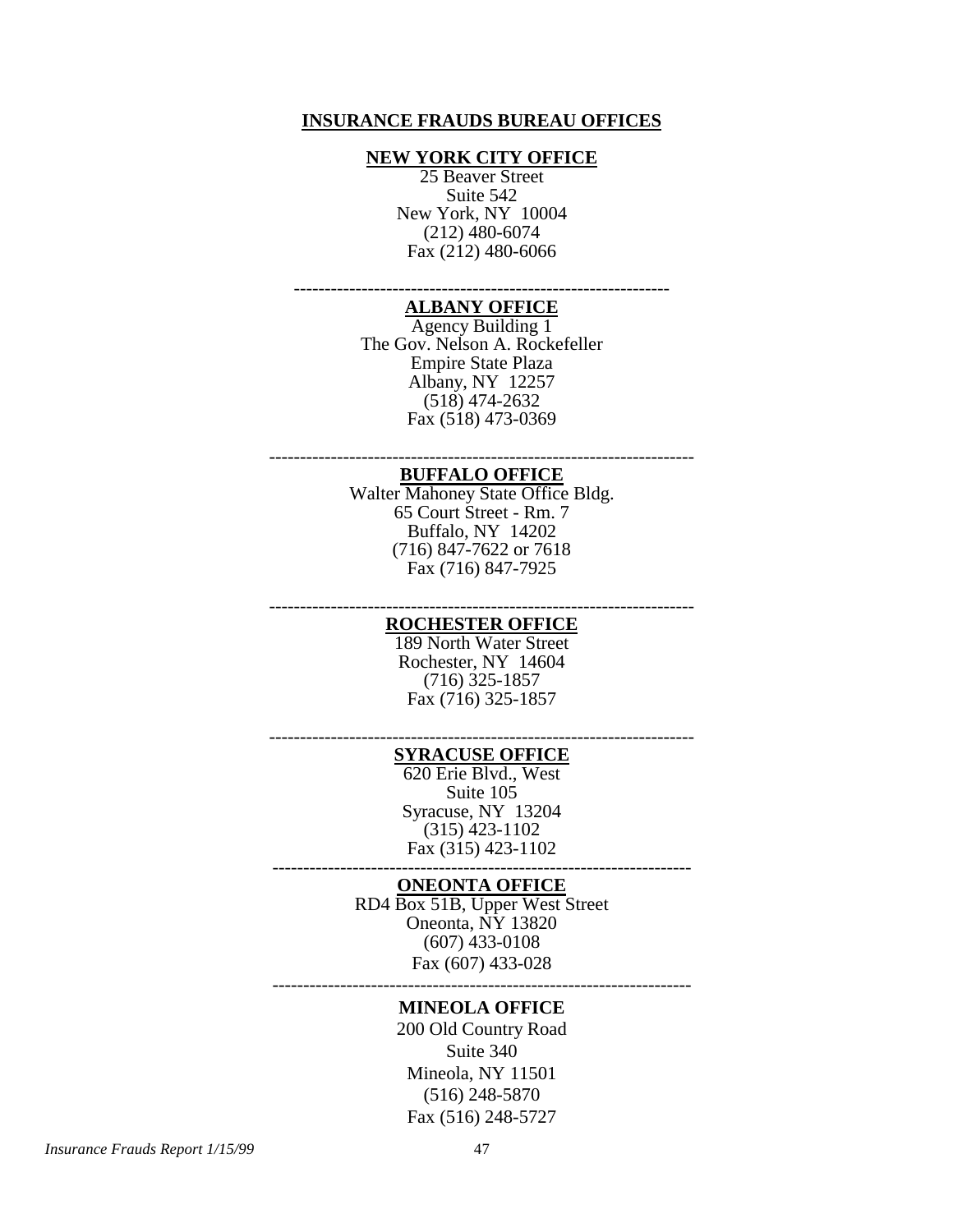# INSURANCE FRAUDS BUREAU OFFICES

## NEW YORK CITY OFFICE

25 Beaver Street
Suite 542
New York, NY 10004
(212) 480-6074
Fax (212) 480-6066

---

## ALBANY OFFICE

Agency Building 1
The Gov. Nelson A. Rockefeller
Empire State Plaza
Albany, NY 12257
(518) 474-2632
Fax (518) 473-0369

---

## BUFFALO OFFICE

Walter Mahoney State Office Bldg.
65 Court Street - Rm. 7
Buffalo, NY 14202
(716) 847-7622 or 7618
Fax (716) 847-7925

---

## ROCHESTER OFFICE

189 North Water Street
Rochester, NY 14604
(716) 325-1857
Fax (716) 325-1857

---

## SYRACUSE OFFICE

620 Erie Blvd., West
Suite 105
Syracuse, NY 13204
(315) 423-1102
Fax (315) 423-1102

---

## ONEONTA OFFICE

RD4 Box 51B, Upper West Street
Oneonta, NY 13820
(607) 433-0108
Fax (607) 433-028

---

## MINEOLA OFFICE

200 Old Country Road
Suite 340
Mineola, NY 11501
(516) 248-5870
Fax (516) 248-5727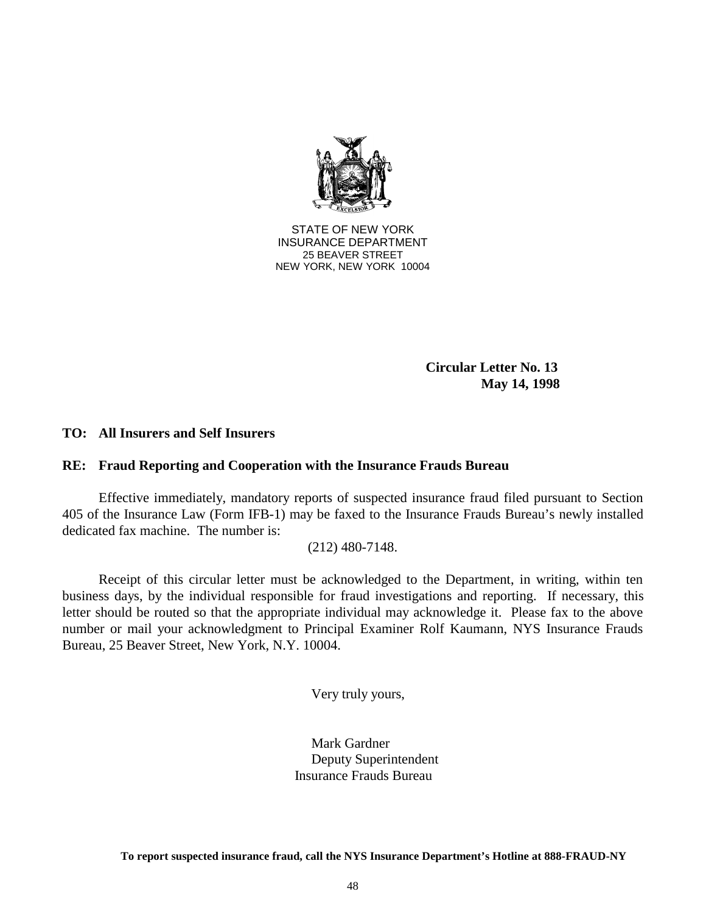STATE OF NEW YORK
INSURANCE DEPARTMENT
25 BEAVER STREET
NEW YORK, NEW YORK 10004

**Circular Letter No. 13**
**May 14, 1998**

**TO: All Insurers and Self Insurers**

**RE: Fraud Reporting and Cooperation with the Insurance Frauds Bureau**

Effective immediately, mandatory reports of suspected insurance fraud filed pursuant to Section 405 of the Insurance Law (Form IFB-1) may be faxed to the Insurance Frauds Bureau's newly installed dedicated fax machine. The number is:

(212) 480-7148.

Receipt of this circular letter must be acknowledged to the Department, in writing, within ten business days, by the individual responsible for fraud investigations and reporting. If necessary, this letter should be routed so that the appropriate individual may acknowledge it. Please fax to the above number or mail your acknowledgment to Principal Examiner Rolf Kaumann, NYS Insurance Frauds Bureau, 25 Beaver Street, New York, N.Y. 10004.

Very truly yours,

Mark Gardner
Deputy Superintendent
Insurance Frauds Bureau

**To report suspected insurance fraud, call the NYS Insurance Department's Hotline at 888-FRAUD-NY**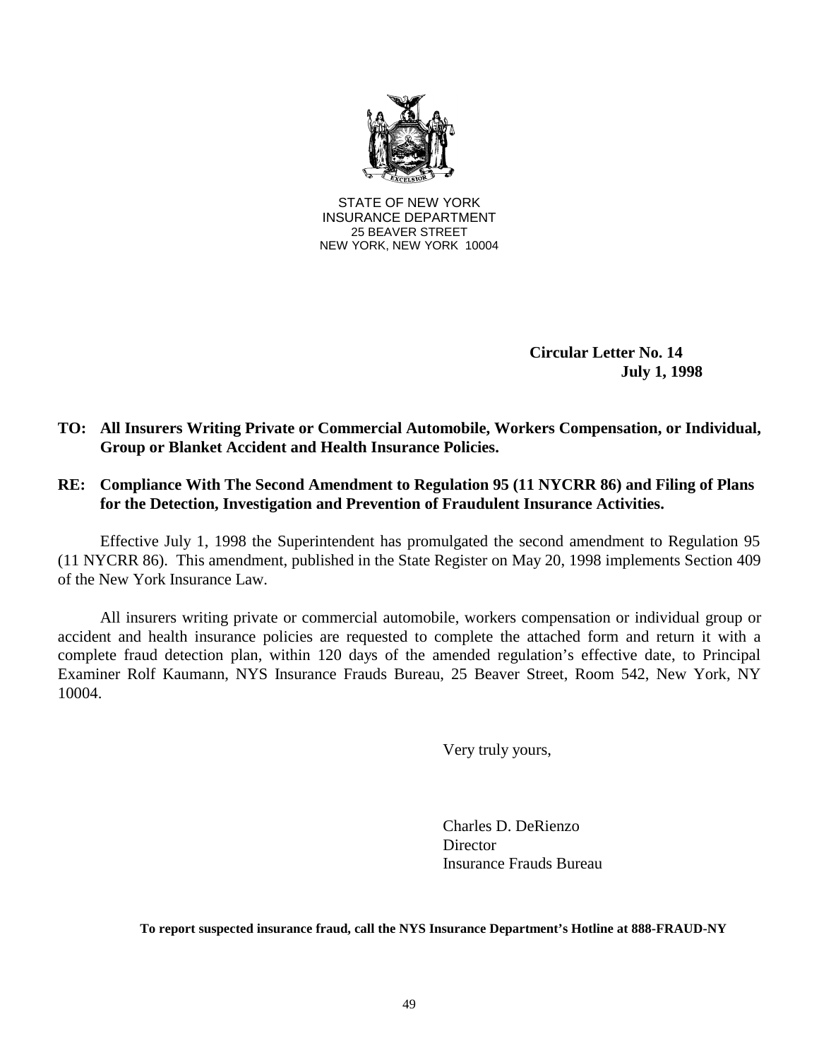STATE OF NEW YORK
INSURANCE DEPARTMENT
25 BEAVER STREET
NEW YORK, NEW YORK 10004

**Circular Letter No. 14**
**July 1, 1998**

**TO: All Insurers Writing Private or Commercial Automobile, Workers Compensation, or Individual, Group or Blanket Accident and Health Insurance Policies.**

**RE: Compliance With The Second Amendment to Regulation 95 (11 NYCRR 86) and Filing of Plans for the Detection, Investigation and Prevention of Fraudulent Insurance Activities.**

Effective July 1, 1998 the Superintendent has promulgated the second amendment to Regulation 95 (11 NYCRR 86). This amendment, published in the State Register on May 20, 1998 implements Section 409 of the New York Insurance Law.

All insurers writing private or commercial automobile, workers compensation or individual group or accident and health insurance policies are requested to complete the attached form and return it with a complete fraud detection plan, within 120 days of the amended regulation's effective date, to Principal Examiner Rolf Kaumann, NYS Insurance Frauds Bureau, 25 Beaver Street, Room 542, New York, NY 10004.

Very truly yours,

Charles D. DeRienzo
Director
Insurance Frauds Bureau

**To report suspected insurance fraud, call the NYS Insurance Department's Hotline at 888-FRAUD-NY**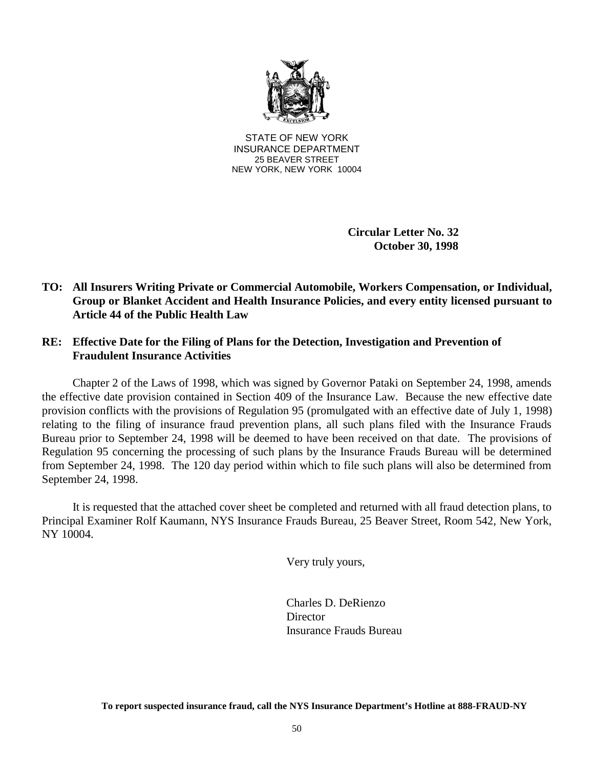STATE OF NEW YORK
INSURANCE DEPARTMENT
25 BEAVER STREET
NEW YORK, NEW YORK 10004

**Circular Letter No. 32**
**October 30, 1998**

**TO: All Insurers Writing Private or Commercial Automobile, Workers Compensation, or Individual, Group or Blanket Accident and Health Insurance Policies, and every entity licensed pursuant to Article 44 of the Public Health Law**

**RE: Effective Date for the Filing of Plans for the Detection, Investigation and Prevention of Fraudulent Insurance Activities**

Chapter 2 of the Laws of 1998, which was signed by Governor Pataki on September 24, 1998, amends the effective date provision contained in Section 409 of the Insurance Law. Because the new effective date provision conflicts with the provisions of Regulation 95 (promulgated with an effective date of July 1, 1998) relating to the filing of insurance fraud prevention plans, all such plans filed with the Insurance Frauds Bureau prior to September 24, 1998 will be deemed to have been received on that date. The provisions of Regulation 95 concerning the processing of such plans by the Insurance Frauds Bureau will be determined from September 24, 1998. The 120 day period within which to file such plans will also be determined from September 24, 1998.

It is requested that the attached cover sheet be completed and returned with all fraud detection plans, to Principal Examiner Rolf Kaumann, NYS Insurance Frauds Bureau, 25 Beaver Street, Room 542, New York, NY 10004.

Very truly yours,

Charles D. DeRienzo
Director
Insurance Frauds Bureau

**To report suspected insurance fraud, call the NYS Insurance Department's Hotline at 888-FRAUD-NY**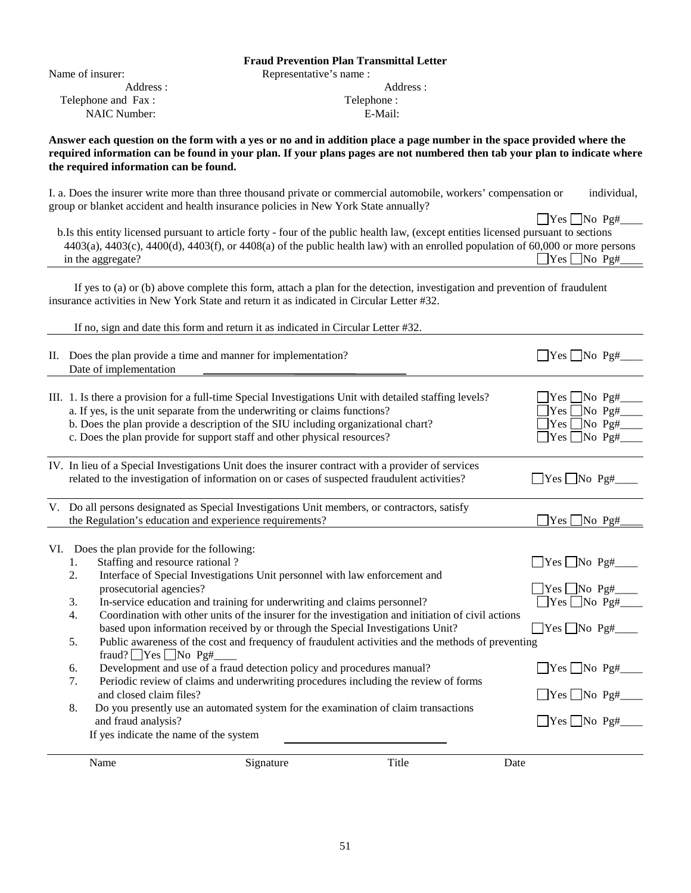**Fraud Prevention Plan Transmittal Letter**

Name of insurer: Representative's name :

Address : Address :

Telephone and Fax : Telephone :

NAIC Number: E-Mail:

**Answer each question on the form with a yes or no and in addition place a page number in the space provided where the required information can be found in your plan. If your plans pages are not numbered then tab your plan to indicate where the required information can be found.**

I. a. Does the insurer write more than three thousand private or commercial automobile, workers' compensation or individual, group or blanket accident and health insurance policies in New York State annually? ☐Yes ☐No Pg#____

b. Is this entity licensed pursuant to article forty - four of the public health law, (except entities licensed pursuant to sections 4403(a), 4403(c), 4400(d), 4403(f), or 4408(a) of the public health law) with an enrolled population of 60,000 or more persons in the aggregate? ☐Yes ☐No Pg#____

If yes to (a) or (b) above complete this form, attach a plan for the detection, investigation and prevention of fraudulent insurance activities in New York State and return it as indicated in Circular Letter #32.

If no, sign and date this form and return it as indicated in Circular Letter #32.

II. Does the plan provide a time and manner for implementation? ☐Yes ☐No Pg#____
Date of implementation ______________________________

III. 1. Is there a provision for a full-time Special Investigations Unit with detailed staffing levels? ☐Yes ☐No Pg#____
a. If yes, is the unit separate from the underwriting or claims functions? ☐Yes ☐No Pg#____
b. Does the plan provide a description of the SIU including organizational chart? ☐Yes ☐No Pg#____
c. Does the plan provide for support staff and other physical resources? ☐Yes ☐No Pg#____

IV. In lieu of a Special Investigations Unit does the insurer contract with a provider of services related to the investigation of information on or cases of suspected fraudulent activities? ☐Yes ☐No Pg#____

V. Do all persons designated as Special Investigations Unit members, or contractors, satisfy the Regulation's education and experience requirements? ☐Yes ☐No Pg#____

VI. Does the plan provide for the following:

1. Staffing and resource rational ? ☐Yes ☐No Pg#____
2. Interface of Special Investigations Unit personnel with law enforcement and prosecutorial agencies? ☐Yes ☐No Pg#____
3. In-service education and training for underwriting and claims personnel? ☐Yes ☐No Pg#____
4. Coordination with other units of the insurer for the investigation and initiation of civil actions based upon information received by or through the Special Investigations Unit? ☐Yes ☐No Pg#____
5. Public awareness of the cost and frequency of fraudulent activities and the methods of preventing fraud? ☐Yes ☐No Pg#____
6. Development and use of a fraud detection policy and procedures manual? ☐Yes ☐No Pg#____
7. Periodic review of claims and underwriting procedures including the review of forms and closed claim files? ☐Yes ☐No Pg#____
8. Do you presently use an automated system for the examination of claim transactions and fraud analysis? ☐Yes ☐No Pg#____
If yes indicate the name of the system ______________________________

Name Signature Title Date